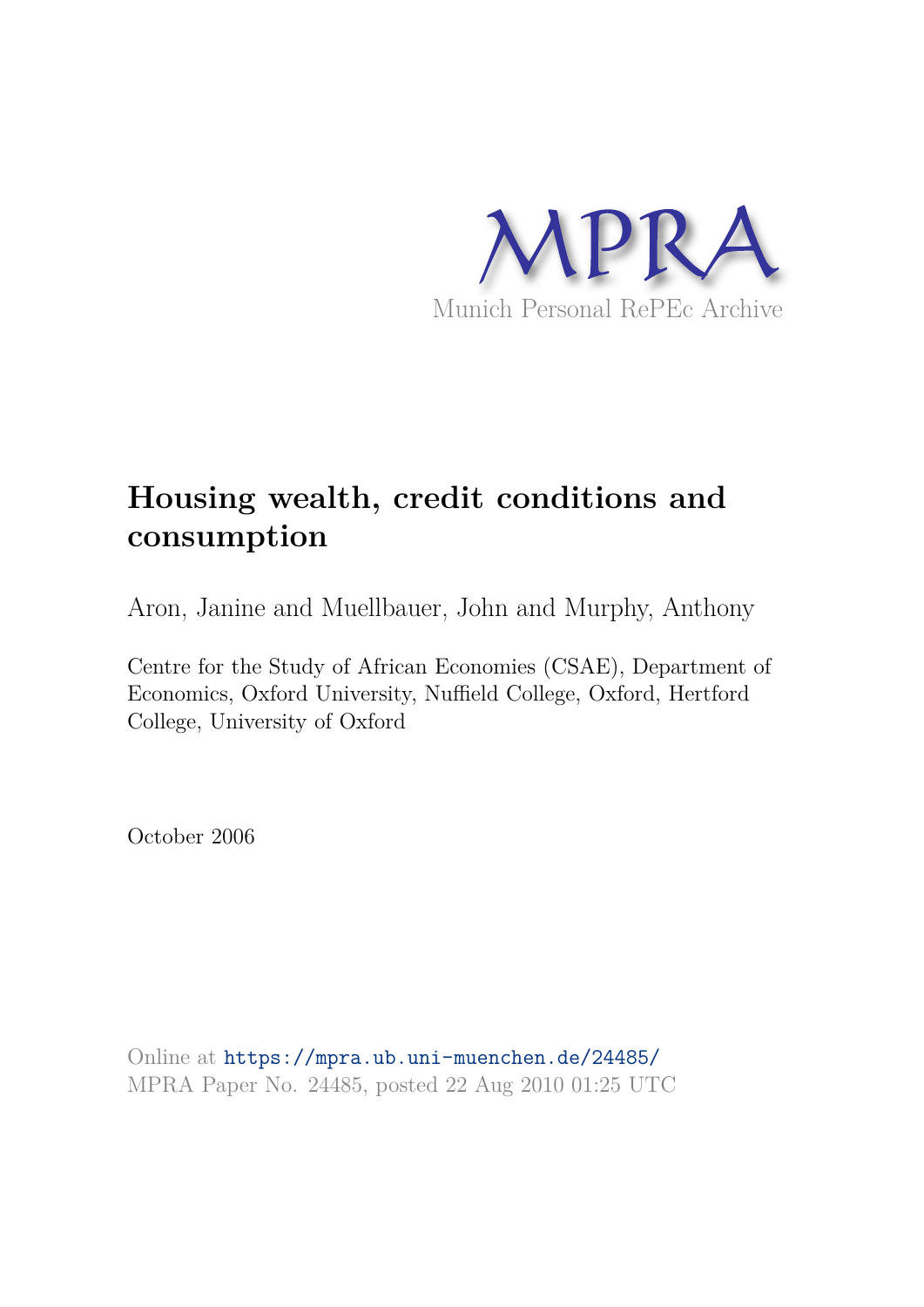MPRA

Munich Personal RePEc Archive

# Housing wealth, credit conditions and consumption

Aron, Janine and Muellbauer, John and Murphy, Anthony

Centre for the Study of African Economies (CSAE), Department of Economics, Oxford University, Nuffield College, Oxford, Hertford College, University of Oxford

October 2006

Online at https://mpra.ub.uni-muenchen.de/24485/
MPRA Paper No. 24485, posted 22 Aug 2010 01:25 UTC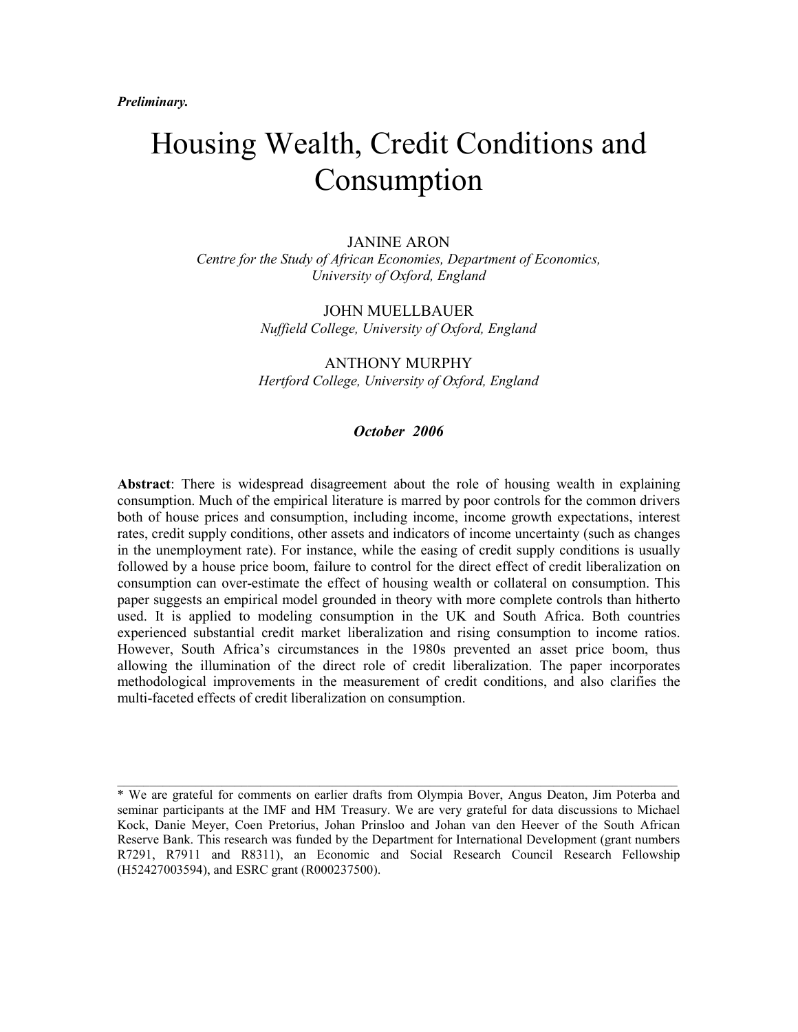*Preliminary.*

# Housing Wealth, Credit Conditions and Consumption

JANINE ARON
*Centre for the Study of African Economies, Department of Economics, University of Oxford, England*

JOHN MUELLBAUER
*Nuffield College, University of Oxford, England*

ANTHONY MURPHY
*Hertford College, University of Oxford, England*

***October 2006***

**Abstract**: There is widespread disagreement about the role of housing wealth in explaining consumption. Much of the empirical literature is marred by poor controls for the common drivers both of house prices and consumption, including income, income growth expectations, interest rates, credit supply conditions, other assets and indicators of income uncertainty (such as changes in the unemployment rate). For instance, while the easing of credit supply conditions is usually followed by a house price boom, failure to control for the direct effect of credit liberalization on consumption can over-estimate the effect of housing wealth or collateral on consumption. This paper suggests an empirical model grounded in theory with more complete controls than hitherto used. It is applied to modeling consumption in the UK and South Africa. Both countries experienced substantial credit market liberalization and rising consumption to income ratios. However, South Africa's circumstances in the 1980s prevented an asset price boom, thus allowing the illumination of the direct role of credit liberalization. The paper incorporates methodological improvements in the measurement of credit conditions, and also clarifies the multi-faceted effects of credit liberalization on consumption.

---

\* We are grateful for comments on earlier drafts from Olympia Bover, Angus Deaton, Jim Poterba and seminar participants at the IMF and HM Treasury. We are very grateful for data discussions to Michael Kock, Danie Meyer, Coen Pretorius, Johan Prinsloo and Johan van den Heever of the South African Reserve Bank. This research was funded by the Department for International Development (grant numbers R7291, R7911 and R8311), an Economic and Social Research Council Research Fellowship (H52427003594), and ESRC grant (R000237500).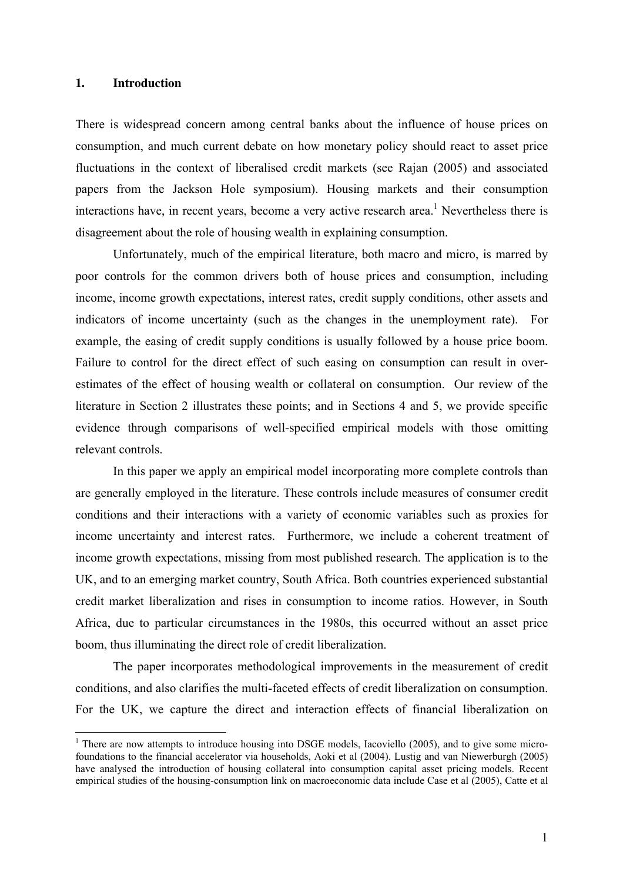## 1. Introduction

There is widespread concern among central banks about the influence of house prices on consumption, and much current debate on how monetary policy should react to asset price fluctuations in the context of liberalised credit markets (see Rajan (2005) and associated papers from the Jackson Hole symposium). Housing markets and their consumption interactions have, in recent years, become a very active research area.[1] Nevertheless there is disagreement about the role of housing wealth in explaining consumption.

Unfortunately, much of the empirical literature, both macro and micro, is marred by poor controls for the common drivers both of house prices and consumption, including income, income growth expectations, interest rates, credit supply conditions, other assets and indicators of income uncertainty (such as the changes in the unemployment rate). For example, the easing of credit supply conditions is usually followed by a house price boom. Failure to control for the direct effect of such easing on consumption can result in over-estimates of the effect of housing wealth or collateral on consumption. Our review of the literature in Section 2 illustrates these points; and in Sections 4 and 5, we provide specific evidence through comparisons of well-specified empirical models with those omitting relevant controls.

In this paper we apply an empirical model incorporating more complete controls than are generally employed in the literature. These controls include measures of consumer credit conditions and their interactions with a variety of economic variables such as proxies for income uncertainty and interest rates. Furthermore, we include a coherent treatment of income growth expectations, missing from most published research. The application is to the UK, and to an emerging market country, South Africa. Both countries experienced substantial credit market liberalization and rises in consumption to income ratios. However, in South Africa, due to particular circumstances in the 1980s, this occurred without an asset price boom, thus illuminating the direct role of credit liberalization.

The paper incorporates methodological improvements in the measurement of credit conditions, and also clarifies the multi-faceted effects of credit liberalization on consumption. For the UK, we capture the direct and interaction effects of financial liberalization on

[1] There are now attempts to introduce housing into DSGE models, Iacoviello (2005), and to give some micro-foundations to the financial accelerator via households, Aoki et al (2004). Lustig and van Niewerburgh (2005) have analysed the introduction of housing collateral into consumption capital asset pricing models. Recent empirical studies of the housing-consumption link on macroeconomic data include Case et al (2005), Catte et al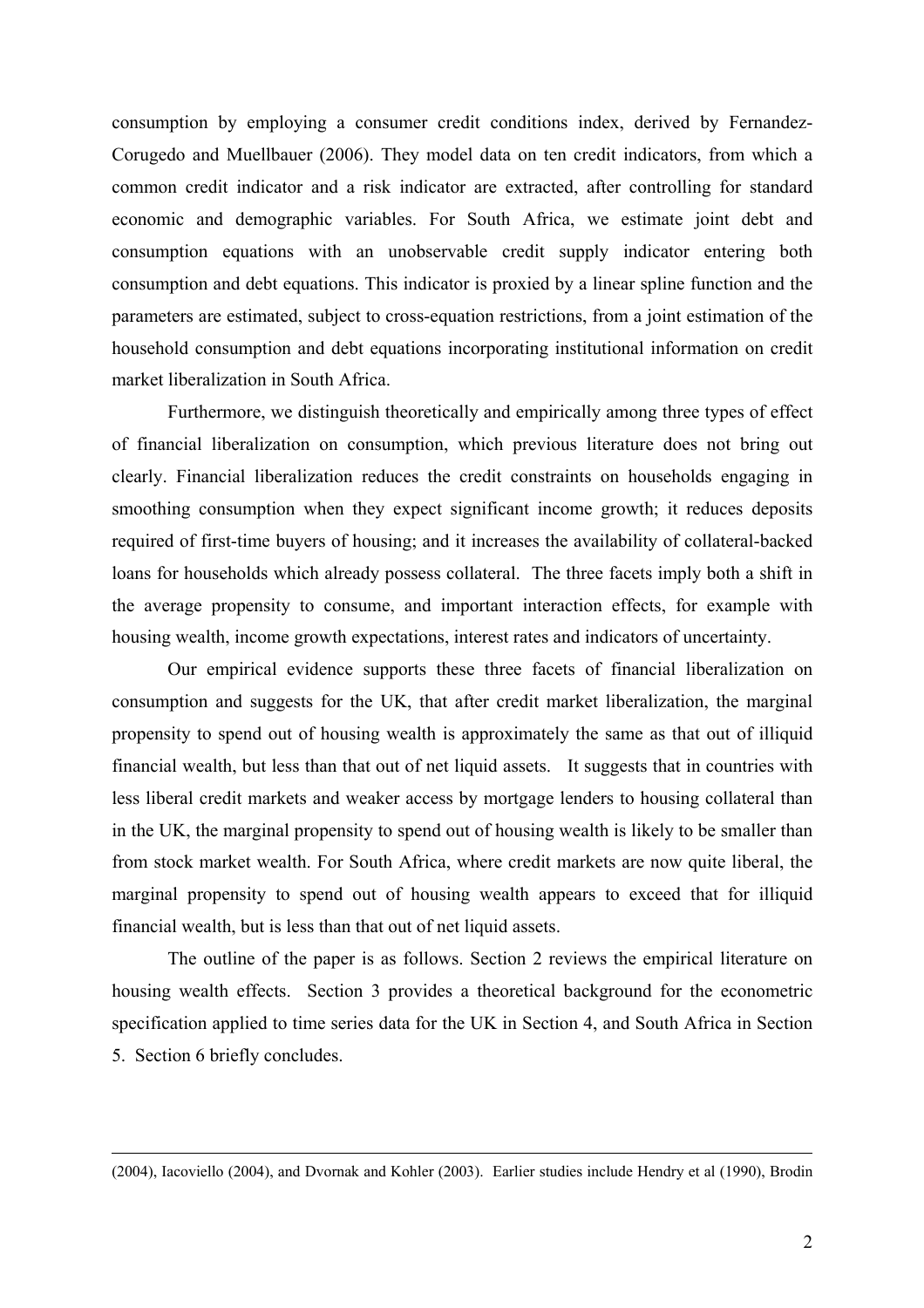consumption by employing a consumer credit conditions index, derived by Fernandez-Corugedo and Muellbauer (2006). They model data on ten credit indicators, from which a common credit indicator and a risk indicator are extracted, after controlling for standard economic and demographic variables. For South Africa, we estimate joint debt and consumption equations with an unobservable credit supply indicator entering both consumption and debt equations. This indicator is proxied by a linear spline function and the parameters are estimated, subject to cross-equation restrictions, from a joint estimation of the household consumption and debt equations incorporating institutional information on credit market liberalization in South Africa.

Furthermore, we distinguish theoretically and empirically among three types of effect of financial liberalization on consumption, which previous literature does not bring out clearly. Financial liberalization reduces the credit constraints on households engaging in smoothing consumption when they expect significant income growth; it reduces deposits required of first-time buyers of housing; and it increases the availability of collateral-backed loans for households which already possess collateral. The three facets imply both a shift in the average propensity to consume, and important interaction effects, for example with housing wealth, income growth expectations, interest rates and indicators of uncertainty.

Our empirical evidence supports these three facets of financial liberalization on consumption and suggests for the UK, that after credit market liberalization, the marginal propensity to spend out of housing wealth is approximately the same as that out of illiquid financial wealth, but less than that out of net liquid assets. It suggests that in countries with less liberal credit markets and weaker access by mortgage lenders to housing collateral than in the UK, the marginal propensity to spend out of housing wealth is likely to be smaller than from stock market wealth. For South Africa, where credit markets are now quite liberal, the marginal propensity to spend out of housing wealth appears to exceed that for illiquid financial wealth, but is less than that out of net liquid assets.

The outline of the paper is as follows. Section 2 reviews the empirical literature on housing wealth effects. Section 3 provides a theoretical background for the econometric specification applied to time series data for the UK in Section 4, and South Africa in Section 5. Section 6 briefly concludes.

---

(2004), Iacoviello (2004), and Dvornak and Kohler (2003). Earlier studies include Hendry et al (1990), Brodin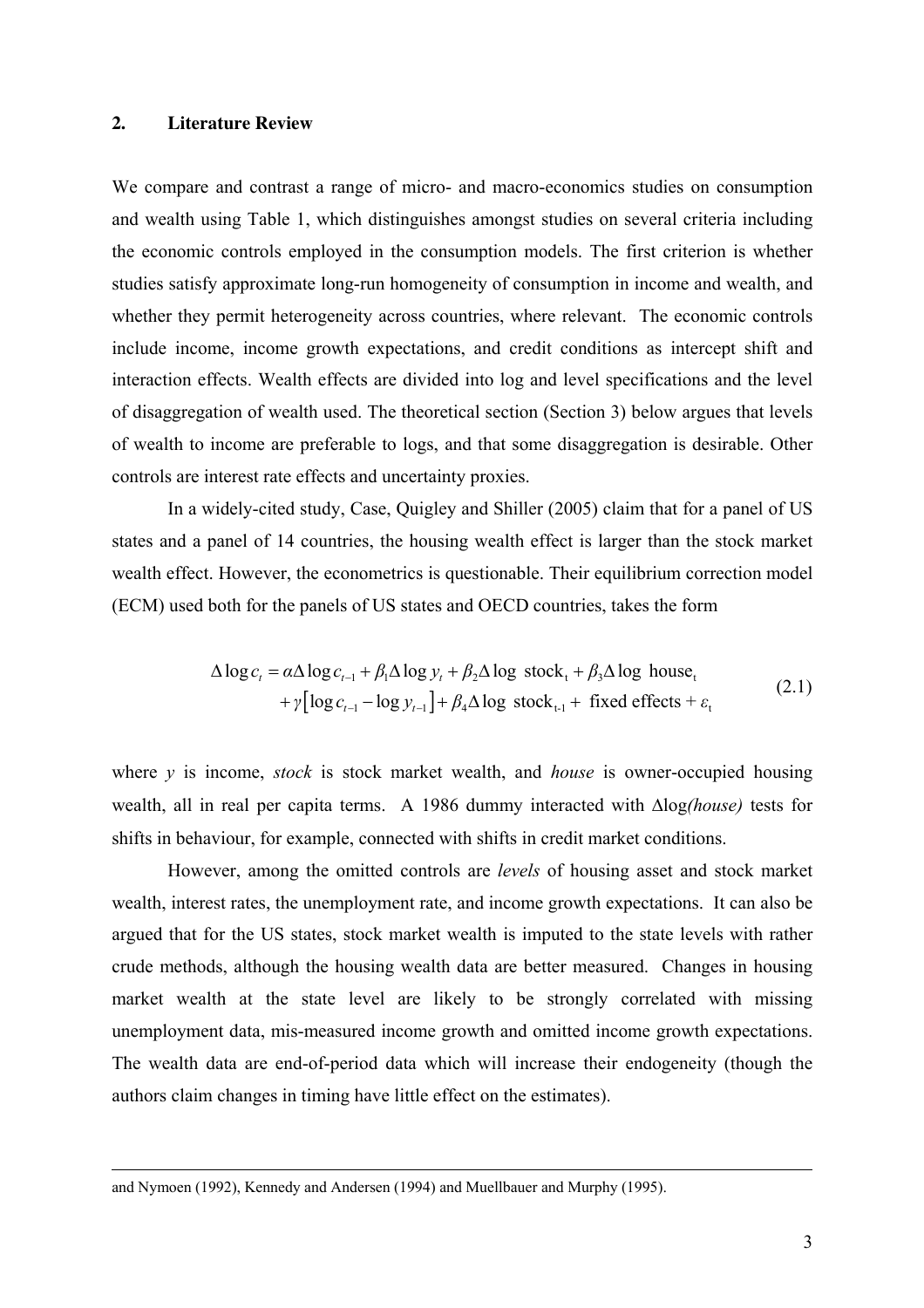## 2. Literature Review

We compare and contrast a range of micro- and macro-economics studies on consumption and wealth using Table 1, which distinguishes amongst studies on several criteria including the economic controls employed in the consumption models. The first criterion is whether studies satisfy approximate long-run homogeneity of consumption in income and wealth, and whether they permit heterogeneity across countries, where relevant. The economic controls include income, income growth expectations, and credit conditions as intercept shift and interaction effects. Wealth effects are divided into log and level specifications and the level of disaggregation of wealth used. The theoretical section (Section 3) below argues that levels of wealth to income are preferable to logs, and that some disaggregation is desirable. Other controls are interest rate effects and uncertainty proxies.

In a widely-cited study, Case, Quigley and Shiller (2005) claim that for a panel of US states and a panel of 14 countries, the housing wealth effect is larger than the stock market wealth effect. However, the econometrics is questionable. Their equilibrium correction model (ECM) used both for the panels of US states and OECD countries, takes the form

$$\begin{aligned}\Delta \log c_t &= \alpha \Delta \log c_{t-1} + \beta_1 \Delta \log y_t + \beta_2 \Delta \log \text{ stock}_\text{t} + \beta_3 \Delta \log \text{ house}_\text{t} \\ &+ \gamma \left[\log c_{t-1} - \log y_{t-1}\right] + \beta_4 \Delta \log \text{ stock}_\text{t-1} + \text{ fixed effects} + \varepsilon_\text{t}\end{aligned} \tag{2.1}$$

where $y$ is income, *stock* is stock market wealth, and *house* is owner-occupied housing wealth, all in real per capita terms. A 1986 dummy interacted with $\Delta\log$*(house)* tests for shifts in behaviour, for example, connected with shifts in credit market conditions.

However, among the omitted controls are *levels* of housing asset and stock market wealth, interest rates, the unemployment rate, and income growth expectations. It can also be argued that for the US states, stock market wealth is imputed to the state levels with rather crude methods, although the housing wealth data are better measured. Changes in housing market wealth at the state level are likely to be strongly correlated with missing unemployment data, mis-measured income growth and omitted income growth expectations. The wealth data are end-of-period data which will increase their endogeneity (though the authors claim changes in timing have little effect on the estimates).

---

and Nymoen (1992), Kennedy and Andersen (1994) and Muellbauer and Murphy (1995).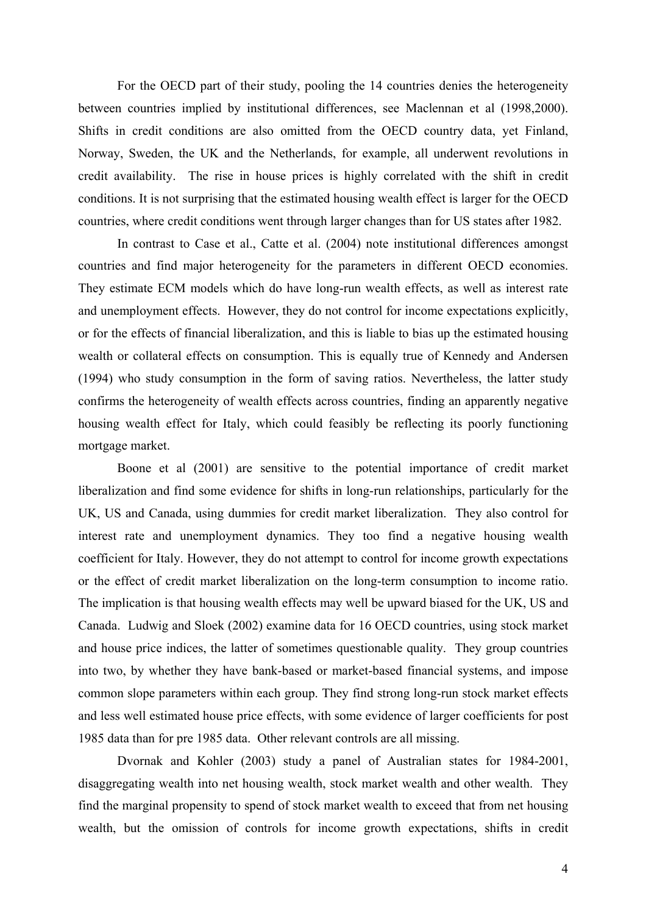For the OECD part of their study, pooling the 14 countries denies the heterogeneity between countries implied by institutional differences, see Maclennan et al (1998,2000). Shifts in credit conditions are also omitted from the OECD country data, yet Finland, Norway, Sweden, the UK and the Netherlands, for example, all underwent revolutions in credit availability. The rise in house prices is highly correlated with the shift in credit conditions. It is not surprising that the estimated housing wealth effect is larger for the OECD countries, where credit conditions went through larger changes than for US states after 1982.

In contrast to Case et al., Catte et al. (2004) note institutional differences amongst countries and find major heterogeneity for the parameters in different OECD economies. They estimate ECM models which do have long-run wealth effects, as well as interest rate and unemployment effects. However, they do not control for income expectations explicitly, or for the effects of financial liberalization, and this is liable to bias up the estimated housing wealth or collateral effects on consumption. This is equally true of Kennedy and Andersen (1994) who study consumption in the form of saving ratios. Nevertheless, the latter study confirms the heterogeneity of wealth effects across countries, finding an apparently negative housing wealth effect for Italy, which could feasibly be reflecting its poorly functioning mortgage market.

Boone et al (2001) are sensitive to the potential importance of credit market liberalization and find some evidence for shifts in long-run relationships, particularly for the UK, US and Canada, using dummies for credit market liberalization. They also control for interest rate and unemployment dynamics. They too find a negative housing wealth coefficient for Italy. However, they do not attempt to control for income growth expectations or the effect of credit market liberalization on the long-term consumption to income ratio. The implication is that housing wealth effects may well be upward biased for the UK, US and Canada. Ludwig and Sloek (2002) examine data for 16 OECD countries, using stock market and house price indices, the latter of sometimes questionable quality. They group countries into two, by whether they have bank-based or market-based financial systems, and impose common slope parameters within each group. They find strong long-run stock market effects and less well estimated house price effects, with some evidence of larger coefficients for post 1985 data than for pre 1985 data. Other relevant controls are all missing.

Dvornak and Kohler (2003) study a panel of Australian states for 1984-2001, disaggregating wealth into net housing wealth, stock market wealth and other wealth. They find the marginal propensity to spend of stock market wealth to exceed that from net housing wealth, but the omission of controls for income growth expectations, shifts in credit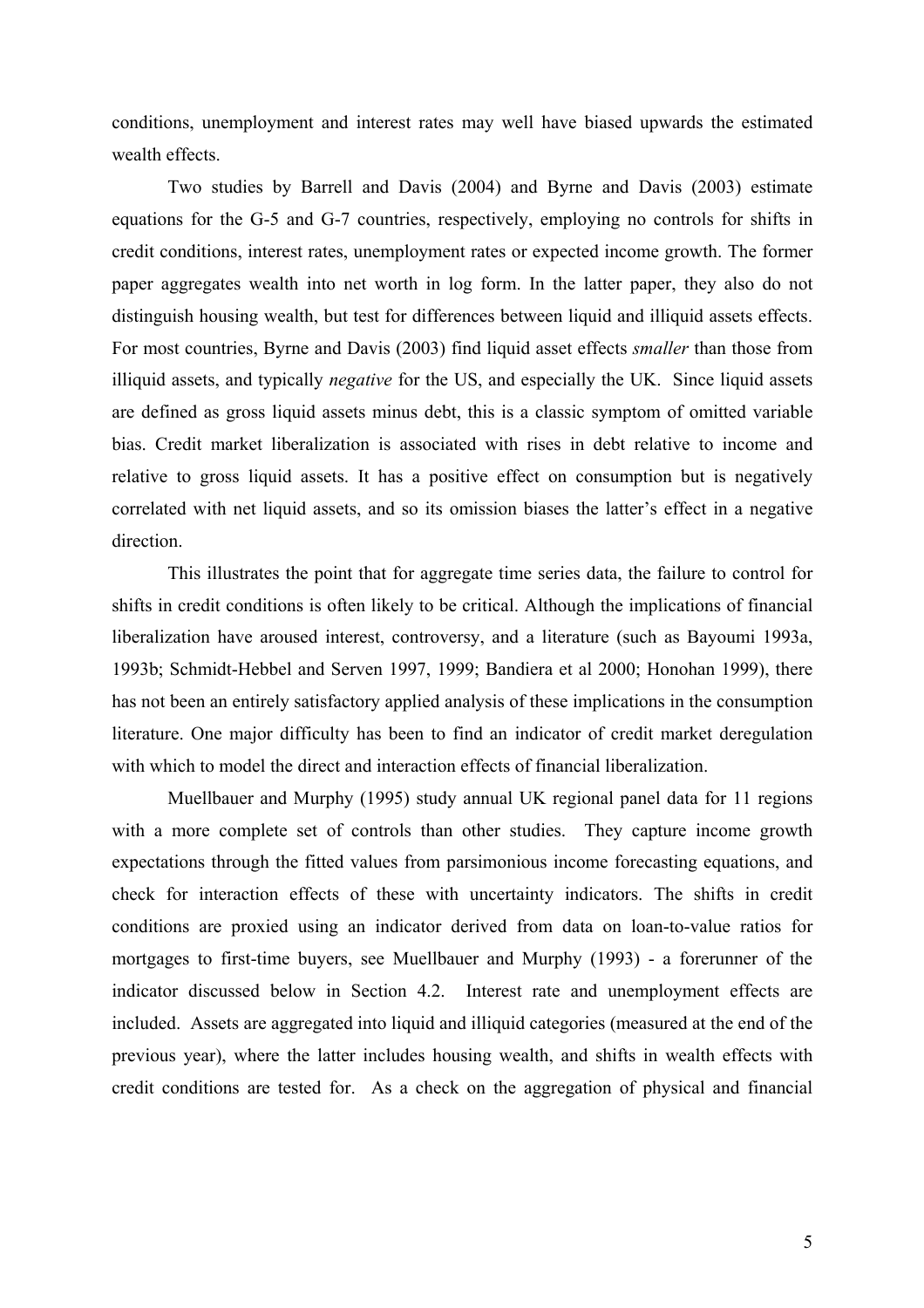conditions, unemployment and interest rates may well have biased upwards the estimated wealth effects.

Two studies by Barrell and Davis (2004) and Byrne and Davis (2003) estimate equations for the G-5 and G-7 countries, respectively, employing no controls for shifts in credit conditions, interest rates, unemployment rates or expected income growth. The former paper aggregates wealth into net worth in log form. In the latter paper, they also do not distinguish housing wealth, but test for differences between liquid and illiquid assets effects. For most countries, Byrne and Davis (2003) find liquid asset effects *smaller* than those from illiquid assets, and typically *negative* for the US, and especially the UK. Since liquid assets are defined as gross liquid assets minus debt, this is a classic symptom of omitted variable bias. Credit market liberalization is associated with rises in debt relative to income and relative to gross liquid assets. It has a positive effect on consumption but is negatively correlated with net liquid assets, and so its omission biases the latter's effect in a negative direction.

This illustrates the point that for aggregate time series data, the failure to control for shifts in credit conditions is often likely to be critical. Although the implications of financial liberalization have aroused interest, controversy, and a literature (such as Bayoumi 1993a, 1993b; Schmidt-Hebbel and Serven 1997, 1999; Bandiera et al 2000; Honohan 1999), there has not been an entirely satisfactory applied analysis of these implications in the consumption literature. One major difficulty has been to find an indicator of credit market deregulation with which to model the direct and interaction effects of financial liberalization.

Muellbauer and Murphy (1995) study annual UK regional panel data for 11 regions with a more complete set of controls than other studies. They capture income growth expectations through the fitted values from parsimonious income forecasting equations, and check for interaction effects of these with uncertainty indicators. The shifts in credit conditions are proxied using an indicator derived from data on loan-to-value ratios for mortgages to first-time buyers, see Muellbauer and Murphy (1993) - a forerunner of the indicator discussed below in Section 4.2. Interest rate and unemployment effects are included. Assets are aggregated into liquid and illiquid categories (measured at the end of the previous year), where the latter includes housing wealth, and shifts in wealth effects with credit conditions are tested for. As a check on the aggregation of physical and financial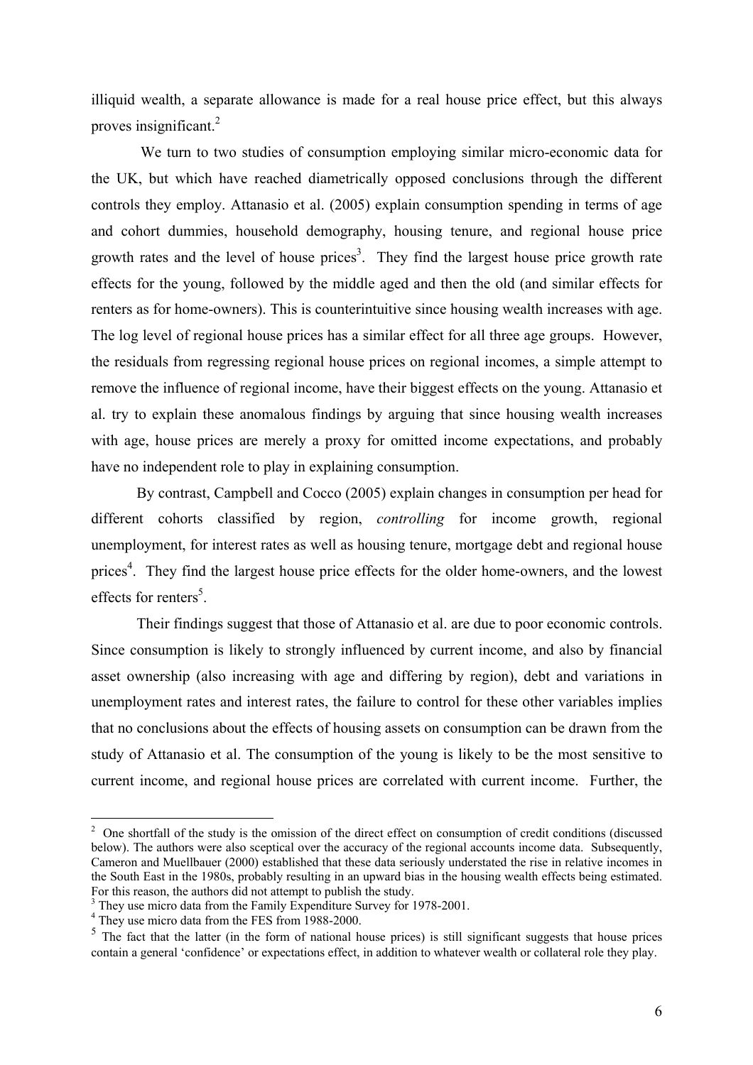illiquid wealth, a separate allowance is made for a real house price effect, but this always proves insignificant.[2]

We turn to two studies of consumption employing similar micro-economic data for the UK, but which have reached diametrically opposed conclusions through the different controls they employ. Attanasio et al. (2005) explain consumption spending in terms of age and cohort dummies, household demography, housing tenure, and regional house price growth rates and the level of house prices[3]. They find the largest house price growth rate effects for the young, followed by the middle aged and then the old (and similar effects for renters as for home-owners). This is counterintuitive since housing wealth increases with age. The log level of regional house prices has a similar effect for all three age groups. However, the residuals from regressing regional house prices on regional incomes, a simple attempt to remove the influence of regional income, have their biggest effects on the young. Attanasio et al. try to explain these anomalous findings by arguing that since housing wealth increases with age, house prices are merely a proxy for omitted income expectations, and probably have no independent role to play in explaining consumption.

By contrast, Campbell and Cocco (2005) explain changes in consumption per head for different cohorts classified by region, *controlling* for income growth, regional unemployment, for interest rates as well as housing tenure, mortgage debt and regional house prices[4]. They find the largest house price effects for the older home-owners, and the lowest effects for renters[5].

Their findings suggest that those of Attanasio et al. are due to poor economic controls. Since consumption is likely to strongly influenced by current income, and also by financial asset ownership (also increasing with age and differing by region), debt and variations in unemployment rates and interest rates, the failure to control for these other variables implies that no conclusions about the effects of housing assets on consumption can be drawn from the study of Attanasio et al. The consumption of the young is likely to be the most sensitive to current income, and regional house prices are correlated with current income. Further, the

---

[2] One shortfall of the study is the omission of the direct effect on consumption of credit conditions (discussed below). The authors were also sceptical over the accuracy of the regional accounts income data. Subsequently, Cameron and Muellbauer (2000) established that these data seriously understated the rise in relative incomes in the South East in the 1980s, probably resulting in an upward bias in the housing wealth effects being estimated. For this reason, the authors did not attempt to publish the study.

[3] They use micro data from the Family Expenditure Survey for 1978-2001.

[4] They use micro data from the FES from 1988-2000.

[5] The fact that the latter (in the form of national house prices) is still significant suggests that house prices contain a general 'confidence' or expectations effect, in addition to whatever wealth or collateral role they play.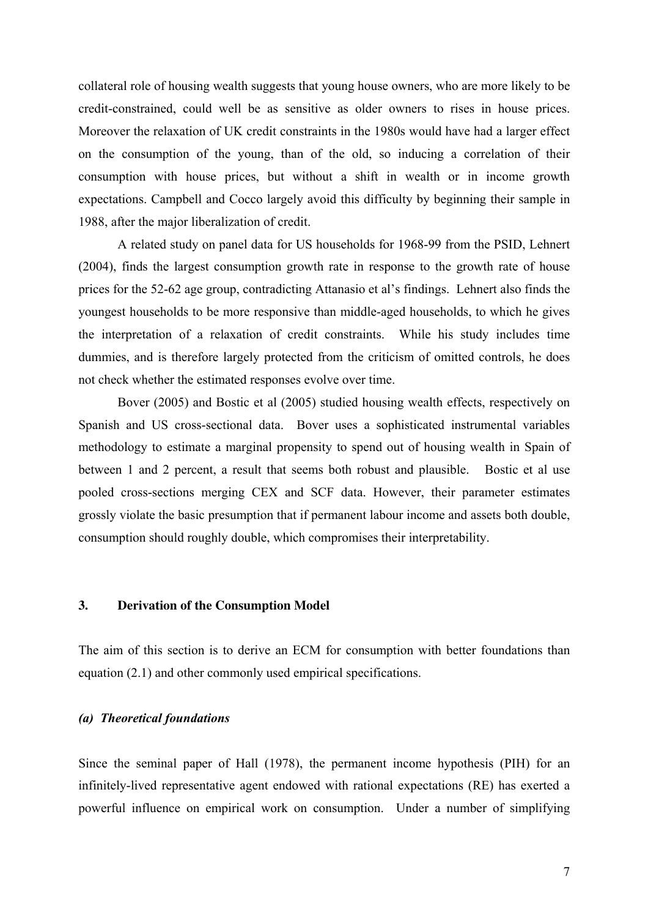collateral role of housing wealth suggests that young house owners, who are more likely to be credit-constrained, could well be as sensitive as older owners to rises in house prices. Moreover the relaxation of UK credit constraints in the 1980s would have had a larger effect on the consumption of the young, than of the old, so inducing a correlation of their consumption with house prices, but without a shift in wealth or in income growth expectations. Campbell and Cocco largely avoid this difficulty by beginning their sample in 1988, after the major liberalization of credit.

A related study on panel data for US households for 1968-99 from the PSID, Lehnert (2004), finds the largest consumption growth rate in response to the growth rate of house prices for the 52-62 age group, contradicting Attanasio et al's findings. Lehnert also finds the youngest households to be more responsive than middle-aged households, to which he gives the interpretation of a relaxation of credit constraints. While his study includes time dummies, and is therefore largely protected from the criticism of omitted controls, he does not check whether the estimated responses evolve over time.

Bover (2005) and Bostic et al (2005) studied housing wealth effects, respectively on Spanish and US cross-sectional data. Bover uses a sophisticated instrumental variables methodology to estimate a marginal propensity to spend out of housing wealth in Spain of between 1 and 2 percent, a result that seems both robust and plausible. Bostic et al use pooled cross-sections merging CEX and SCF data. However, their parameter estimates grossly violate the basic presumption that if permanent labour income and assets both double, consumption should roughly double, which compromises their interpretability.

## 3. Derivation of the Consumption Model

The aim of this section is to derive an ECM for consumption with better foundations than equation (2.1) and other commonly used empirical specifications.

### *(a) Theoretical foundations*

Since the seminal paper of Hall (1978), the permanent income hypothesis (PIH) for an infinitely-lived representative agent endowed with rational expectations (RE) has exerted a powerful influence on empirical work on consumption. Under a number of simplifying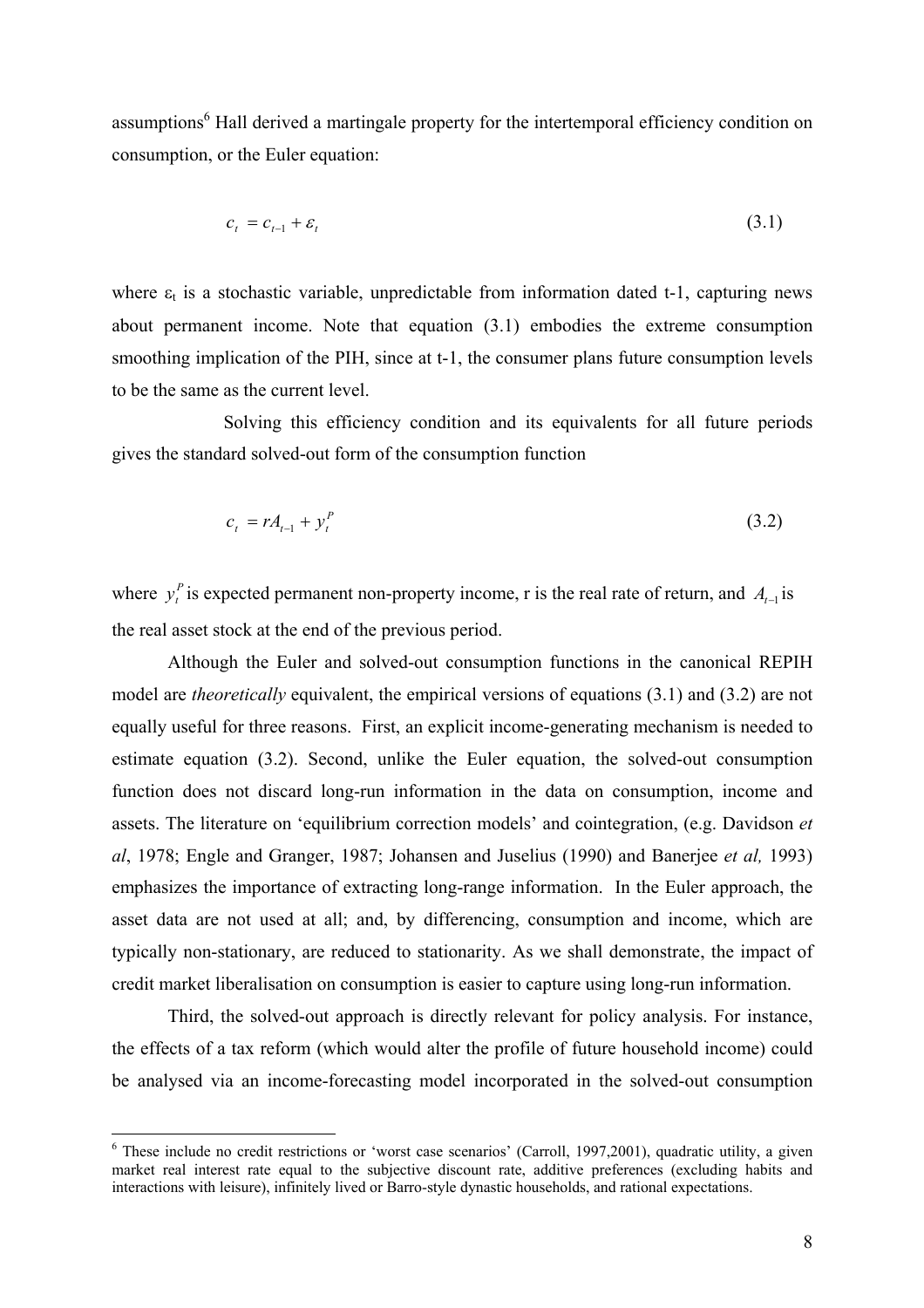assumptions[6] Hall derived a martingale property for the intertemporal efficiency condition on consumption, or the Euler equation:

$$c_t = c_{t-1} + \varepsilon_t \tag{3.1}$$

where $\varepsilon_t$ is a stochastic variable, unpredictable from information dated t-1, capturing news about permanent income. Note that equation (3.1) embodies the extreme consumption smoothing implication of the PIH, since at t-1, the consumer plans future consumption levels to be the same as the current level.

Solving this efficiency condition and its equivalents for all future periods gives the standard solved-out form of the consumption function

$$c_t = rA_{t-1} + y_t^P \tag{3.2}$$

where $y_t^P$ is expected permanent non-property income, r is the real rate of return, and $A_{t-1}$ is the real asset stock at the end of the previous period.

Although the Euler and solved-out consumption functions in the canonical REPIH model are *theoretically* equivalent, the empirical versions of equations (3.1) and (3.2) are not equally useful for three reasons. First, an explicit income-generating mechanism is needed to estimate equation (3.2). Second, unlike the Euler equation, the solved-out consumption function does not discard long-run information in the data on consumption, income and assets. The literature on 'equilibrium correction models' and cointegration, (e.g. Davidson *et al*, 1978; Engle and Granger, 1987; Johansen and Juselius (1990) and Banerjee *et al,* 1993) emphasizes the importance of extracting long-range information. In the Euler approach, the asset data are not used at all; and, by differencing, consumption and income, which are typically non-stationary, are reduced to stationarity. As we shall demonstrate, the impact of credit market liberalisation on consumption is easier to capture using long-run information.

Third, the solved-out approach is directly relevant for policy analysis. For instance, the effects of a tax reform (which would alter the profile of future household income) could be analysed via an income-forecasting model incorporated in the solved-out consumption

[6] These include no credit restrictions or 'worst case scenarios' (Carroll, 1997,2001), quadratic utility, a given market real interest rate equal to the subjective discount rate, additive preferences (excluding habits and interactions with leisure), infinitely lived or Barro-style dynastic households, and rational expectations.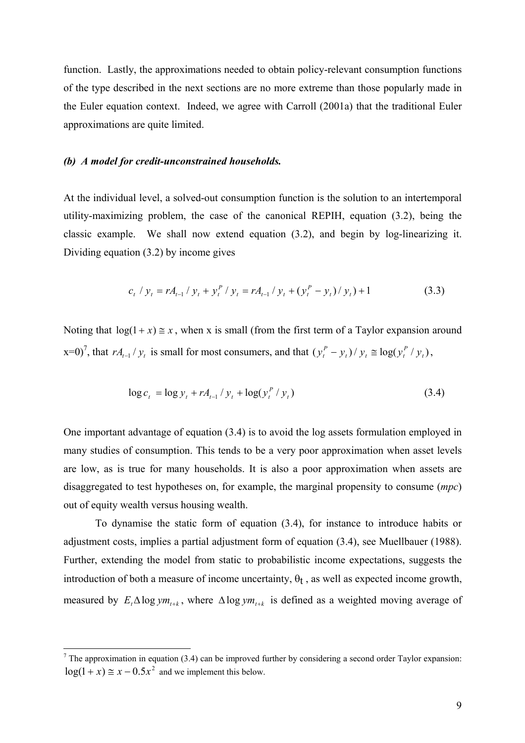function. Lastly, the approximations needed to obtain policy-relevant consumption functions of the type described in the next sections are no more extreme than those popularly made in the Euler equation context. Indeed, we agree with Carroll (2001a) that the traditional Euler approximations are quite limited.

### *(b) A model for credit-unconstrained households.*

At the individual level, a solved-out consumption function is the solution to an intertemporal utility-maximizing problem, the case of the canonical REPIH, equation (3.2), being the classic example. We shall now extend equation (3.2), and begin by log-linearizing it. Dividing equation (3.2) by income gives

$$c_t / y_t = rA_{t-1} / y_t + y_t^P / y_t = rA_{t-1} / y_t + (y_t^P - y_t) / y_t) + 1 \tag{3.3}$$

Noting that $\log(1+x) \cong x$, when x is small (from the first term of a Taylor expansion around x=0)[7], that $rA_{t-1} / y_t$ is small for most consumers, and that $(y_t^P - y_t) / y_t \cong \log(y_t^P / y_t)$,

$$\log c_t = \log y_t + rA_{t-1} / y_t + \log(y_t^P / y_t) \tag{3.4}$$

One important advantage of equation (3.4) is to avoid the log assets formulation employed in many studies of consumption. This tends to be a very poor approximation when asset levels are low, as is true for many households. It is also a poor approximation when assets are disaggregated to test hypotheses on, for example, the marginal propensity to consume (*mpc*) out of equity wealth versus housing wealth.

To dynamise the static form of equation (3.4), for instance to introduce habits or adjustment costs, implies a partial adjustment form of equation (3.4), see Muellbauer (1988). Further, extending the model from static to probabilistic income expectations, suggests the introduction of both a measure of income uncertainty, $\theta_t$, as well as expected income growth, measured by $E_t \Delta \log ym_{t+k}$, where $\Delta \log ym_{t+k}$ is defined as a weighted moving average of

---

[7] The approximation in equation (3.4) can be improved further by considering a second order Taylor expansion: $\log(1+x) \cong x - 0.5x^2$ and we implement this below.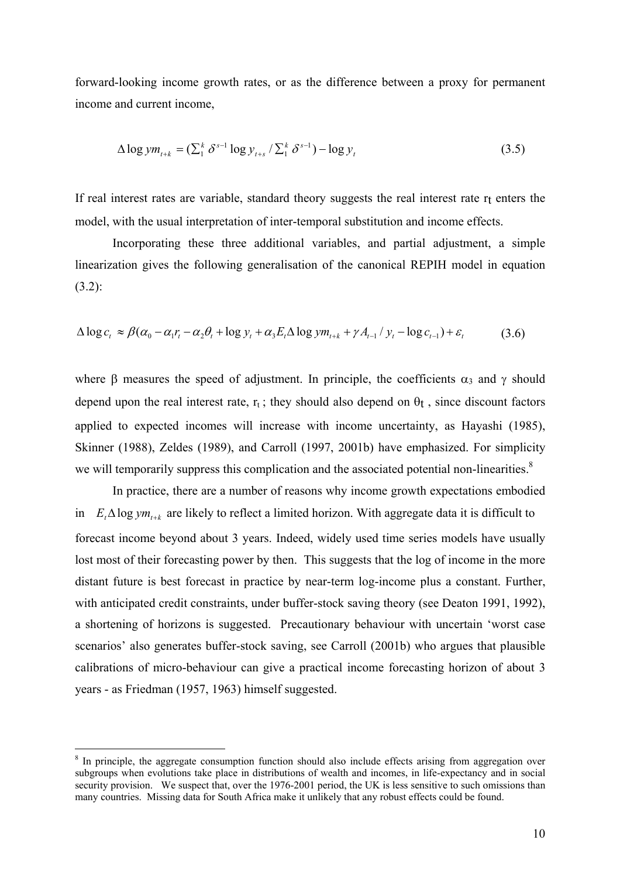forward-looking income growth rates, or as the difference between a proxy for permanent income and current income,

$$\Delta \log ym_{t+k} = (\textstyle\sum_1^k \delta^{s-1} \log y_{t+s} / \textstyle\sum_1^k \delta^{s-1}) - \log y_t \tag{3.5}$$

If real interest rates are variable, standard theory suggests the real interest rate $r_t$ enters the model, with the usual interpretation of inter-temporal substitution and income effects.

Incorporating these three additional variables, and partial adjustment, a simple linearization gives the following generalisation of the canonical REPIH model in equation (3.2):

$$\Delta \log c_t \approx \beta(\alpha_0 - \alpha_1 r_t - \alpha_2 \theta_t + \log y_t + \alpha_3 E_t \Delta \log ym_{t+k} + \gamma A_{t-1} / y_t - \log c_{t-1}) + \varepsilon_t \tag{3.6}$$

where $\beta$ measures the speed of adjustment. In principle, the coefficients $\alpha_3$ and $\gamma$ should depend upon the real interest rate, $r_t$ ; they should also depend on $\theta_t$ , since discount factors applied to expected incomes will increase with income uncertainty, as Hayashi (1985), Skinner (1988), Zeldes (1989), and Carroll (1997, 2001b) have emphasized. For simplicity we will temporarily suppress this complication and the associated potential non-linearities.[8]

In practice, there are a number of reasons why income growth expectations embodied in $E_t \Delta \log ym_{t+k}$ are likely to reflect a limited horizon. With aggregate data it is difficult to forecast income beyond about 3 years. Indeed, widely used time series models have usually lost most of their forecasting power by then. This suggests that the log of income in the more distant future is best forecast in practice by near-term log-income plus a constant. Further, with anticipated credit constraints, under buffer-stock saving theory (see Deaton 1991, 1992), a shortening of horizons is suggested. Precautionary behaviour with uncertain 'worst case scenarios' also generates buffer-stock saving, see Carroll (2001b) who argues that plausible calibrations of micro-behaviour can give a practical income forecasting horizon of about 3 years - as Friedman (1957, 1963) himself suggested.

---

[8] In principle, the aggregate consumption function should also include effects arising from aggregation over subgroups when evolutions take place in distributions of wealth and incomes, in life-expectancy and in social security provision. We suspect that, over the 1976-2001 period, the UK is less sensitive to such omissions than many countries. Missing data for South Africa make it unlikely that any robust effects could be found.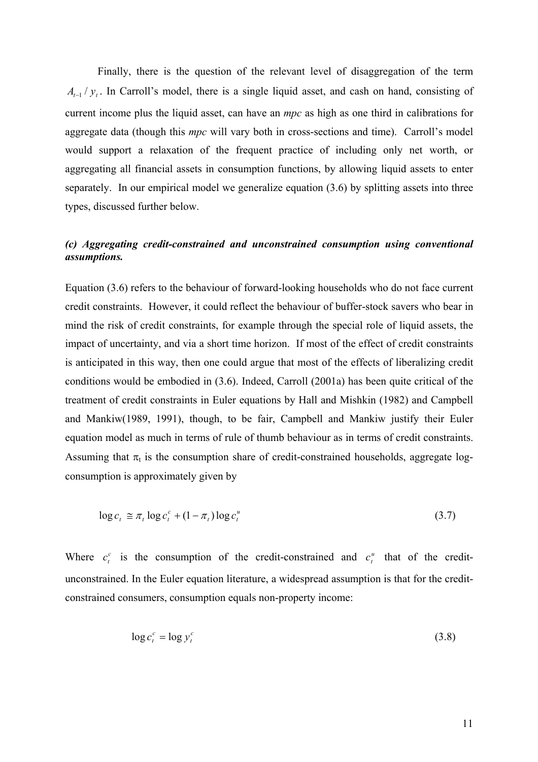Finally, there is the question of the relevant level of disaggregation of the term $A_{t-1} / y_t$. In Carroll's model, there is a single liquid asset, and cash on hand, consisting of current income plus the liquid asset, can have an *mpc* as high as one third in calibrations for aggregate data (though this *mpc* will vary both in cross-sections and time). Carroll's model would support a relaxation of the frequent practice of including only net worth, or aggregating all financial assets in consumption functions, by allowing liquid assets to enter separately. In our empirical model we generalize equation (3.6) by splitting assets into three types, discussed further below.

### *(c) Aggregating credit-constrained and unconstrained consumption using conventional assumptions.*

Equation (3.6) refers to the behaviour of forward-looking households who do not face current credit constraints. However, it could reflect the behaviour of buffer-stock savers who bear in mind the risk of credit constraints, for example through the special role of liquid assets, the impact of uncertainty, and via a short time horizon. If most of the effect of credit constraints is anticipated in this way, then one could argue that most of the effects of liberalizing credit conditions would be embodied in (3.6). Indeed, Carroll (2001a) has been quite critical of the treatment of credit constraints in Euler equations by Hall and Mishkin (1982) and Campbell and Mankiw(1989, 1991), though, to be fair, Campbell and Mankiw justify their Euler equation model as much in terms of rule of thumb behaviour as in terms of credit constraints. Assuming that $\pi_t$ is the consumption share of credit-constrained households, aggregate log-consumption is approximately given by

$$\log c_t \cong \pi_t \log c_t^c + (1 - \pi_t) \log c_t^u \tag{3.7}$$

Where $c_t^c$ is the consumption of the credit-constrained and $c_t^u$ that of the credit-unconstrained. In the Euler equation literature, a widespread assumption is that for the credit-constrained consumers, consumption equals non-property income:

$$\log c_t^c = \log y_t^c \tag{3.8}$$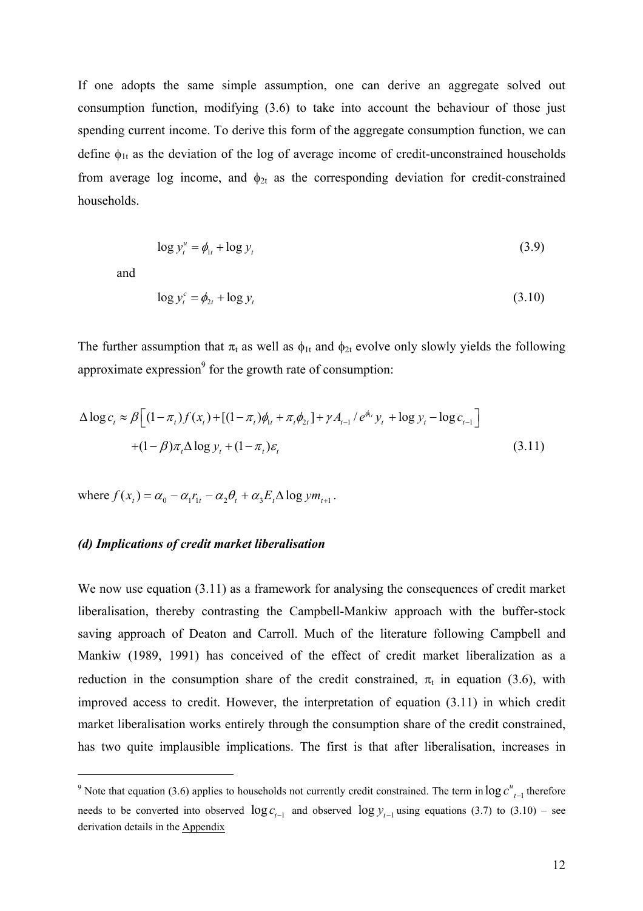If one adopts the same simple assumption, one can derive an aggregate solved out consumption function, modifying (3.6) to take into account the behaviour of those just spending current income. To derive this form of the aggregate consumption function, we can define $\phi_{1t}$ as the deviation of the log of average income of credit-unconstrained households from average log income, and $\phi_{2t}$ as the corresponding deviation for credit-constrained households.

$$\log y_t^u = \phi_{1t} + \log y_t \tag{3.9}$$

and

$$\log y_t^c = \phi_{2t} + \log y_t \tag{3.10}$$

The further assumption that $\pi_t$ as well as $\phi_{1t}$ and $\phi_{2t}$ evolve only slowly yields the following approximate expression[9] for the growth rate of consumption:

$$\begin{aligned}\Delta \log c_t \approx \beta\Big[&(1-\pi_t) f(x_t) + [(1-\pi_t)\phi_{1t} + \pi_t \phi_{2t}] + \gamma A_{t-1} / e^{\phi_{1t}} y_t + \log y_t - \log c_{t-1}\Big] \\ &+ (1-\beta)\pi_t \Delta \log y_t + (1-\pi_t)\varepsilon_t \end{aligned} \tag{3.11}$$

where $f(x_t) = \alpha_0 - \alpha_1 r_{1t} - \alpha_2 \theta_t + \alpha_3 E_t \Delta \log ym_{t+1}$.

### *(d) Implications of credit market liberalisation*

We now use equation (3.11) as a framework for analysing the consequences of credit market liberalisation, thereby contrasting the Campbell-Mankiw approach with the buffer-stock saving approach of Deaton and Carroll. Much of the literature following Campbell and Mankiw (1989, 1991) has conceived of the effect of credit market liberalization as a reduction in the consumption share of the credit constrained, $\pi_t$ in equation (3.6), with improved access to credit. However, the interpretation of equation (3.11) in which credit market liberalisation works entirely through the consumption share of the credit constrained, has two quite implausible implications. The first is that after liberalisation, increases in

---

[9] Note that equation (3.6) applies to households not currently credit constrained. The term in $\log c^u_{t-1}$ therefore needs to be converted into observed $\log c_{t-1}$ and observed $\log y_{t-1}$ using equations (3.7) to (3.10) – see derivation details in the Appendix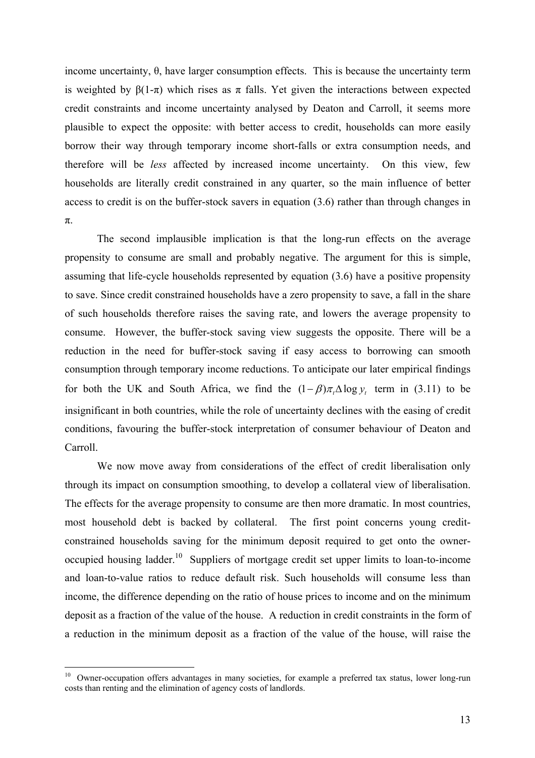income uncertainty, $\theta$, have larger consumption effects. This is because the uncertainty term is weighted by $\beta(1-\pi)$ which rises as $\pi$ falls. Yet given the interactions between expected credit constraints and income uncertainty analysed by Deaton and Carroll, it seems more plausible to expect the opposite: with better access to credit, households can more easily borrow their way through temporary income short-falls or extra consumption needs, and therefore will be *less* affected by increased income uncertainty. On this view, few households are literally credit constrained in any quarter, so the main influence of better access to credit is on the buffer-stock savers in equation (3.6) rather than through changes in $\pi$.

The second implausible implication is that the long-run effects on the average propensity to consume are small and probably negative. The argument for this is simple, assuming that life-cycle households represented by equation (3.6) have a positive propensity to save. Since credit constrained households have a zero propensity to save, a fall in the share of such households therefore raises the saving rate, and lowers the average propensity to consume. However, the buffer-stock saving view suggests the opposite. There will be a reduction in the need for buffer-stock saving if easy access to borrowing can smooth consumption through temporary income reductions. To anticipate our later empirical findings for both the UK and South Africa, we find the $(1-\beta)\pi_t\Delta\log y_t$ term in (3.11) to be insignificant in both countries, while the role of uncertainty declines with the easing of credit conditions, favouring the buffer-stock interpretation of consumer behaviour of Deaton and Carroll.

We now move away from considerations of the effect of credit liberalisation only through its impact on consumption smoothing, to develop a collateral view of liberalisation. The effects for the average propensity to consume are then more dramatic. In most countries, most household debt is backed by collateral. The first point concerns young credit-constrained households saving for the minimum deposit required to get onto the owner-occupied housing ladder.[10] Suppliers of mortgage credit set upper limits to loan-to-income and loan-to-value ratios to reduce default risk. Such households will consume less than income, the difference depending on the ratio of house prices to income and on the minimum deposit as a fraction of the value of the house. A reduction in credit constraints in the form of a reduction in the minimum deposit as a fraction of the value of the house, will raise the

[10] Owner-occupation offers advantages in many societies, for example a preferred tax status, lower long-run costs than renting and the elimination of agency costs of landlords.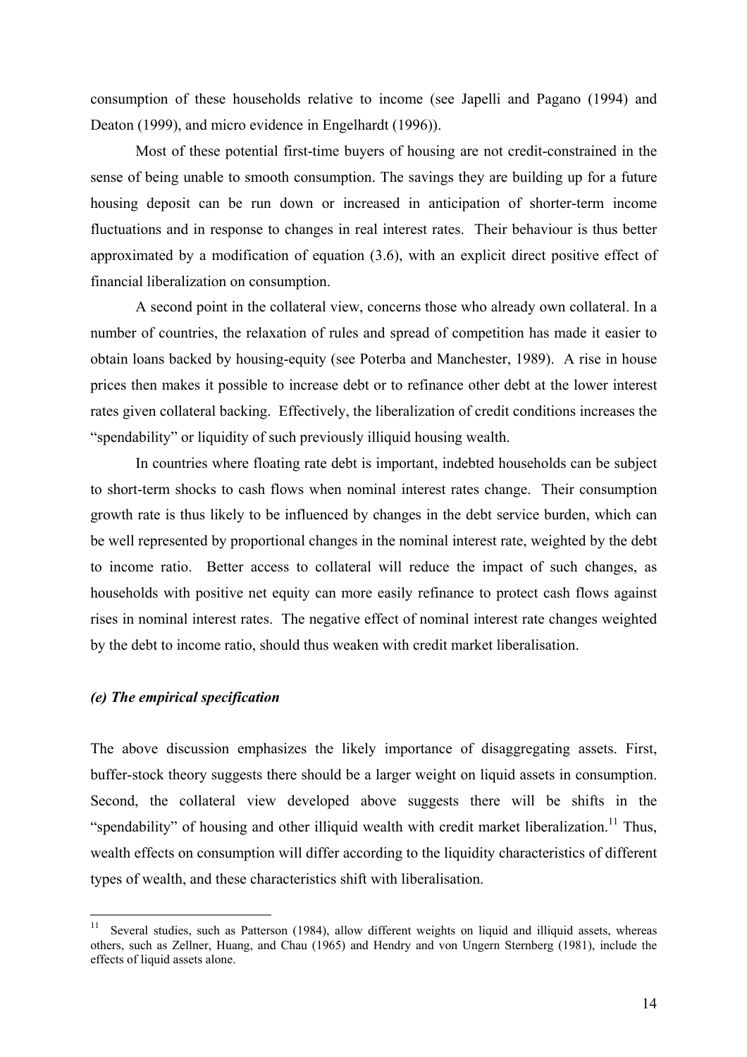consumption of these households relative to income (see Japelli and Pagano (1994) and Deaton (1999), and micro evidence in Engelhardt (1996)).

Most of these potential first-time buyers of housing are not credit-constrained in the sense of being unable to smooth consumption. The savings they are building up for a future housing deposit can be run down or increased in anticipation of shorter-term income fluctuations and in response to changes in real interest rates. Their behaviour is thus better approximated by a modification of equation (3.6), with an explicit direct positive effect of financial liberalization on consumption.

A second point in the collateral view, concerns those who already own collateral. In a number of countries, the relaxation of rules and spread of competition has made it easier to obtain loans backed by housing-equity (see Poterba and Manchester, 1989). A rise in house prices then makes it possible to increase debt or to refinance other debt at the lower interest rates given collateral backing. Effectively, the liberalization of credit conditions increases the "spendability" or liquidity of such previously illiquid housing wealth.

In countries where floating rate debt is important, indebted households can be subject to short-term shocks to cash flows when nominal interest rates change. Their consumption growth rate is thus likely to be influenced by changes in the debt service burden, which can be well represented by proportional changes in the nominal interest rate, weighted by the debt to income ratio. Better access to collateral will reduce the impact of such changes, as households with positive net equity can more easily refinance to protect cash flows against rises in nominal interest rates. The negative effect of nominal interest rate changes weighted by the debt to income ratio, should thus weaken with credit market liberalisation.

### *(e) The empirical specification*

The above discussion emphasizes the likely importance of disaggregating assets. First, buffer-stock theory suggests there should be a larger weight on liquid assets in consumption. Second, the collateral view developed above suggests there will be shifts in the "spendability" of housing and other illiquid wealth with credit market liberalization.[11] Thus, wealth effects on consumption will differ according to the liquidity characteristics of different types of wealth, and these characteristics shift with liberalisation.

---

[11] Several studies, such as Patterson (1984), allow different weights on liquid and illiquid assets, whereas others, such as Zellner, Huang, and Chau (1965) and Hendry and von Ungern Sternberg (1981), include the effects of liquid assets alone.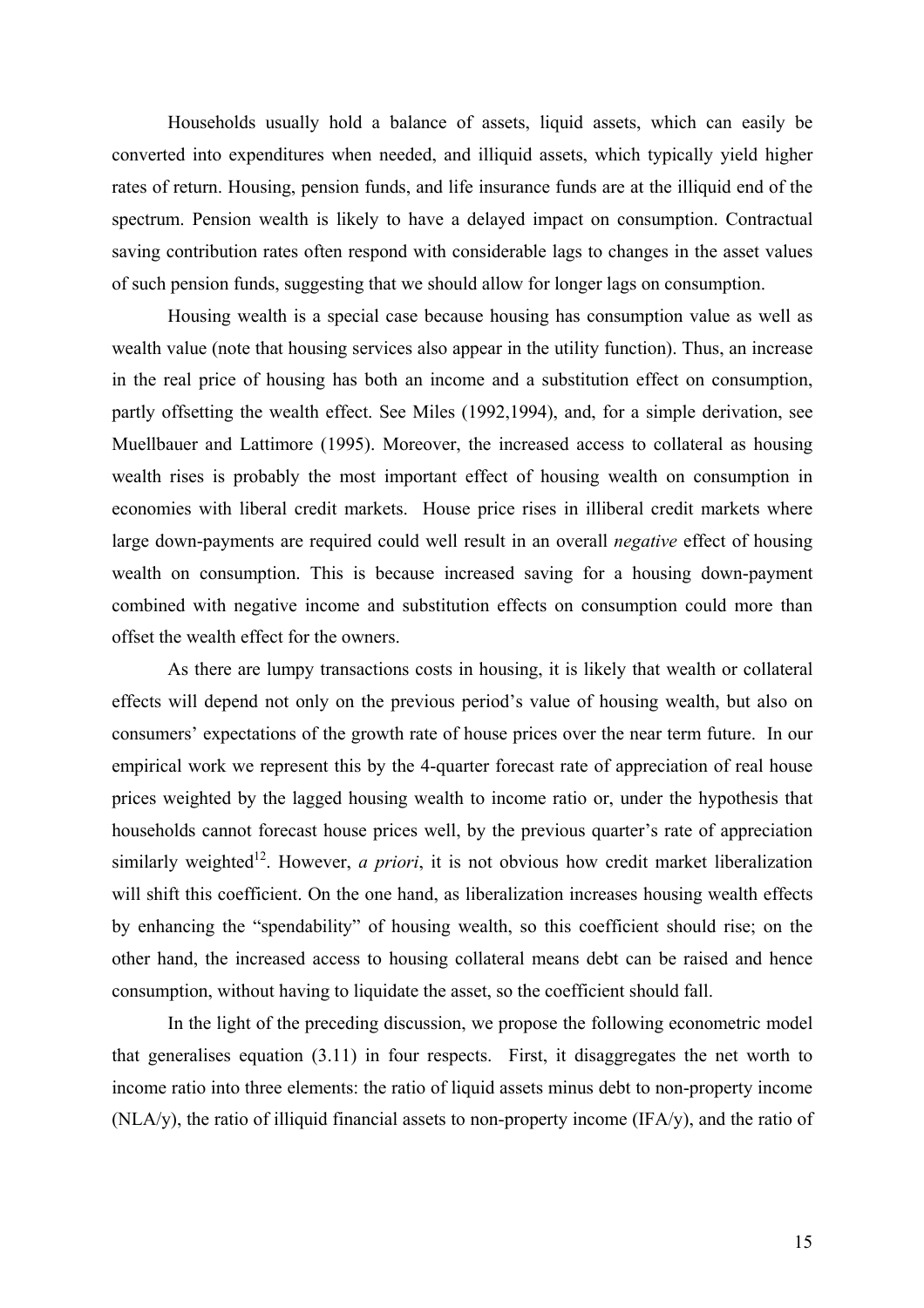Households usually hold a balance of assets, liquid assets, which can easily be converted into expenditures when needed, and illiquid assets, which typically yield higher rates of return. Housing, pension funds, and life insurance funds are at the illiquid end of the spectrum. Pension wealth is likely to have a delayed impact on consumption. Contractual saving contribution rates often respond with considerable lags to changes in the asset values of such pension funds, suggesting that we should allow for longer lags on consumption.

Housing wealth is a special case because housing has consumption value as well as wealth value (note that housing services also appear in the utility function). Thus, an increase in the real price of housing has both an income and a substitution effect on consumption, partly offsetting the wealth effect. See Miles (1992,1994), and, for a simple derivation, see Muellbauer and Lattimore (1995). Moreover, the increased access to collateral as housing wealth rises is probably the most important effect of housing wealth on consumption in economies with liberal credit markets. House price rises in illiberal credit markets where large down-payments are required could well result in an overall *negative* effect of housing wealth on consumption. This is because increased saving for a housing down-payment combined with negative income and substitution effects on consumption could more than offset the wealth effect for the owners.

As there are lumpy transactions costs in housing, it is likely that wealth or collateral effects will depend not only on the previous period's value of housing wealth, but also on consumers' expectations of the growth rate of house prices over the near term future. In our empirical work we represent this by the 4-quarter forecast rate of appreciation of real house prices weighted by the lagged housing wealth to income ratio or, under the hypothesis that households cannot forecast house prices well, by the previous quarter's rate of appreciation similarly weighted[12]. However, *a priori*, it is not obvious how credit market liberalization will shift this coefficient. On the one hand, as liberalization increases housing wealth effects by enhancing the "spendability" of housing wealth, so this coefficient should rise; on the other hand, the increased access to housing collateral means debt can be raised and hence consumption, without having to liquidate the asset, so the coefficient should fall.

In the light of the preceding discussion, we propose the following econometric model that generalises equation (3.11) in four respects. First, it disaggregates the net worth to income ratio into three elements: the ratio of liquid assets minus debt to non-property income ($NLA/y$), the ratio of illiquid financial assets to non-property income ($IFA/y$), and the ratio of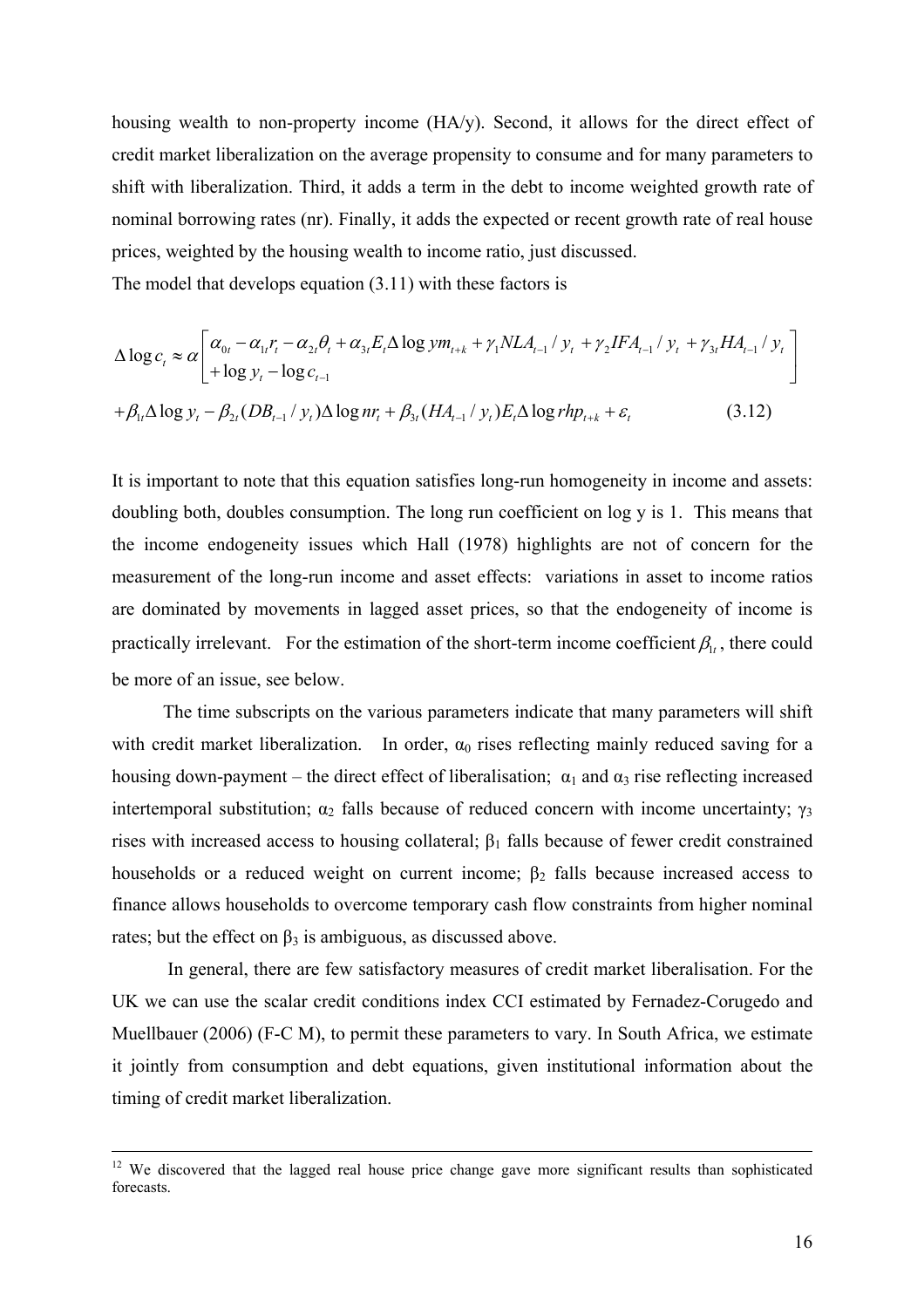housing wealth to non-property income (HA/y). Second, it allows for the direct effect of credit market liberalization on the average propensity to consume and for many parameters to shift with liberalization. Third, it adds a term in the debt to income weighted growth rate of nominal borrowing rates (nr). Finally, it adds the expected or recent growth rate of real house prices, weighted by the housing wealth to income ratio, just discussed.

The model that develops equation (3.11) with these factors is

$$\Delta \log c_t \approx \alpha \begin{bmatrix} \alpha_{0t} - \alpha_{1t} r_t - \alpha_{2t}\theta_t + \alpha_{3t} E_t \Delta \log ym_{t+k} + \gamma_1 NLA_{t-1}/y_t + \gamma_2 IFA_{t-1}/y_t + \gamma_{3t} HA_{t-1}/y_t \\ + \log y_t - \log c_{t-1} \end{bmatrix}$$

$$+ \beta_{1t} \Delta \log y_t - \beta_{2t}(DB_{t-1}/y_t)\Delta \log nr_t + \beta_{3t}(HA_{t-1}/y_t) E_t \Delta \log rhp_{t+k} + \varepsilon_t \qquad (3.12)$$

It is important to note that this equation satisfies long-run homogeneity in income and assets: doubling both, doubles consumption. The long run coefficient on log y is 1. This means that the income endogeneity issues which Hall (1978) highlights are not of concern for the measurement of the long-run income and asset effects: variations in asset to income ratios are dominated by movements in lagged asset prices, so that the endogeneity of income is practically irrelevant. For the estimation of the short-term income coefficient $\beta_{1t}$, there could be more of an issue, see below.

The time subscripts on the various parameters indicate that many parameters will shift with credit market liberalization. In order, $\alpha_0$ rises reflecting mainly reduced saving for a housing down-payment – the direct effect of liberalisation; $\alpha_1$ and $\alpha_3$ rise reflecting increased intertemporal substitution; $\alpha_2$ falls because of reduced concern with income uncertainty; $\gamma_3$ rises with increased access to housing collateral; $\beta_1$ falls because of fewer credit constrained households or a reduced weight on current income; $\beta_2$ falls because increased access to finance allows households to overcome temporary cash flow constraints from higher nominal rates; but the effect on $\beta_3$ is ambiguous, as discussed above.

In general, there are few satisfactory measures of credit market liberalisation. For the UK we can use the scalar credit conditions index CCI estimated by Fernadez-Corugedo and Muellbauer (2006) (F-C M), to permit these parameters to vary. In South Africa, we estimate it jointly from consumption and debt equations, given institutional information about the timing of credit market liberalization.

[12] We discovered that the lagged real house price change gave more significant results than sophisticated forecasts.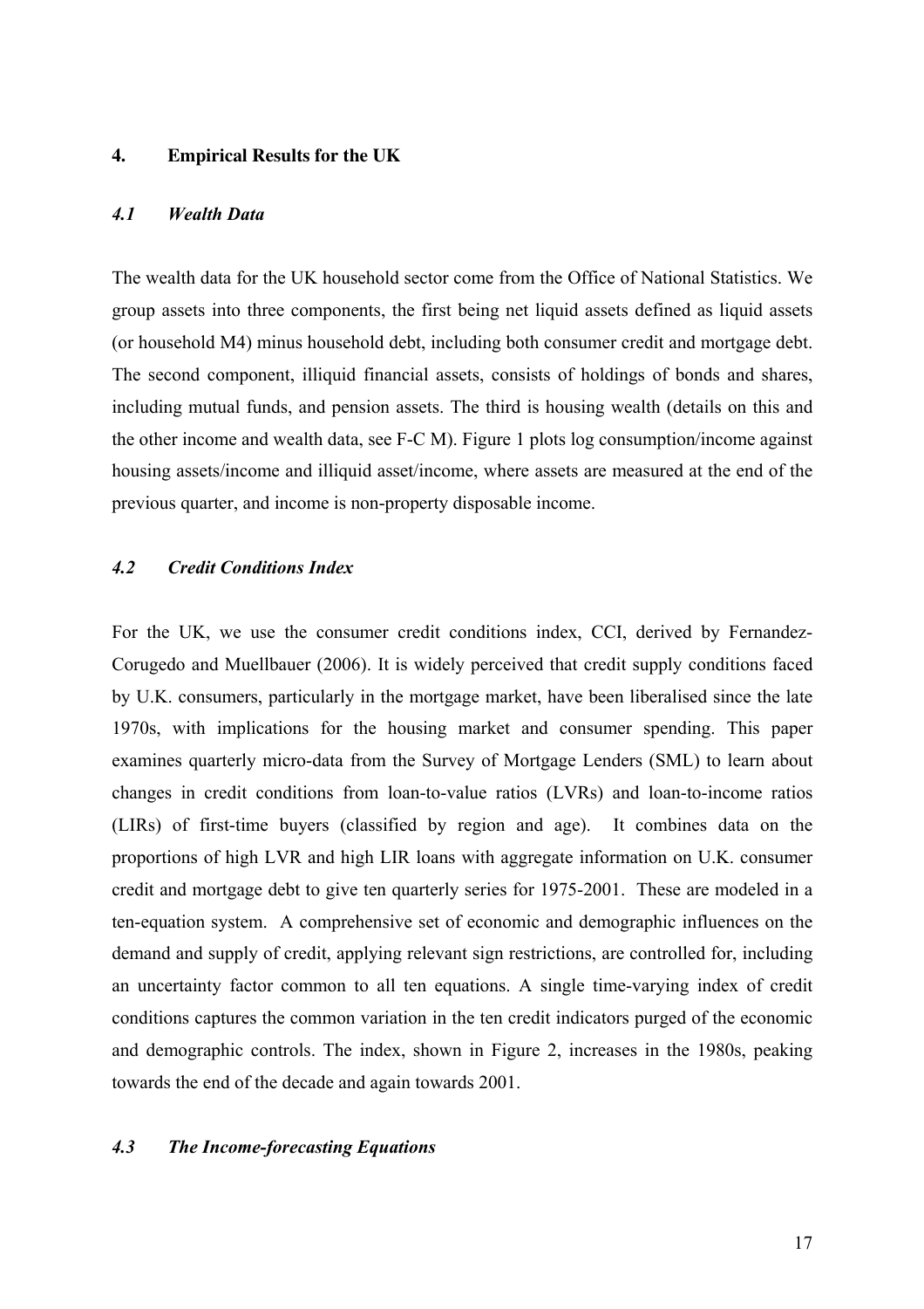## 4. Empirical Results for the UK

### *4.1 Wealth Data*

The wealth data for the UK household sector come from the Office of National Statistics. We group assets into three components, the first being net liquid assets defined as liquid assets (or household M4) minus household debt, including both consumer credit and mortgage debt. The second component, illiquid financial assets, consists of holdings of bonds and shares, including mutual funds, and pension assets. The third is housing wealth (details on this and the other income and wealth data, see F-C M). Figure 1 plots log consumption/income against housing assets/income and illiquid asset/income, where assets are measured at the end of the previous quarter, and income is non-property disposable income.

### *4.2 Credit Conditions Index*

For the UK, we use the consumer credit conditions index, CCI, derived by Fernandez-Corugedo and Muellbauer (2006). It is widely perceived that credit supply conditions faced by U.K. consumers, particularly in the mortgage market, have been liberalised since the late 1970s, with implications for the housing market and consumer spending. This paper examines quarterly micro-data from the Survey of Mortgage Lenders (SML) to learn about changes in credit conditions from loan-to-value ratios (LVRs) and loan-to-income ratios (LIRs) of first-time buyers (classified by region and age). It combines data on the proportions of high LVR and high LIR loans with aggregate information on U.K. consumer credit and mortgage debt to give ten quarterly series for 1975-2001. These are modeled in a ten-equation system. A comprehensive set of economic and demographic influences on the demand and supply of credit, applying relevant sign restrictions, are controlled for, including an uncertainty factor common to all ten equations. A single time-varying index of credit conditions captures the common variation in the ten credit indicators purged of the economic and demographic controls. The index, shown in Figure 2, increases in the 1980s, peaking towards the end of the decade and again towards 2001.

### *4.3 The Income-forecasting Equations*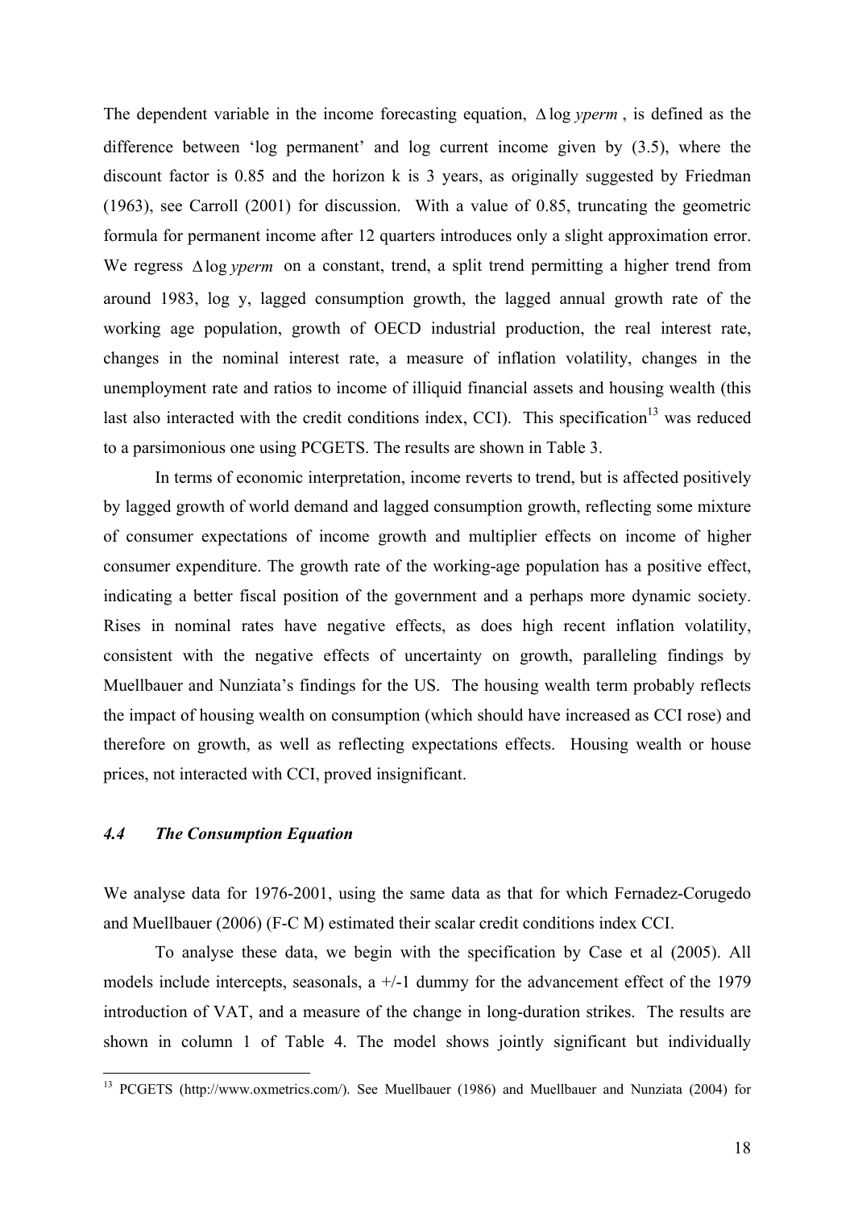The dependent variable in the income forecasting equation, $\Delta \log yperm$, is defined as the difference between 'log permanent' and log current income given by (3.5), where the discount factor is 0.85 and the horizon k is 3 years, as originally suggested by Friedman (1963), see Carroll (2001) for discussion. With a value of 0.85, truncating the geometric formula for permanent income after 12 quarters introduces only a slight approximation error. We regress $\Delta \log yperm$ on a constant, trend, a split trend permitting a higher trend from around 1983, log y, lagged consumption growth, the lagged annual growth rate of the working age population, growth of OECD industrial production, the real interest rate, changes in the nominal interest rate, a measure of inflation volatility, changes in the unemployment rate and ratios to income of illiquid financial assets and housing wealth (this last also interacted with the credit conditions index, CCI). This specification[13] was reduced to a parsimonious one using PCGETS. The results are shown in Table 3.

In terms of economic interpretation, income reverts to trend, but is affected positively by lagged growth of world demand and lagged consumption growth, reflecting some mixture of consumer expectations of income growth and multiplier effects on income of higher consumer expenditure. The growth rate of the working-age population has a positive effect, indicating a better fiscal position of the government and a perhaps more dynamic society. Rises in nominal rates have negative effects, as does high recent inflation volatility, consistent with the negative effects of uncertainty on growth, paralleling findings by Muellbauer and Nunziata's findings for the US. The housing wealth term probably reflects the impact of housing wealth on consumption (which should have increased as CCI rose) and therefore on growth, as well as reflecting expectations effects. Housing wealth or house prices, not interacted with CCI, proved insignificant.

### *4.4 The Consumption Equation*

We analyse data for 1976-2001, using the same data as that for which Fernadez-Corugedo and Muellbauer (2006) (F-C M) estimated their scalar credit conditions index CCI.

To analyse these data, we begin with the specification by Case et al (2005). All models include intercepts, seasonals, a +/-1 dummy for the advancement effect of the 1979 introduction of VAT, and a measure of the change in long-duration strikes. The results are shown in column 1 of Table 4. The model shows jointly significant but individually

[13] PCGETS (http://www.oxmetrics.com/). See Muellbauer (1986) and Muellbauer and Nunziata (2004) for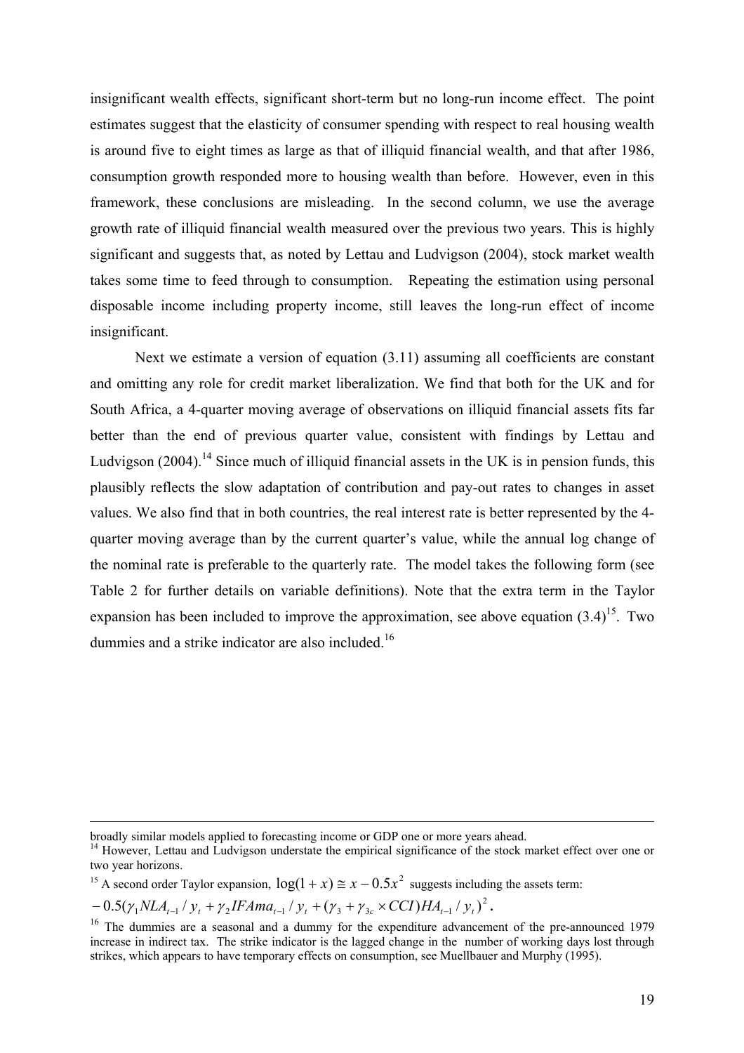insignificant wealth effects, significant short-term but no long-run income effect. The point estimates suggest that the elasticity of consumer spending with respect to real housing wealth is around five to eight times as large as that of illiquid financial wealth, and that after 1986, consumption growth responded more to housing wealth than before. However, even in this framework, these conclusions are misleading. In the second column, we use the average growth rate of illiquid financial wealth measured over the previous two years. This is highly significant and suggests that, as noted by Lettau and Ludvigson (2004), stock market wealth takes some time to feed through to consumption. Repeating the estimation using personal disposable income including property income, still leaves the long-run effect of income insignificant.

Next we estimate a version of equation (3.11) assuming all coefficients are constant and omitting any role for credit market liberalization. We find that both for the UK and for South Africa, a 4-quarter moving average of observations on illiquid financial assets fits far better than the end of previous quarter value, consistent with findings by Lettau and Ludvigson (2004).[14] Since much of illiquid financial assets in the UK is in pension funds, this plausibly reflects the slow adaptation of contribution and pay-out rates to changes in asset values. We also find that in both countries, the real interest rate is better represented by the 4-quarter moving average than by the current quarter's value, while the annual log change of the nominal rate is preferable to the quarterly rate. The model takes the following form (see Table 2 for further details on variable definitions). Note that the extra term in the Taylor expansion has been included to improve the approximation, see above equation (3.4)[15]. Two dummies and a strike indicator are also included.[16]

---

broadly similar models applied to forecasting income or GDP one or more years ahead.

[14] However, Lettau and Ludvigson understate the empirical significance of the stock market effect over one or two year horizons.

[15] A second order Taylor expansion, $\log(1+x) \cong x - 0.5x^2$ suggests including the assets term:

$-0.5(\gamma_1 NLA_{t-1}/y_t + \gamma_2 IFAma_{t-1}/y_t + (\gamma_3 + \gamma_{3c} \times CCI)HA_{t-1}/y_t)^2$.

[16] The dummies are a seasonal and a dummy for the expenditure advancement of the pre-announced 1979 increase in indirect tax. The strike indicator is the lagged change in the number of working days lost through strikes, which appears to have temporary effects on consumption, see Muellbauer and Murphy (1995).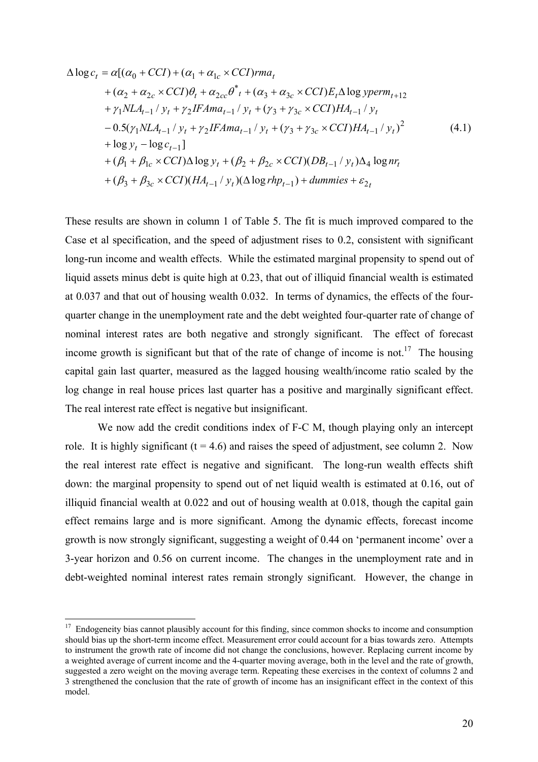$$
\begin{aligned}
\Delta \log c_t = \alpha[&(\alpha_0 + CCI) + (\alpha_1 + \alpha_{1c} \times CCI) rma_t \\
&+ (\alpha_2 + \alpha_{2c} \times CCI)\theta_t + \alpha_{2cc}\theta^*{}_t + (\alpha_3 + \alpha_{3c} \times CCI) E_t \Delta \log yperm_{t+12} \\
&+ \gamma_1 NLA_{t-1} / y_t + \gamma_2 IFAma_{t-1} / y_t + (\gamma_3 + \gamma_{3c} \times CCI) HA_{t-1} / y_t \\
&- 0.5(\gamma_1 NLA_{t-1} / y_t + \gamma_2 IFAma_{t-1} / y_t + (\gamma_3 + \gamma_{3c} \times CCI) HA_{t-1} / y_t)^2 \\
&+ \log y_t - \log c_{t-1}] \\
&+ (\beta_1 + \beta_{1c} \times CCI)\Delta \log y_t + (\beta_2 + \beta_{2c} \times CCI)(DB_{t-1} / y_t)\Delta_4 \log nr_t \\
&+ (\beta_3 + \beta_{3c} \times CCI)(HA_{t-1} / y_t)(\Delta \log rhp_{t-1}) + dummies + \varepsilon_{2t}
\end{aligned}
\tag{4.1}
$$

These results are shown in column 1 of Table 5. The fit is much improved compared to the Case et al specification, and the speed of adjustment rises to 0.2, consistent with significant long-run income and wealth effects. While the estimated marginal propensity to spend out of liquid assets minus debt is quite high at 0.23, that out of illiquid financial wealth is estimated at 0.037 and that out of housing wealth 0.032. In terms of dynamics, the effects of the four-quarter change in the unemployment rate and the debt weighted four-quarter rate of change of nominal interest rates are both negative and strongly significant. The effect of forecast income growth is significant but that of the rate of change of income is not.[17] The housing capital gain last quarter, measured as the lagged housing wealth/income ratio scaled by the log change in real house prices last quarter has a positive and marginally significant effect. The real interest rate effect is negative but insignificant.

We now add the credit conditions index of F-C M, though playing only an intercept role. It is highly significant (t = 4.6) and raises the speed of adjustment, see column 2. Now the real interest rate effect is negative and significant. The long-run wealth effects shift down: the marginal propensity to spend out of net liquid wealth is estimated at 0.16, out of illiquid financial wealth at 0.022 and out of housing wealth at 0.018, though the capital gain effect remains large and is more significant. Among the dynamic effects, forecast income growth is now strongly significant, suggesting a weight of 0.44 on 'permanent income' over a 3-year horizon and 0.56 on current income. The changes in the unemployment rate and in debt-weighted nominal interest rates remain strongly significant. However, the change in

---

[17] Endogeneity bias cannot plausibly account for this finding, since common shocks to income and consumption should bias up the short-term income effect. Measurement error could account for a bias towards zero. Attempts to instrument the growth rate of income did not change the conclusions, however. Replacing current income by a weighted average of current income and the 4-quarter moving average, both in the level and the rate of growth, suggested a zero weight on the moving average term. Repeating these exercises in the context of columns 2 and 3 strengthened the conclusion that the rate of growth of income has an insignificant effect in the context of this model.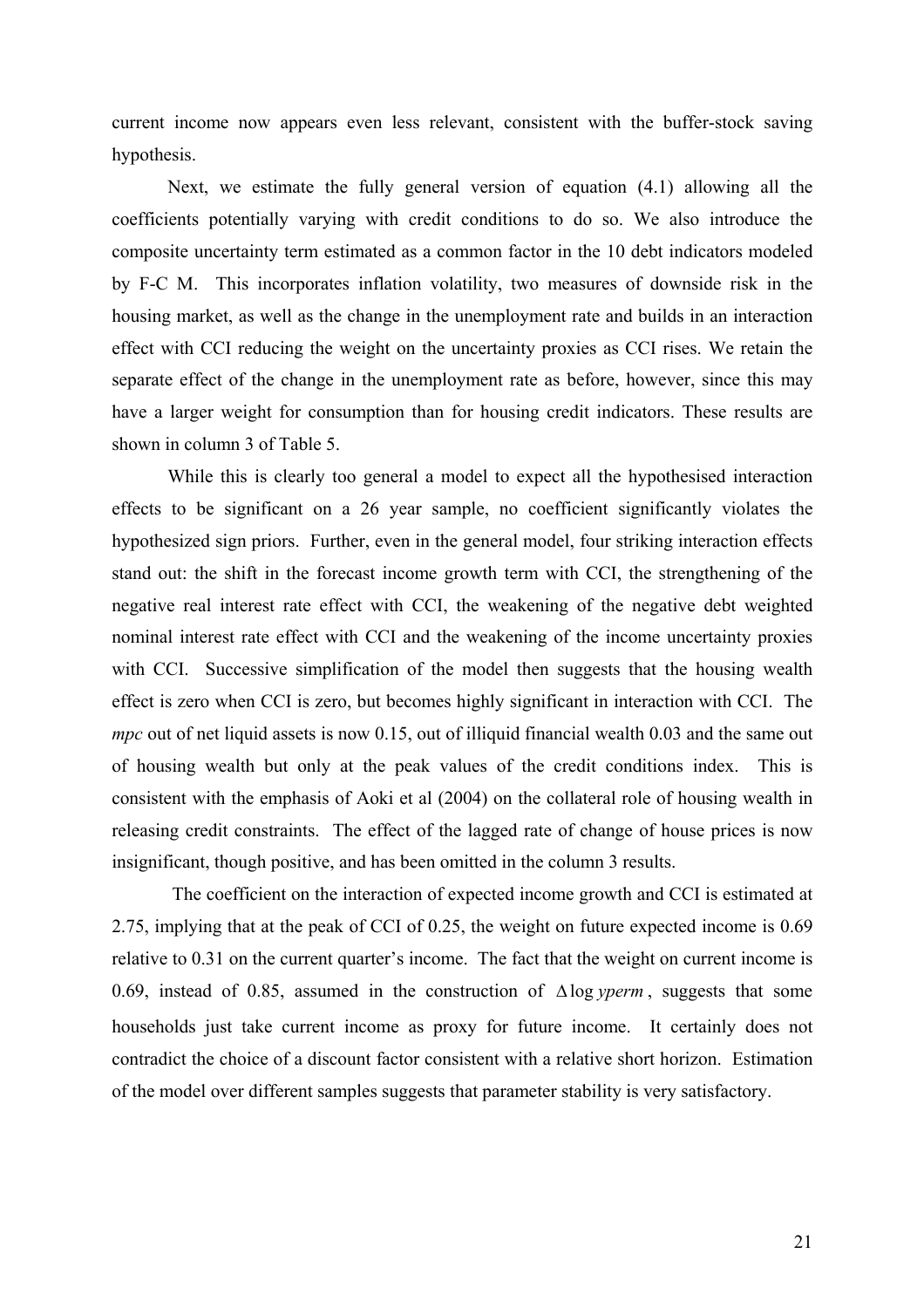current income now appears even less relevant, consistent with the buffer-stock saving hypothesis.

Next, we estimate the fully general version of equation (4.1) allowing all the coefficients potentially varying with credit conditions to do so. We also introduce the composite uncertainty term estimated as a common factor in the 10 debt indicators modeled by F-C M. This incorporates inflation volatility, two measures of downside risk in the housing market, as well as the change in the unemployment rate and builds in an interaction effect with CCI reducing the weight on the uncertainty proxies as CCI rises. We retain the separate effect of the change in the unemployment rate as before, however, since this may have a larger weight for consumption than for housing credit indicators. These results are shown in column 3 of Table 5.

While this is clearly too general a model to expect all the hypothesised interaction effects to be significant on a 26 year sample, no coefficient significantly violates the hypothesized sign priors. Further, even in the general model, four striking interaction effects stand out: the shift in the forecast income growth term with CCI, the strengthening of the negative real interest rate effect with CCI, the weakening of the negative debt weighted nominal interest rate effect with CCI and the weakening of the income uncertainty proxies with CCI. Successive simplification of the model then suggests that the housing wealth effect is zero when CCI is zero, but becomes highly significant in interaction with CCI. The *mpc* out of net liquid assets is now 0.15, out of illiquid financial wealth 0.03 and the same out of housing wealth but only at the peak values of the credit conditions index. This is consistent with the emphasis of Aoki et al (2004) on the collateral role of housing wealth in releasing credit constraints. The effect of the lagged rate of change of house prices is now insignificant, though positive, and has been omitted in the column 3 results.

The coefficient on the interaction of expected income growth and CCI is estimated at 2.75, implying that at the peak of CCI of 0.25, the weight on future expected income is 0.69 relative to 0.31 on the current quarter's income. The fact that the weight on current income is 0.69, instead of 0.85, assumed in the construction of $\Delta \log yperm$, suggests that some households just take current income as proxy for future income. It certainly does not contradict the choice of a discount factor consistent with a relative short horizon. Estimation of the model over different samples suggests that parameter stability is very satisfactory.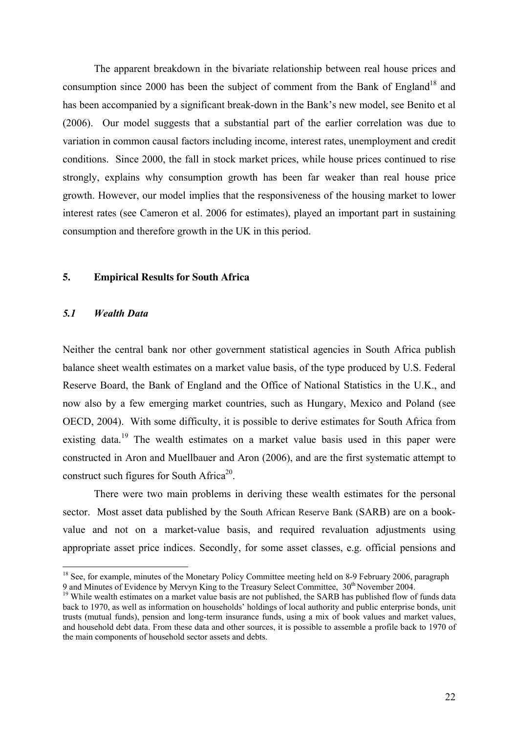The apparent breakdown in the bivariate relationship between real house prices and consumption since 2000 has been the subject of comment from the Bank of England[18] and has been accompanied by a significant break-down in the Bank's new model, see Benito et al (2006). Our model suggests that a substantial part of the earlier correlation was due to variation in common causal factors including income, interest rates, unemployment and credit conditions. Since 2000, the fall in stock market prices, while house prices continued to rise strongly, explains why consumption growth has been far weaker than real house price growth. However, our model implies that the responsiveness of the housing market to lower interest rates (see Cameron et al. 2006 for estimates), played an important part in sustaining consumption and therefore growth in the UK in this period.

## 5. Empirical Results for South Africa

### *5.1 Wealth Data*

Neither the central bank nor other government statistical agencies in South Africa publish balance sheet wealth estimates on a market value basis, of the type produced by U.S. Federal Reserve Board, the Bank of England and the Office of National Statistics in the U.K., and now also by a few emerging market countries, such as Hungary, Mexico and Poland (see OECD, 2004). With some difficulty, it is possible to derive estimates for South Africa from existing data.[19] The wealth estimates on a market value basis used in this paper were constructed in Aron and Muellbauer and Aron (2006), and are the first systematic attempt to construct such figures for South Africa[20].

There were two main problems in deriving these wealth estimates for the personal sector. Most asset data published by the South African Reserve Bank (SARB) are on a book-value and not on a market-value basis, and required revaluation adjustments using appropriate asset price indices. Secondly, for some asset classes, e.g. official pensions and

---

[18] See, for example, minutes of the Monetary Policy Committee meeting held on 8-9 February 2006, paragraph 9 and Minutes of Evidence by Mervyn King to the Treasury Select Committee, 30th November 2004.

[19] While wealth estimates on a market value basis are not published, the SARB has published flow of funds data back to 1970, as well as information on households' holdings of local authority and public enterprise bonds, unit trusts (mutual funds), pension and long-term insurance funds, using a mix of book values and market values, and household debt data. From these data and other sources, it is possible to assemble a profile back to 1970 of the main components of household sector assets and debts.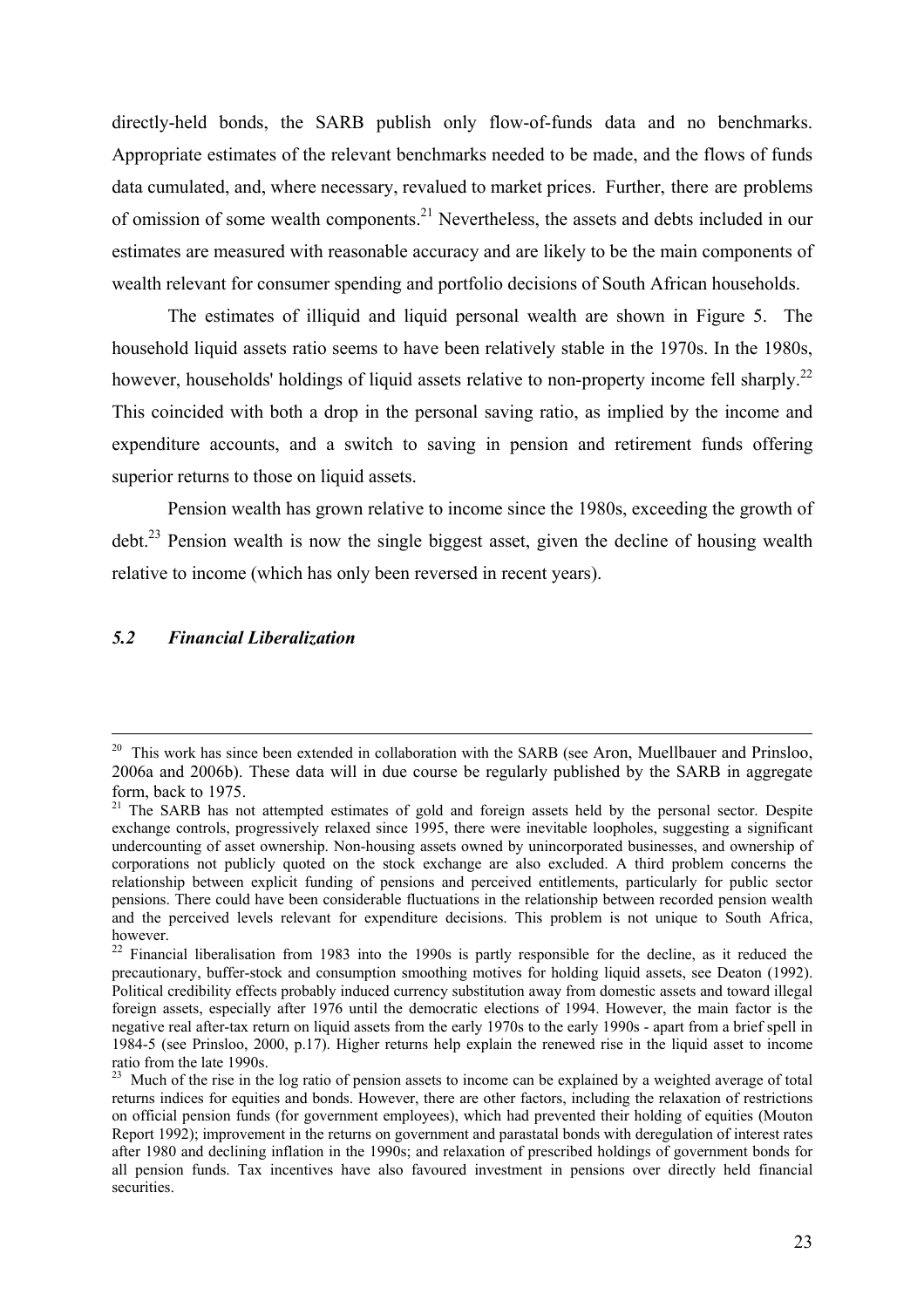directly-held bonds, the SARB publish only flow-of-funds data and no benchmarks. Appropriate estimates of the relevant benchmarks needed to be made, and the flows of funds data cumulated, and, where necessary, revalued to market prices. Further, there are problems of omission of some wealth components.[21] Nevertheless, the assets and debts included in our estimates are measured with reasonable accuracy and are likely to be the main components of wealth relevant for consumer spending and portfolio decisions of South African households.

The estimates of illiquid and liquid personal wealth are shown in Figure 5. The household liquid assets ratio seems to have been relatively stable in the 1970s. In the 1980s, however, households' holdings of liquid assets relative to non-property income fell sharply.[22] This coincided with both a drop in the personal saving ratio, as implied by the income and expenditure accounts, and a switch to saving in pension and retirement funds offering superior returns to those on liquid assets.

Pension wealth has grown relative to income since the 1980s, exceeding the growth of debt.[23] Pension wealth is now the single biggest asset, given the decline of housing wealth relative to income (which has only been reversed in recent years).

### *5.2 Financial Liberalization*

---

[20] This work has since been extended in collaboration with the SARB (see Aron, Muellbauer and Prinsloo, 2006a and 2006b). These data will in due course be regularly published by the SARB in aggregate form, back to 1975.

[21] The SARB has not attempted estimates of gold and foreign assets held by the personal sector. Despite exchange controls, progressively relaxed since 1995, there were inevitable loopholes, suggesting a significant undercounting of asset ownership. Non-housing assets owned by unincorporated businesses, and ownership of corporations not publicly quoted on the stock exchange are also excluded. A third problem concerns the relationship between explicit funding of pensions and perceived entitlements, particularly for public sector pensions. There could have been considerable fluctuations in the relationship between recorded pension wealth and the perceived levels relevant for expenditure decisions. This problem is not unique to South Africa, however.

[22] Financial liberalisation from 1983 into the 1990s is partly responsible for the decline, as it reduced the precautionary, buffer-stock and consumption smoothing motives for holding liquid assets, see Deaton (1992). Political credibility effects probably induced currency substitution away from domestic assets and toward illegal foreign assets, especially after 1976 until the democratic elections of 1994. However, the main factor is the negative real after-tax return on liquid assets from the early 1970s to the early 1990s - apart from a brief spell in 1984-5 (see Prinsloo, 2000, p.17). Higher returns help explain the renewed rise in the liquid asset to income ratio from the late 1990s.

[23] Much of the rise in the log ratio of pension assets to income can be explained by a weighted average of total returns indices for equities and bonds. However, there are other factors, including the relaxation of restrictions on official pension funds (for government employees), which had prevented their holding of equities (Mouton Report 1992); improvement in the returns on government and parastatal bonds with deregulation of interest rates after 1980 and declining inflation in the 1990s; and relaxation of prescribed holdings of government bonds for all pension funds. Tax incentives have also favoured investment in pensions over directly held financial securities.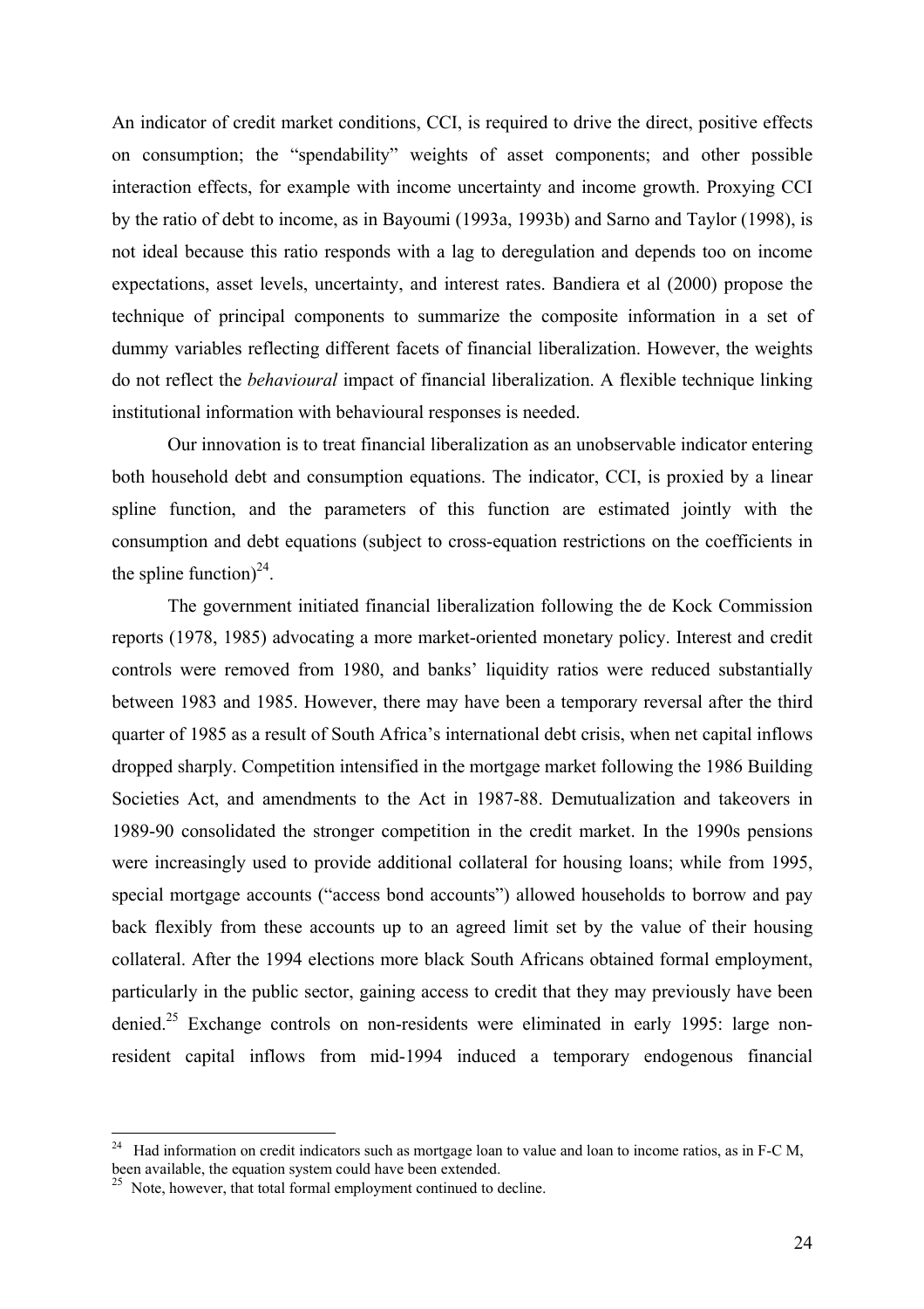An indicator of credit market conditions, CCI, is required to drive the direct, positive effects on consumption; the "spendability" weights of asset components; and other possible interaction effects, for example with income uncertainty and income growth. Proxying CCI by the ratio of debt to income, as in Bayoumi (1993a, 1993b) and Sarno and Taylor (1998), is not ideal because this ratio responds with a lag to deregulation and depends too on income expectations, asset levels, uncertainty, and interest rates. Bandiera et al (2000) propose the technique of principal components to summarize the composite information in a set of dummy variables reflecting different facets of financial liberalization. However, the weights do not reflect the *behavioural* impact of financial liberalization. A flexible technique linking institutional information with behavioural responses is needed.

Our innovation is to treat financial liberalization as an unobservable indicator entering both household debt and consumption equations. The indicator, CCI, is proxied by a linear spline function, and the parameters of this function are estimated jointly with the consumption and debt equations (subject to cross-equation restrictions on the coefficients in the spline function)[24].

The government initiated financial liberalization following the de Kock Commission reports (1978, 1985) advocating a more market-oriented monetary policy. Interest and credit controls were removed from 1980, and banks' liquidity ratios were reduced substantially between 1983 and 1985. However, there may have been a temporary reversal after the third quarter of 1985 as a result of South Africa's international debt crisis, when net capital inflows dropped sharply. Competition intensified in the mortgage market following the 1986 Building Societies Act, and amendments to the Act in 1987-88. Demutualization and takeovers in 1989-90 consolidated the stronger competition in the credit market. In the 1990s pensions were increasingly used to provide additional collateral for housing loans; while from 1995, special mortgage accounts ("access bond accounts") allowed households to borrow and pay back flexibly from these accounts up to an agreed limit set by the value of their housing collateral. After the 1994 elections more black South Africans obtained formal employment, particularly in the public sector, gaining access to credit that they may previously have been denied.[25] Exchange controls on non-residents were eliminated in early 1995: large non-resident capital inflows from mid-1994 induced a temporary endogenous financial

---

[24] Had information on credit indicators such as mortgage loan to value and loan to income ratios, as in F-C M, been available, the equation system could have been extended.

[25] Note, however, that total formal employment continued to decline.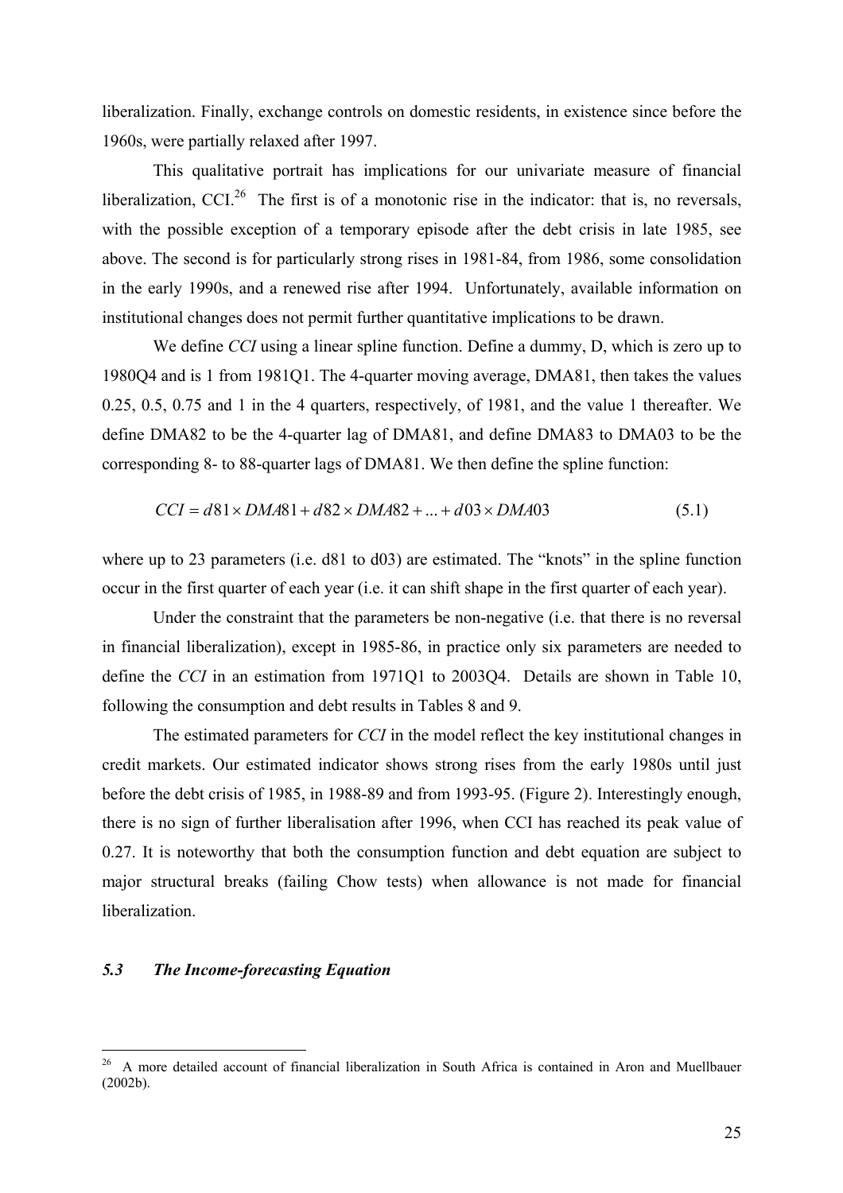liberalization. Finally, exchange controls on domestic residents, in existence since before the 1960s, were partially relaxed after 1997.

This qualitative portrait has implications for our univariate measure of financial liberalization, CCI.[26] The first is of a monotonic rise in the indicator: that is, no reversals, with the possible exception of a temporary episode after the debt crisis in late 1985, see above. The second is for particularly strong rises in 1981-84, from 1986, some consolidation in the early 1990s, and a renewed rise after 1994. Unfortunately, available information on institutional changes does not permit further quantitative implications to be drawn.

We define *CCI* using a linear spline function. Define a dummy, D, which is zero up to 1980Q4 and is 1 from 1981Q1. The 4-quarter moving average, DMA81, then takes the values 0.25, 0.5, 0.75 and 1 in the 4 quarters, respectively, of 1981, and the value 1 thereafter. We define DMA82 to be the 4-quarter lag of DMA81, and define DMA83 to DMA03 to be the corresponding 8- to 88-quarter lags of DMA81. We then define the spline function:

$$CCI = d81 \times DMA81 + d82 \times DMA82 + ... + d03 \times DMA03 \tag{5.1}$$

where up to 23 parameters (i.e. d81 to d03) are estimated. The "knots" in the spline function occur in the first quarter of each year (i.e. it can shift shape in the first quarter of each year).

Under the constraint that the parameters be non-negative (i.e. that there is no reversal in financial liberalization), except in 1985-86, in practice only six parameters are needed to define the *CCI* in an estimation from 1971Q1 to 2003Q4. Details are shown in Table 10, following the consumption and debt results in Tables 8 and 9.

The estimated parameters for *CCI* in the model reflect the key institutional changes in credit markets. Our estimated indicator shows strong rises from the early 1980s until just before the debt crisis of 1985, in 1988-89 and from 1993-95. (Figure 2). Interestingly enough, there is no sign of further liberalisation after 1996, when CCI has reached its peak value of 0.27. It is noteworthy that both the consumption function and debt equation are subject to major structural breaks (failing Chow tests) when allowance is not made for financial liberalization.

### *5.3 The Income-forecasting Equation*

---

[26] A more detailed account of financial liberalization in South Africa is contained in Aron and Muellbauer (2002b).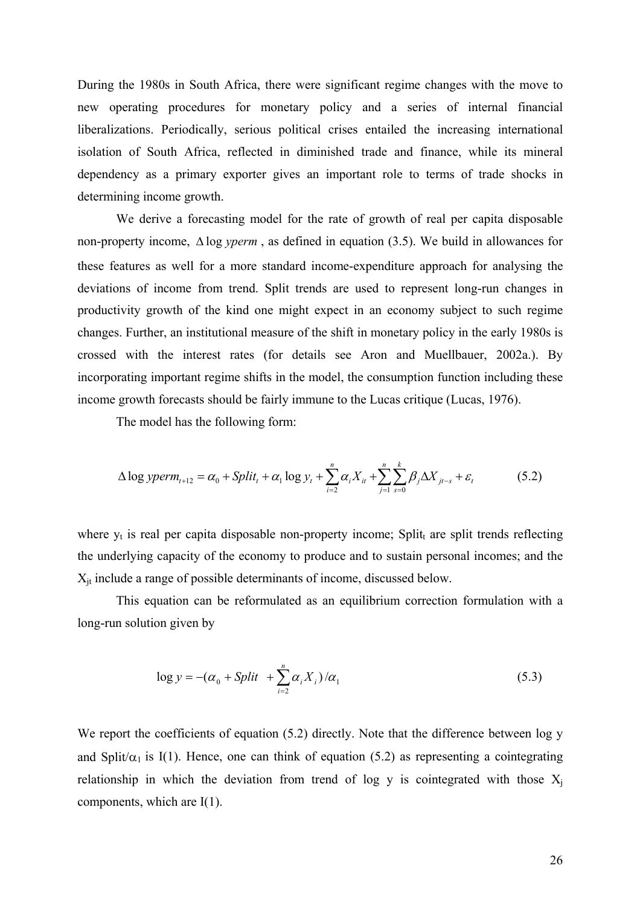During the 1980s in South Africa, there were significant regime changes with the move to new operating procedures for monetary policy and a series of internal financial liberalizations. Periodically, serious political crises entailed the increasing international isolation of South Africa, reflected in diminished trade and finance, while its mineral dependency as a primary exporter gives an important role to terms of trade shocks in determining income growth.

We derive a forecasting model for the rate of growth of real per capita disposable non-property income, $\Delta \log yperm$, as defined in equation (3.5). We build in allowances for these features as well for a more standard income-expenditure approach for analysing the deviations of income from trend. Split trends are used to represent long-run changes in productivity growth of the kind one might expect in an economy subject to such regime changes. Further, an institutional measure of the shift in monetary policy in the early 1980s is crossed with the interest rates (for details see Aron and Muellbauer, 2002a.). By incorporating important regime shifts in the model, the consumption function including these income growth forecasts should be fairly immune to the Lucas critique (Lucas, 1976).

The model has the following form:

$$\Delta \log yperm_{t+12} = \alpha_0 + Split_t + \alpha_1 \log y_t + \sum_{i=2}^{n} \alpha_i X_{it} + \sum_{j=1}^{n} \sum_{s=0}^{k} \beta_j \Delta X_{jt-s} + \varepsilon_t \tag{5.2}$$

where $y_t$ is real per capita disposable non-property income; $Split_t$ are split trends reflecting the underlying capacity of the economy to produce and to sustain personal incomes; and the $X_{jt}$ include a range of possible determinants of income, discussed below.

This equation can be reformulated as an equilibrium correction formulation with a long-run solution given by

$$\log y = -(\alpha_0 + Split \ + \sum_{i=2}^{n} \alpha_i X_i)/\alpha_1 \tag{5.3}$$

We report the coefficients of equation (5.2) directly. Note that the difference between log y and $Split/\alpha_1$ is I(1). Hence, one can think of equation (5.2) as representing a cointegrating relationship in which the deviation from trend of log y is cointegrated with those $X_j$ components, which are I(1).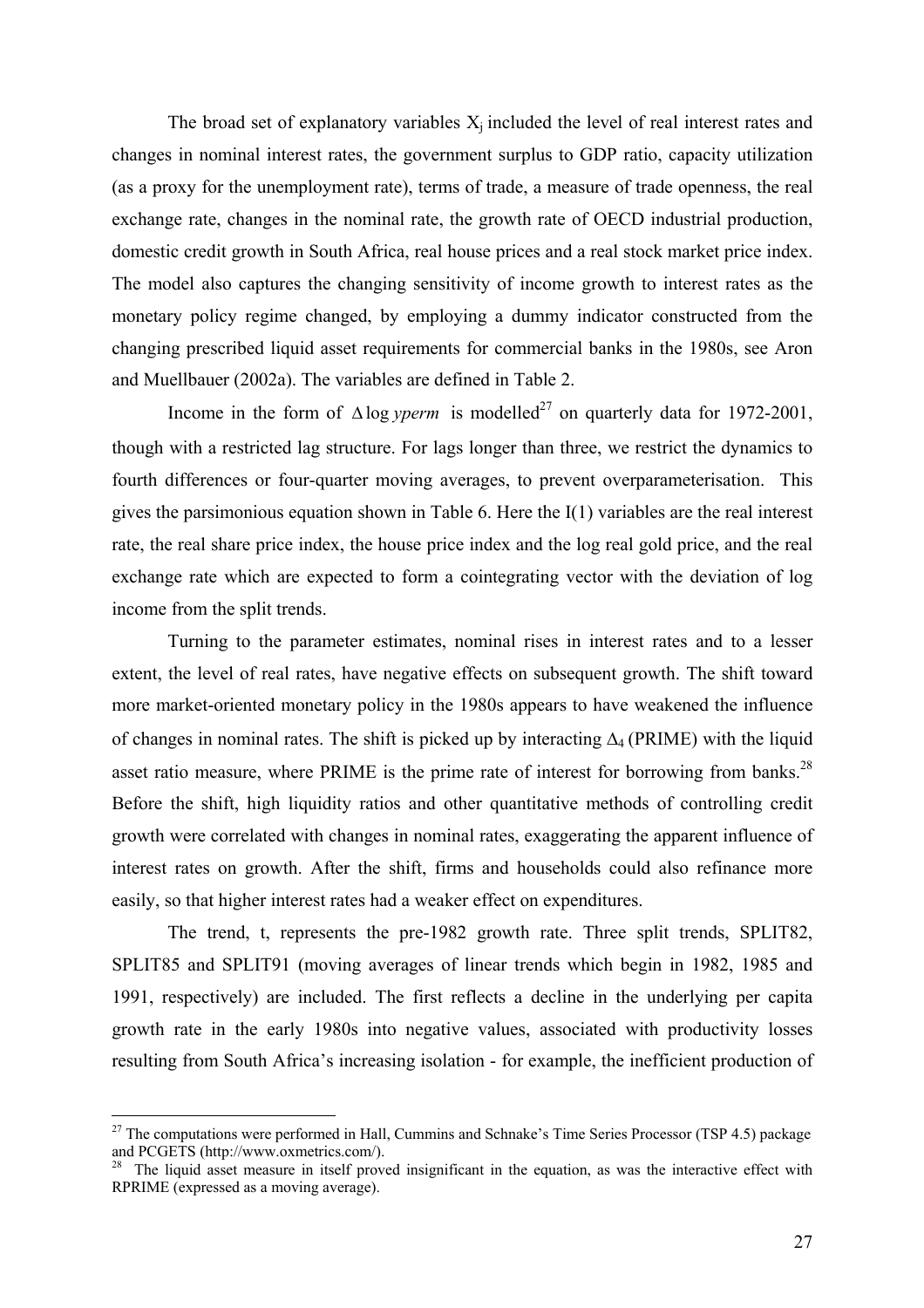The broad set of explanatory variables $X_j$ included the level of real interest rates and changes in nominal interest rates, the government surplus to GDP ratio, capacity utilization (as a proxy for the unemployment rate), terms of trade, a measure of trade openness, the real exchange rate, changes in the nominal rate, the growth rate of OECD industrial production, domestic credit growth in South Africa, real house prices and a real stock market price index. The model also captures the changing sensitivity of income growth to interest rates as the monetary policy regime changed, by employing a dummy indicator constructed from the changing prescribed liquid asset requirements for commercial banks in the 1980s, see Aron and Muellbauer (2002a). The variables are defined in Table 2.

Income in the form of $\Delta \log yperm$ is modelled[27] on quarterly data for 1972-2001, though with a restricted lag structure. For lags longer than three, we restrict the dynamics to fourth differences or four-quarter moving averages, to prevent overparameterisation. This gives the parsimonious equation shown in Table 6. Here the I(1) variables are the real interest rate, the real share price index, the house price index and the log real gold price, and the real exchange rate which are expected to form a cointegrating vector with the deviation of log income from the split trends.

Turning to the parameter estimates, nominal rises in interest rates and to a lesser extent, the level of real rates, have negative effects on subsequent growth. The shift toward more market-oriented monetary policy in the 1980s appears to have weakened the influence of changes in nominal rates. The shift is picked up by interacting $\Delta_4$ (PRIME) with the liquid asset ratio measure, where PRIME is the prime rate of interest for borrowing from banks.[28] Before the shift, high liquidity ratios and other quantitative methods of controlling credit growth were correlated with changes in nominal rates, exaggerating the apparent influence of interest rates on growth. After the shift, firms and households could also refinance more easily, so that higher interest rates had a weaker effect on expenditures.

The trend, t, represents the pre-1982 growth rate. Three split trends, SPLIT82, SPLIT85 and SPLIT91 (moving averages of linear trends which begin in 1982, 1985 and 1991, respectively) are included. The first reflects a decline in the underlying per capita growth rate in the early 1980s into negative values, associated with productivity losses resulting from South Africa's increasing isolation - for example, the inefficient production of

---

[27] The computations were performed in Hall, Cummins and Schnake's Time Series Processor (TSP 4.5) package and PCGETS (http://www.oxmetrics.com/).

[28] The liquid asset measure in itself proved insignificant in the equation, as was the interactive effect with RPRIME (expressed as a moving average).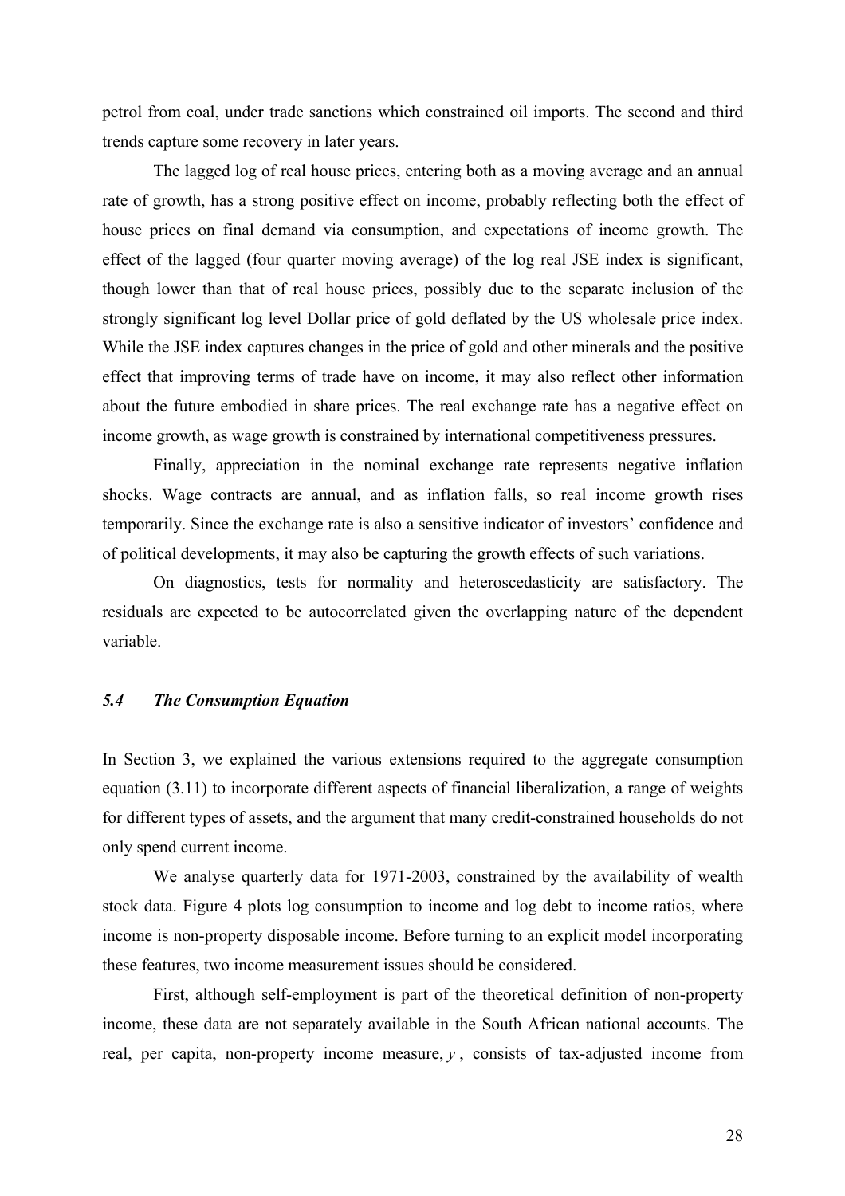petrol from coal, under trade sanctions which constrained oil imports. The second and third trends capture some recovery in later years.

The lagged log of real house prices, entering both as a moving average and an annual rate of growth, has a strong positive effect on income, probably reflecting both the effect of house prices on final demand via consumption, and expectations of income growth. The effect of the lagged (four quarter moving average) of the log real JSE index is significant, though lower than that of real house prices, possibly due to the separate inclusion of the strongly significant log level Dollar price of gold deflated by the US wholesale price index. While the JSE index captures changes in the price of gold and other minerals and the positive effect that improving terms of trade have on income, it may also reflect other information about the future embodied in share prices. The real exchange rate has a negative effect on income growth, as wage growth is constrained by international competitiveness pressures.

Finally, appreciation in the nominal exchange rate represents negative inflation shocks. Wage contracts are annual, and as inflation falls, so real income growth rises temporarily. Since the exchange rate is also a sensitive indicator of investors' confidence and of political developments, it may also be capturing the growth effects of such variations.

On diagnostics, tests for normality and heteroscedasticity are satisfactory. The residuals are expected to be autocorrelated given the overlapping nature of the dependent variable.

### *5.4 The Consumption Equation*

In Section 3, we explained the various extensions required to the aggregate consumption equation (3.11) to incorporate different aspects of financial liberalization, a range of weights for different types of assets, and the argument that many credit-constrained households do not only spend current income.

We analyse quarterly data for 1971-2003, constrained by the availability of wealth stock data. Figure 4 plots log consumption to income and log debt to income ratios, where income is non-property disposable income. Before turning to an explicit model incorporating these features, two income measurement issues should be considered.

First, although self-employment is part of the theoretical definition of non-property income, these data are not separately available in the South African national accounts. The real, per capita, non-property income measure, $y$, consists of tax-adjusted income from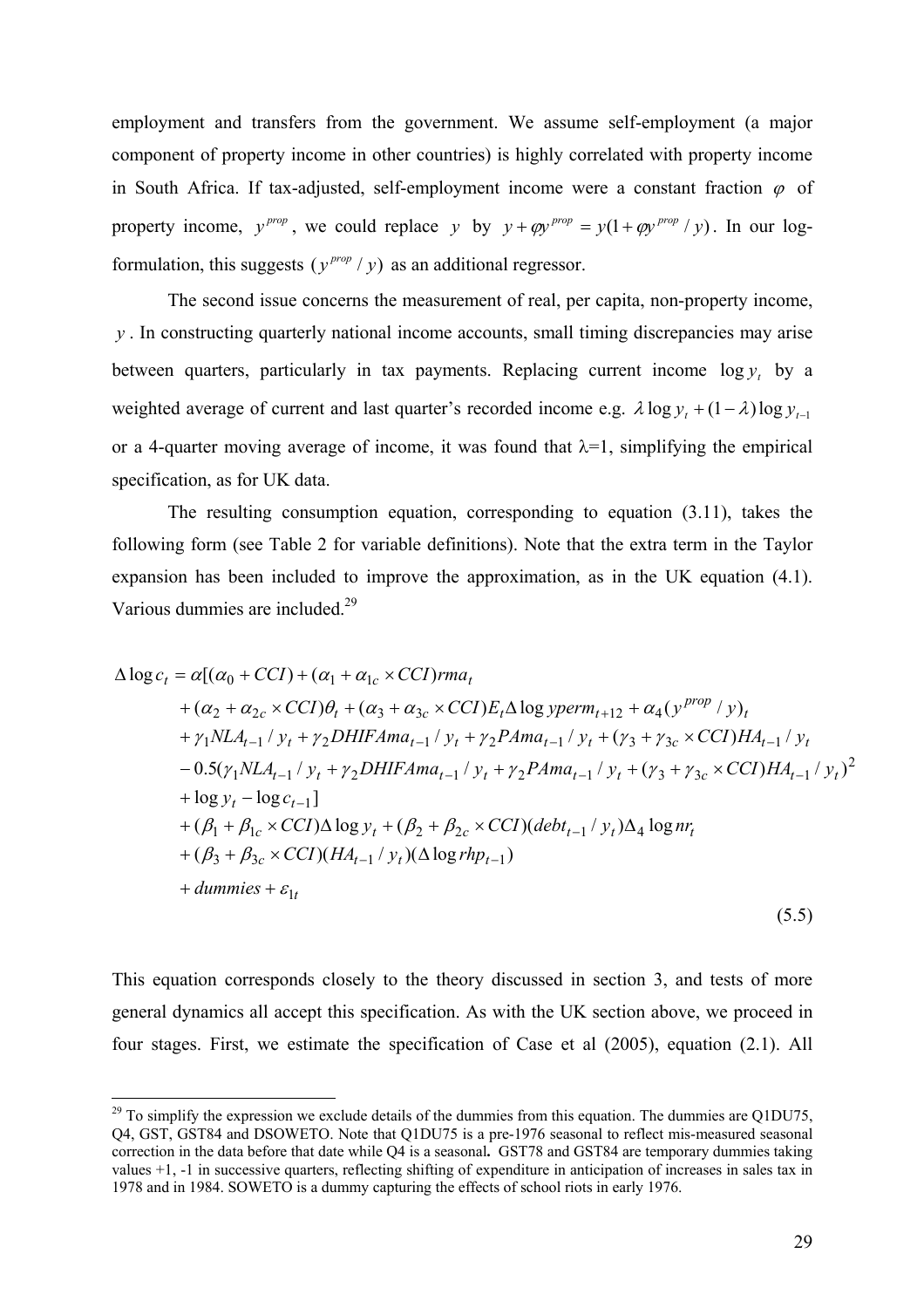employment and transfers from the government. We assume self-employment (a major component of property income in other countries) is highly correlated with property income in South Africa. If tax-adjusted, self-employment income were a constant fraction $\varphi$ of property income, $y^{prop}$, we could replace $y$ by $y + \varphi y^{prop} = y(1 + \varphi y^{prop} / y)$. In our log-formulation, this suggests $(y^{prop} / y)$ as an additional regressor.

The second issue concerns the measurement of real, per capita, non-property income, $y$. In constructing quarterly national income accounts, small timing discrepancies may arise between quarters, particularly in tax payments. Replacing current income $\log y_t$ by a weighted average of current and last quarter's recorded income e.g. $\lambda \log y_t + (1-\lambda)\log y_{t-1}$ or a 4-quarter moving average of income, it was found that $\lambda$=1, simplifying the empirical specification, as for UK data.

The resulting consumption equation, corresponding to equation (3.11), takes the following form (see Table 2 for variable definitions). Note that the extra term in the Taylor expansion has been included to improve the approximation, as in the UK equation (4.1). Various dummies are included.[29]

$$
\begin{aligned}
\Delta \log c_t = \alpha[ & (\alpha_0 + CCI) + (\alpha_1 + \alpha_{1c} \times CCI) rma_t \\
& + (\alpha_2 + \alpha_{2c} \times CCI)\theta_t + (\alpha_3 + \alpha_{3c} \times CCI) E_t \Delta \log yperm_{t+12} + \alpha_4 (y^{prop} / y)_t \\
& + \gamma_1 NLA_{t-1} / y_t + \gamma_2 DHIFAma_{t-1} / y_t + \gamma_2 PAma_{t-1} / y_t + (\gamma_3 + \gamma_{3c} \times CCI) HA_{t-1} / y_t \\
& - 0.5(\gamma_1 NLA_{t-1} / y_t + \gamma_2 DHIFAma_{t-1} / y_t + \gamma_2 PAma_{t-1} / y_t + (\gamma_3 + \gamma_{3c} \times CCI) HA_{t-1} / y_t)^2 \\
& + \log y_t - \log c_{t-1}] \\
& + (\beta_1 + \beta_{1c} \times CCI)\Delta \log y_t + (\beta_2 + \beta_{2c} \times CCI)(debt_{t-1} / y_t)\Delta_4 \log nr_t \\
& + (\beta_3 + \beta_{3c} \times CCI)(HA_{t-1} / y_t)(\Delta \log rhp_{t-1}) \\
& + dummies + \varepsilon_{1t}
\end{aligned}
\tag{5.5}
$$

This equation corresponds closely to the theory discussed in section 3, and tests of more general dynamics all accept this specification. As with the UK section above, we proceed in four stages. First, we estimate the specification of Case et al (2005), equation (2.1). All

---

[29] To simplify the expression we exclude details of the dummies from this equation. The dummies are Q1DU75, Q4, GST, GST84 and DSOWETO. Note that Q1DU75 is a pre-1976 seasonal to reflect mis-measured seasonal correction in the data before that date while Q4 is a seasonal. GST78 and GST84 are temporary dummies taking values +1, -1 in successive quarters, reflecting shifting of expenditure in anticipation of increases in sales tax in 1978 and in 1984. SOWETO is a dummy capturing the effects of school riots in early 1976.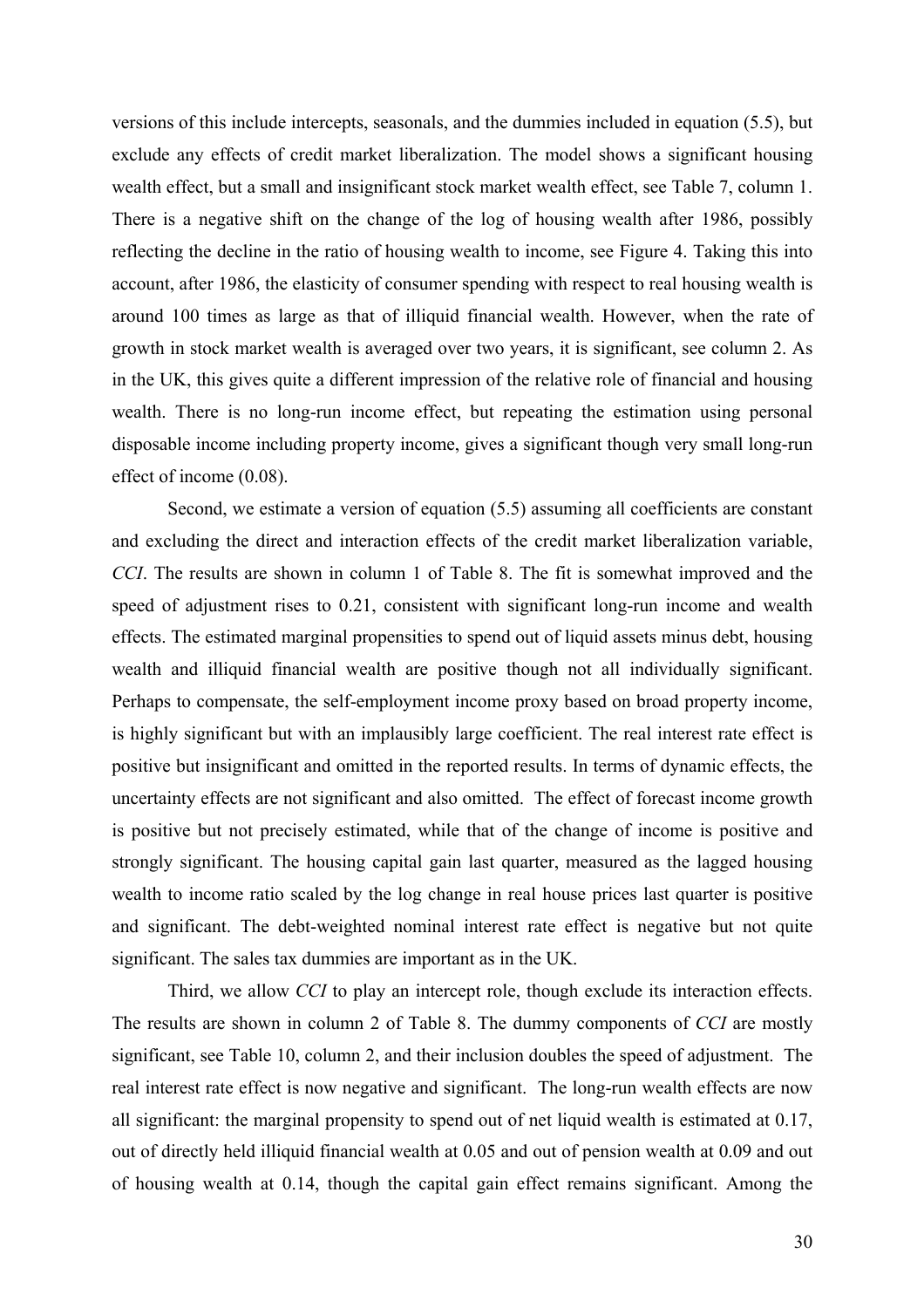versions of this include intercepts, seasonals, and the dummies included in equation (5.5), but exclude any effects of credit market liberalization. The model shows a significant housing wealth effect, but a small and insignificant stock market wealth effect, see Table 7, column 1. There is a negative shift on the change of the log of housing wealth after 1986, possibly reflecting the decline in the ratio of housing wealth to income, see Figure 4. Taking this into account, after 1986, the elasticity of consumer spending with respect to real housing wealth is around 100 times as large as that of illiquid financial wealth. However, when the rate of growth in stock market wealth is averaged over two years, it is significant, see column 2. As in the UK, this gives quite a different impression of the relative role of financial and housing wealth. There is no long-run income effect, but repeating the estimation using personal disposable income including property income, gives a significant though very small long-run effect of income (0.08).

Second, we estimate a version of equation (5.5) assuming all coefficients are constant and excluding the direct and interaction effects of the credit market liberalization variable, *CCI*. The results are shown in column 1 of Table 8. The fit is somewhat improved and the speed of adjustment rises to 0.21, consistent with significant long-run income and wealth effects. The estimated marginal propensities to spend out of liquid assets minus debt, housing wealth and illiquid financial wealth are positive though not all individually significant. Perhaps to compensate, the self-employment income proxy based on broad property income, is highly significant but with an implausibly large coefficient. The real interest rate effect is positive but insignificant and omitted in the reported results. In terms of dynamic effects, the uncertainty effects are not significant and also omitted. The effect of forecast income growth is positive but not precisely estimated, while that of the change of income is positive and strongly significant. The housing capital gain last quarter, measured as the lagged housing wealth to income ratio scaled by the log change in real house prices last quarter is positive and significant. The debt-weighted nominal interest rate effect is negative but not quite significant. The sales tax dummies are important as in the UK.

Third, we allow *CCI* to play an intercept role, though exclude its interaction effects. The results are shown in column 2 of Table 8. The dummy components of *CCI* are mostly significant, see Table 10, column 2, and their inclusion doubles the speed of adjustment. The real interest rate effect is now negative and significant. The long-run wealth effects are now all significant: the marginal propensity to spend out of net liquid wealth is estimated at 0.17, out of directly held illiquid financial wealth at 0.05 and out of pension wealth at 0.09 and out of housing wealth at 0.14, though the capital gain effect remains significant. Among the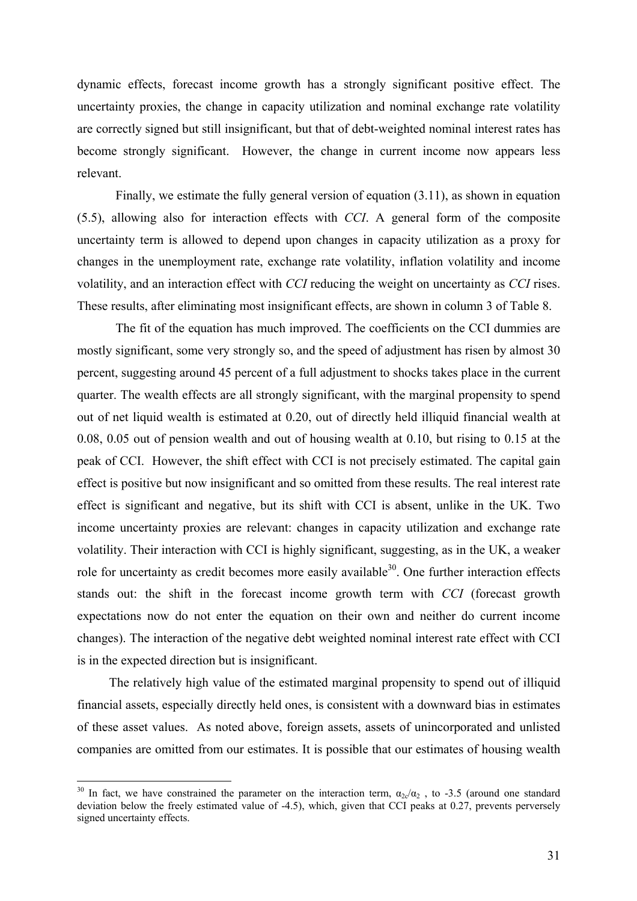dynamic effects, forecast income growth has a strongly significant positive effect. The uncertainty proxies, the change in capacity utilization and nominal exchange rate volatility are correctly signed but still insignificant, but that of debt-weighted nominal interest rates has become strongly significant. However, the change in current income now appears less relevant.

Finally, we estimate the fully general version of equation (3.11), as shown in equation (5.5), allowing also for interaction effects with *CCI*. A general form of the composite uncertainty term is allowed to depend upon changes in capacity utilization as a proxy for changes in the unemployment rate, exchange rate volatility, inflation volatility and income volatility, and an interaction effect with *CCI* reducing the weight on uncertainty as *CCI* rises. These results, after eliminating most insignificant effects, are shown in column 3 of Table 8.

The fit of the equation has much improved. The coefficients on the CCI dummies are mostly significant, some very strongly so, and the speed of adjustment has risen by almost 30 percent, suggesting around 45 percent of a full adjustment to shocks takes place in the current quarter. The wealth effects are all strongly significant, with the marginal propensity to spend out of net liquid wealth is estimated at 0.20, out of directly held illiquid financial wealth at 0.08, 0.05 out of pension wealth and out of housing wealth at 0.10, but rising to 0.15 at the peak of CCI. However, the shift effect with CCI is not precisely estimated. The capital gain effect is positive but now insignificant and so omitted from these results. The real interest rate effect is significant and negative, but its shift with CCI is absent, unlike in the UK. Two income uncertainty proxies are relevant: changes in capacity utilization and exchange rate volatility. Their interaction with CCI is highly significant, suggesting, as in the UK, a weaker role for uncertainty as credit becomes more easily available[30]. One further interaction effects stands out: the shift in the forecast income growth term with *CCI* (forecast growth expectations now do not enter the equation on their own and neither do current income changes). The interaction of the negative debt weighted nominal interest rate effect with CCI is in the expected direction but is insignificant.

The relatively high value of the estimated marginal propensity to spend out of illiquid financial assets, especially directly held ones, is consistent with a downward bias in estimates of these asset values. As noted above, foreign assets, assets of unincorporated and unlisted companies are omitted from our estimates. It is possible that our estimates of housing wealth

---

[30] In fact, we have constrained the parameter on the interaction term, $\alpha_{2c}/\alpha_2$ , to -3.5 (around one standard deviation below the freely estimated value of -4.5), which, given that CCI peaks at 0.27, prevents perversely signed uncertainty effects.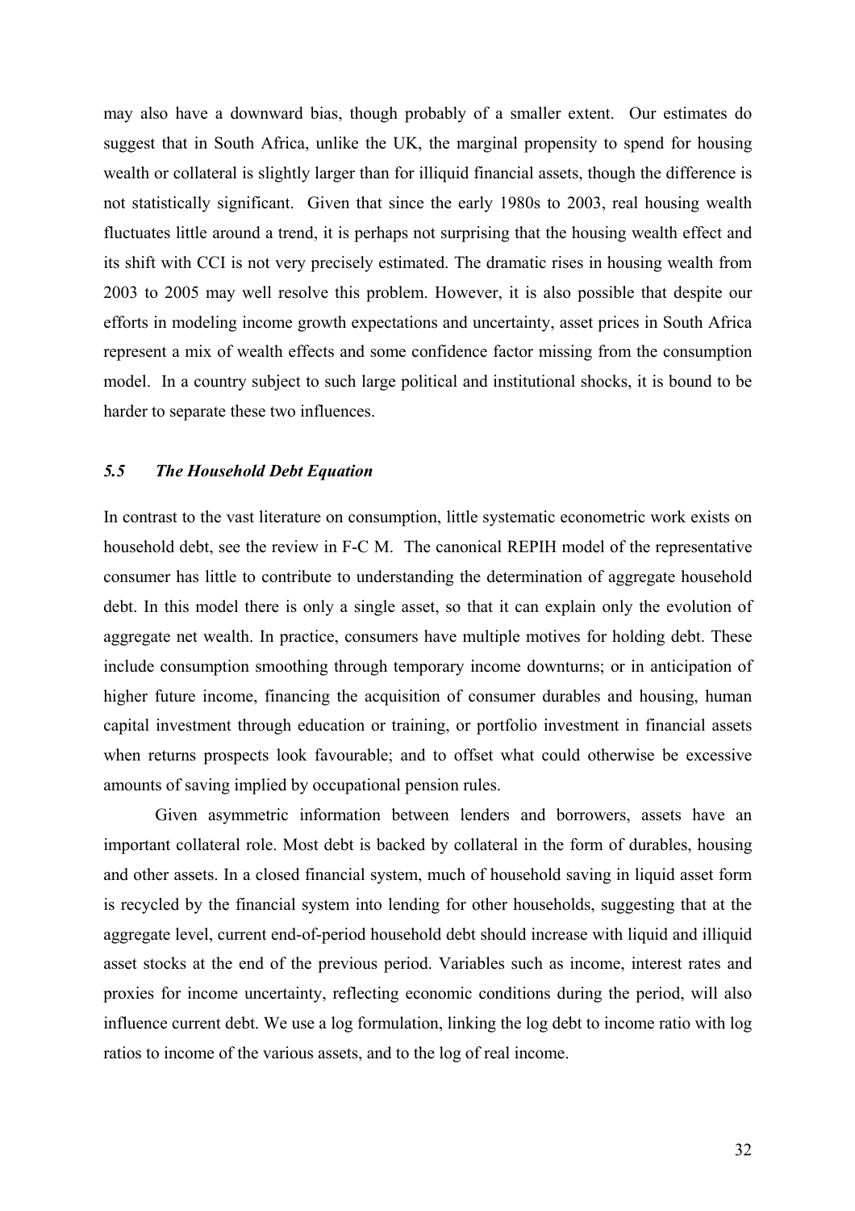may also have a downward bias, though probably of a smaller extent. Our estimates do suggest that in South Africa, unlike the UK, the marginal propensity to spend for housing wealth or collateral is slightly larger than for illiquid financial assets, though the difference is not statistically significant. Given that since the early 1980s to 2003, real housing wealth fluctuates little around a trend, it is perhaps not surprising that the housing wealth effect and its shift with CCI is not very precisely estimated. The dramatic rises in housing wealth from 2003 to 2005 may well resolve this problem. However, it is also possible that despite our efforts in modeling income growth expectations and uncertainty, asset prices in South Africa represent a mix of wealth effects and some confidence factor missing from the consumption model. In a country subject to such large political and institutional shocks, it is bound to be harder to separate these two influences.

### *5.5 The Household Debt Equation*

In contrast to the vast literature on consumption, little systematic econometric work exists on household debt, see the review in F-C M. The canonical REPIH model of the representative consumer has little to contribute to understanding the determination of aggregate household debt. In this model there is only a single asset, so that it can explain only the evolution of aggregate net wealth. In practice, consumers have multiple motives for holding debt. These include consumption smoothing through temporary income downturns; or in anticipation of higher future income, financing the acquisition of consumer durables and housing, human capital investment through education or training, or portfolio investment in financial assets when returns prospects look favourable; and to offset what could otherwise be excessive amounts of saving implied by occupational pension rules.

Given asymmetric information between lenders and borrowers, assets have an important collateral role. Most debt is backed by collateral in the form of durables, housing and other assets. In a closed financial system, much of household saving in liquid asset form is recycled by the financial system into lending for other households, suggesting that at the aggregate level, current end-of-period household debt should increase with liquid and illiquid asset stocks at the end of the previous period. Variables such as income, interest rates and proxies for income uncertainty, reflecting economic conditions during the period, will also influence current debt. We use a log formulation, linking the log debt to income ratio with log ratios to income of the various assets, and to the log of real income.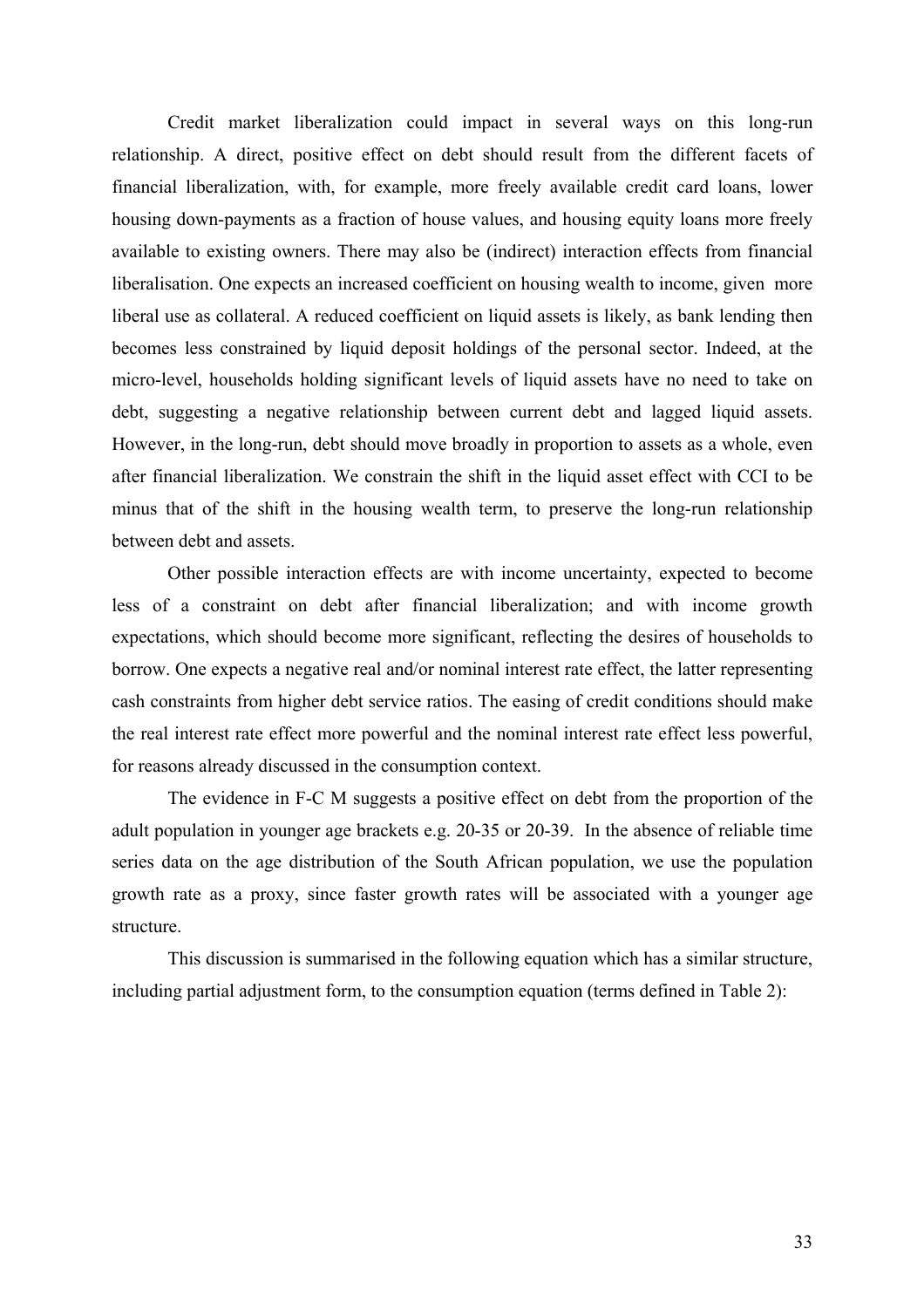Credit market liberalization could impact in several ways on this long-run relationship. A direct, positive effect on debt should result from the different facets of financial liberalization, with, for example, more freely available credit card loans, lower housing down-payments as a fraction of house values, and housing equity loans more freely available to existing owners. There may also be (indirect) interaction effects from financial liberalisation. One expects an increased coefficient on housing wealth to income, given more liberal use as collateral. A reduced coefficient on liquid assets is likely, as bank lending then becomes less constrained by liquid deposit holdings of the personal sector. Indeed, at the micro-level, households holding significant levels of liquid assets have no need to take on debt, suggesting a negative relationship between current debt and lagged liquid assets. However, in the long-run, debt should move broadly in proportion to assets as a whole, even after financial liberalization. We constrain the shift in the liquid asset effect with CCI to be minus that of the shift in the housing wealth term, to preserve the long-run relationship between debt and assets.

Other possible interaction effects are with income uncertainty, expected to become less of a constraint on debt after financial liberalization; and with income growth expectations, which should become more significant, reflecting the desires of households to borrow. One expects a negative real and/or nominal interest rate effect, the latter representing cash constraints from higher debt service ratios. The easing of credit conditions should make the real interest rate effect more powerful and the nominal interest rate effect less powerful, for reasons already discussed in the consumption context.

The evidence in F-C M suggests a positive effect on debt from the proportion of the adult population in younger age brackets e.g. 20-35 or 20-39. In the absence of reliable time series data on the age distribution of the South African population, we use the population growth rate as a proxy, since faster growth rates will be associated with a younger age structure.

This discussion is summarised in the following equation which has a similar structure, including partial adjustment form, to the consumption equation (terms defined in Table 2):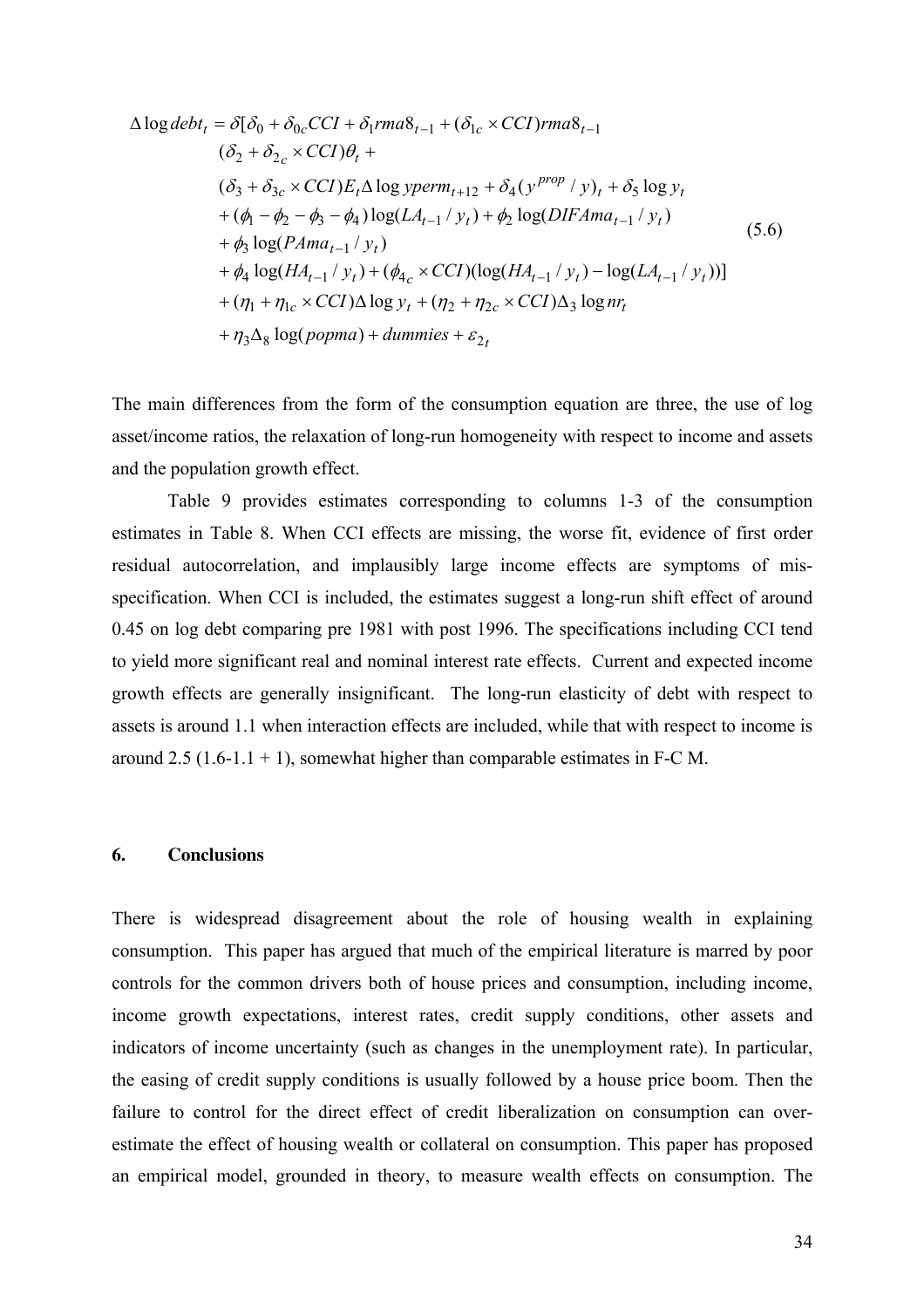$$
\begin{aligned}
\Delta \log debt_t = \delta[&\delta_0 + \delta_{0c} CCI + \delta_1 rma8_{t-1} + (\delta_{1c} \times CCI) rma8_{t-1} \\
&(\delta_2 + \delta_{2c} \times CCI)\theta_t + \\
&(\delta_3 + \delta_{3c} \times CCI) E_t \Delta \log yperm_{t+12} + \delta_4 (y^{prop} / y)_t + \delta_5 \log y_t \\
&+ (\phi_1 - \phi_2 - \phi_3 - \phi_4) \log(LA_{t-1} / y_t) + \phi_2 \log(DIFAma_{t-1} / y_t) \\
&+ \phi_3 \log(PAma_{t-1} / y_t) \\
&+ \phi_4 \log(HA_{t-1} / y_t) + (\phi_{4c} \times CCI)(\log(HA_{t-1} / y_t) - \log(LA_{t-1} / y_t))] \\
&+ (\eta_1 + \eta_{1c} \times CCI) \Delta \log y_t + (\eta_2 + \eta_{2c} \times CCI) \Delta_3 \log nr_t \\
&+ \eta_3 \Delta_8 \log(popma) + dummies + \varepsilon_{2t}
\end{aligned} \tag{5.6}
$$

The main differences from the form of the consumption equation are three, the use of log asset/income ratios, the relaxation of long-run homogeneity with respect to income and assets and the population growth effect.

Table 9 provides estimates corresponding to columns 1-3 of the consumption estimates in Table 8. When CCI effects are missing, the worse fit, evidence of first order residual autocorrelation, and implausibly large income effects are symptoms of mis-specification. When CCI is included, the estimates suggest a long-run shift effect of around 0.45 on log debt comparing pre 1981 with post 1996. The specifications including CCI tend to yield more significant real and nominal interest rate effects. Current and expected income growth effects are generally insignificant. The long-run elasticity of debt with respect to assets is around 1.1 when interaction effects are included, while that with respect to income is around 2.5 (1.6-1.1 + 1), somewhat higher than comparable estimates in F-C M.

## 6. Conclusions

There is widespread disagreement about the role of housing wealth in explaining consumption. This paper has argued that much of the empirical literature is marred by poor controls for the common drivers both of house prices and consumption, including income, income growth expectations, interest rates, credit supply conditions, other assets and indicators of income uncertainty (such as changes in the unemployment rate). In particular, the easing of credit supply conditions is usually followed by a house price boom. Then the failure to control for the direct effect of credit liberalization on consumption can over-estimate the effect of housing wealth or collateral on consumption. This paper has proposed an empirical model, grounded in theory, to measure wealth effects on consumption. The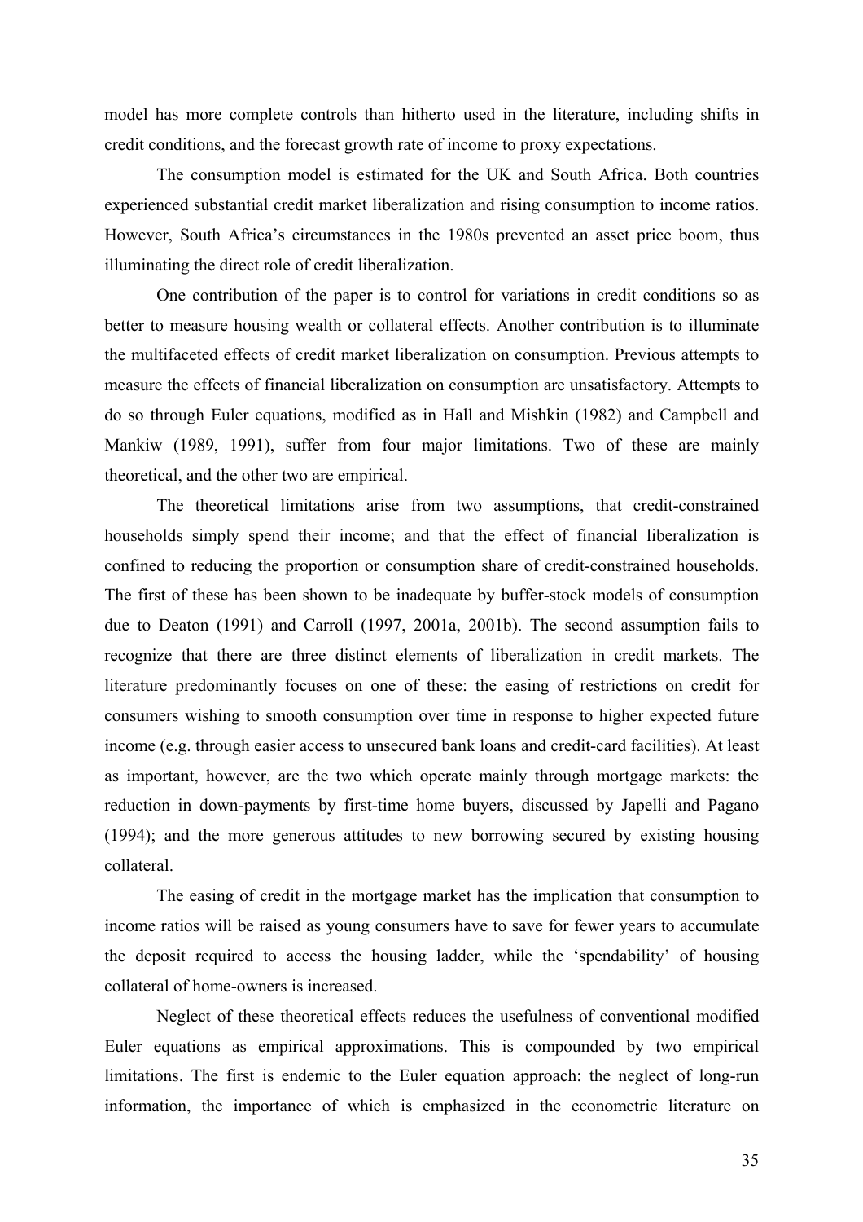model has more complete controls than hitherto used in the literature, including shifts in credit conditions, and the forecast growth rate of income to proxy expectations.

The consumption model is estimated for the UK and South Africa. Both countries experienced substantial credit market liberalization and rising consumption to income ratios. However, South Africa's circumstances in the 1980s prevented an asset price boom, thus illuminating the direct role of credit liberalization.

One contribution of the paper is to control for variations in credit conditions so as better to measure housing wealth or collateral effects. Another contribution is to illuminate the multifaceted effects of credit market liberalization on consumption. Previous attempts to measure the effects of financial liberalization on consumption are unsatisfactory. Attempts to do so through Euler equations, modified as in Hall and Mishkin (1982) and Campbell and Mankiw (1989, 1991), suffer from four major limitations. Two of these are mainly theoretical, and the other two are empirical.

The theoretical limitations arise from two assumptions, that credit-constrained households simply spend their income; and that the effect of financial liberalization is confined to reducing the proportion or consumption share of credit-constrained households. The first of these has been shown to be inadequate by buffer-stock models of consumption due to Deaton (1991) and Carroll (1997, 2001a, 2001b). The second assumption fails to recognize that there are three distinct elements of liberalization in credit markets. The literature predominantly focuses on one of these: the easing of restrictions on credit for consumers wishing to smooth consumption over time in response to higher expected future income (e.g. through easier access to unsecured bank loans and credit-card facilities). At least as important, however, are the two which operate mainly through mortgage markets: the reduction in down-payments by first-time home buyers, discussed by Japelli and Pagano (1994); and the more generous attitudes to new borrowing secured by existing housing collateral.

The easing of credit in the mortgage market has the implication that consumption to income ratios will be raised as young consumers have to save for fewer years to accumulate the deposit required to access the housing ladder, while the 'spendability' of housing collateral of home-owners is increased.

Neglect of these theoretical effects reduces the usefulness of conventional modified Euler equations as empirical approximations. This is compounded by two empirical limitations. The first is endemic to the Euler equation approach: the neglect of long-run information, the importance of which is emphasized in the econometric literature on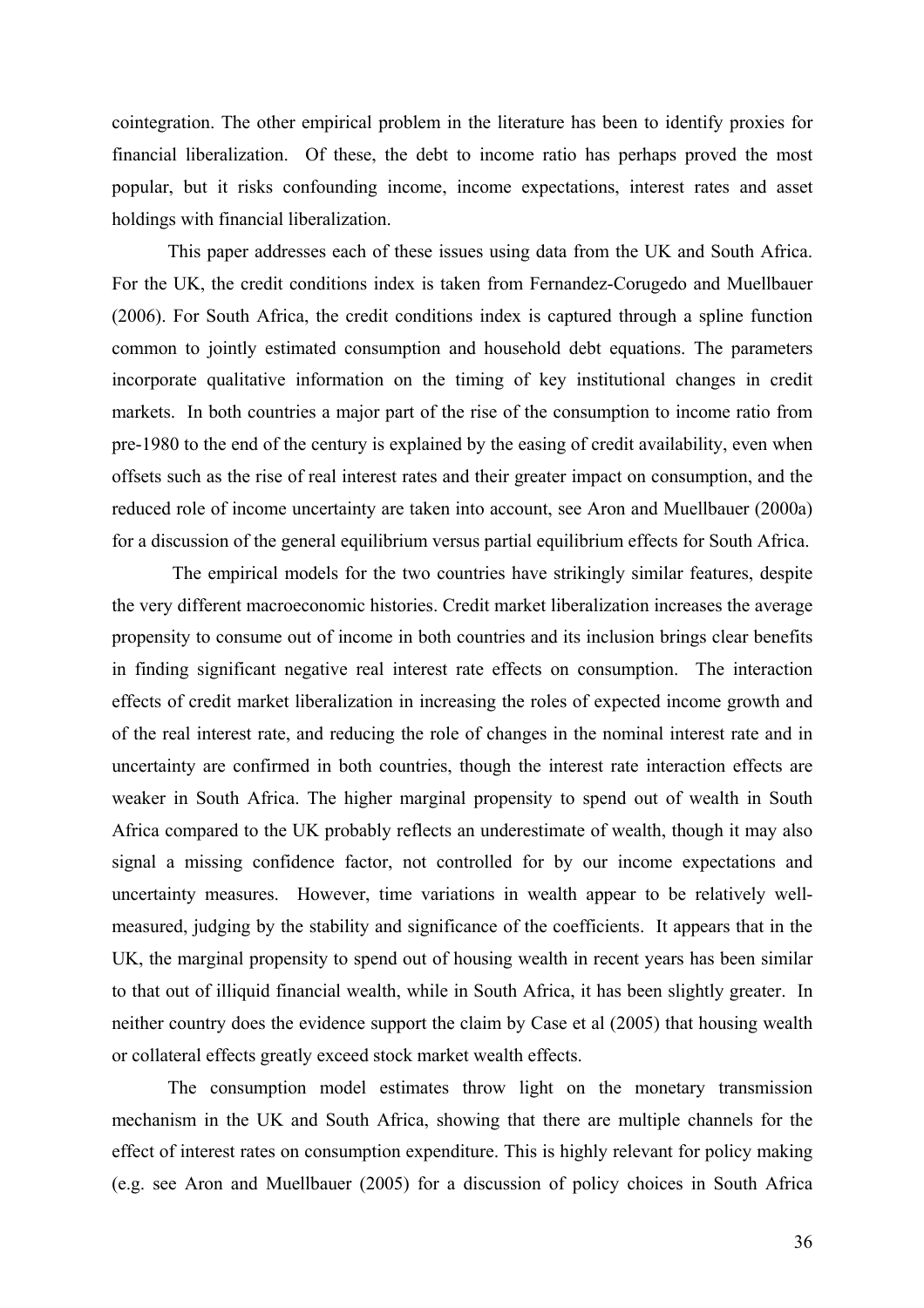cointegration. The other empirical problem in the literature has been to identify proxies for financial liberalization. Of these, the debt to income ratio has perhaps proved the most popular, but it risks confounding income, income expectations, interest rates and asset holdings with financial liberalization.

This paper addresses each of these issues using data from the UK and South Africa. For the UK, the credit conditions index is taken from Fernandez-Corugedo and Muellbauer (2006). For South Africa, the credit conditions index is captured through a spline function common to jointly estimated consumption and household debt equations. The parameters incorporate qualitative information on the timing of key institutional changes in credit markets. In both countries a major part of the rise of the consumption to income ratio from pre-1980 to the end of the century is explained by the easing of credit availability, even when offsets such as the rise of real interest rates and their greater impact on consumption, and the reduced role of income uncertainty are taken into account, see Aron and Muellbauer (2000a) for a discussion of the general equilibrium versus partial equilibrium effects for South Africa.

The empirical models for the two countries have strikingly similar features, despite the very different macroeconomic histories. Credit market liberalization increases the average propensity to consume out of income in both countries and its inclusion brings clear benefits in finding significant negative real interest rate effects on consumption. The interaction effects of credit market liberalization in increasing the roles of expected income growth and of the real interest rate, and reducing the role of changes in the nominal interest rate and in uncertainty are confirmed in both countries, though the interest rate interaction effects are weaker in South Africa. The higher marginal propensity to spend out of wealth in South Africa compared to the UK probably reflects an underestimate of wealth, though it may also signal a missing confidence factor, not controlled for by our income expectations and uncertainty measures. However, time variations in wealth appear to be relatively well-measured, judging by the stability and significance of the coefficients. It appears that in the UK, the marginal propensity to spend out of housing wealth in recent years has been similar to that out of illiquid financial wealth, while in South Africa, it has been slightly greater. In neither country does the evidence support the claim by Case et al (2005) that housing wealth or collateral effects greatly exceed stock market wealth effects.

The consumption model estimates throw light on the monetary transmission mechanism in the UK and South Africa, showing that there are multiple channels for the effect of interest rates on consumption expenditure. This is highly relevant for policy making (e.g. see Aron and Muellbauer (2005) for a discussion of policy choices in South Africa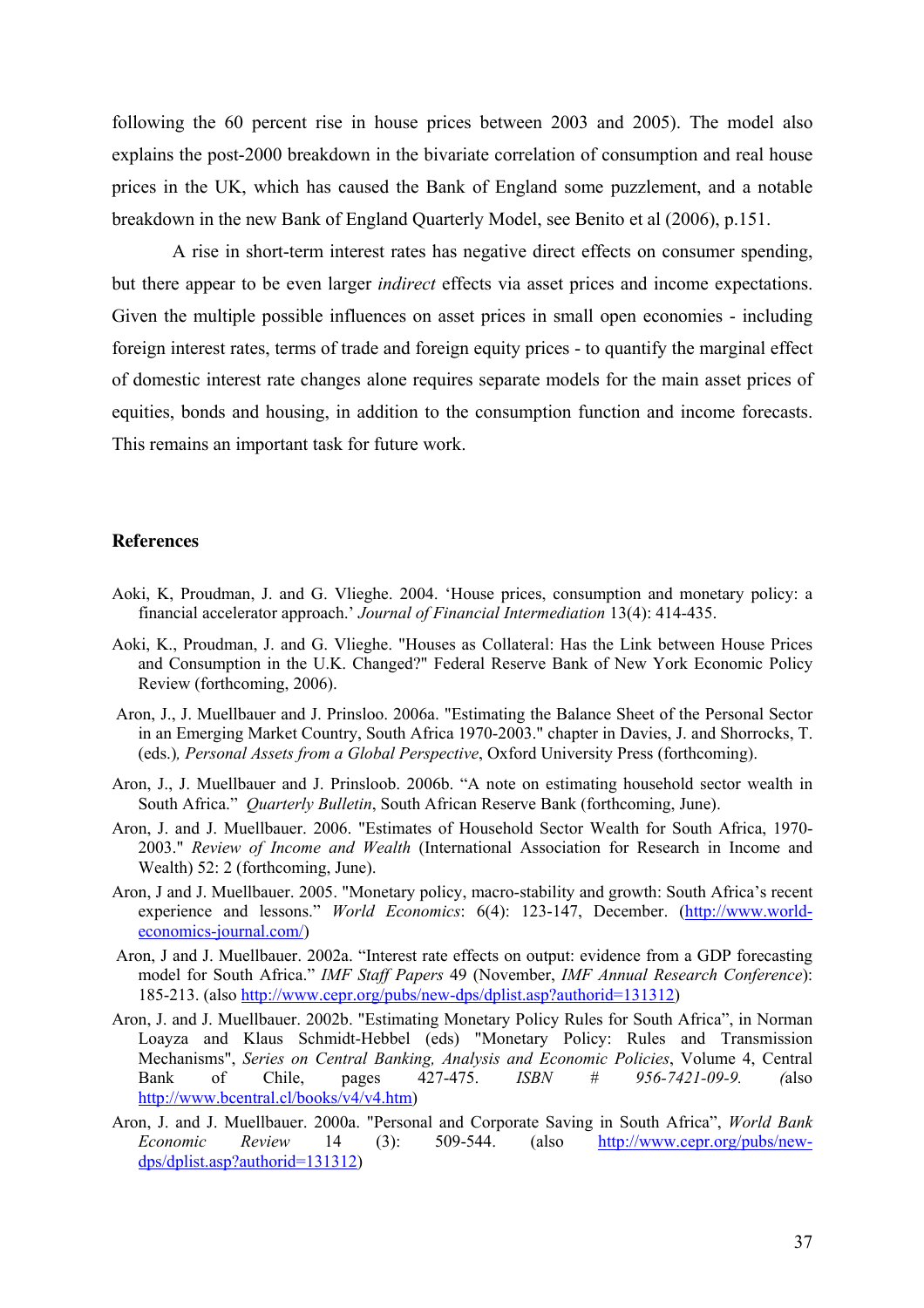following the 60 percent rise in house prices between 2003 and 2005). The model also explains the post-2000 breakdown in the bivariate correlation of consumption and real house prices in the UK, which has caused the Bank of England some puzzlement, and a notable breakdown in the new Bank of England Quarterly Model, see Benito et al (2006), p.151.

A rise in short-term interest rates has negative direct effects on consumer spending, but there appear to be even larger *indirect* effects via asset prices and income expectations. Given the multiple possible influences on asset prices in small open economies - including foreign interest rates, terms of trade and foreign equity prices - to quantify the marginal effect of domestic interest rate changes alone requires separate models for the main asset prices of equities, bonds and housing, in addition to the consumption function and income forecasts. This remains an important task for future work.

## References

Aoki, K, Proudman, J. and G. Vlieghe. 2004. 'House prices, consumption and monetary policy: a financial accelerator approach.' *Journal of Financial Intermediation* 13(4): 414-435.

Aoki, K., Proudman, J. and G. Vlieghe. "Houses as Collateral: Has the Link between House Prices and Consumption in the U.K. Changed?" Federal Reserve Bank of New York Economic Policy Review (forthcoming, 2006).

Aron, J., J. Muellbauer and J. Prinsloo. 2006a. "Estimating the Balance Sheet of the Personal Sector in an Emerging Market Country, South Africa 1970-2003." chapter in Davies, J. and Shorrocks, T. (eds.)*, Personal Assets from a Global Perspective*, Oxford University Press (forthcoming).

Aron, J., J. Muellbauer and J. Prinsloob. 2006b. "A note on estimating household sector wealth in South Africa." *Quarterly Bulletin*, South African Reserve Bank (forthcoming, June).

Aron, J. and J. Muellbauer. 2006. "Estimates of Household Sector Wealth for South Africa, 1970-2003." *Review of Income and Wealth* (International Association for Research in Income and Wealth) 52: 2 (forthcoming, June).

Aron, J and J. Muellbauer. 2005. "Monetary policy, macro-stability and growth: South Africa's recent experience and lessons." *World Economics*: 6(4): 123-147, December. (http://www.world-economics-journal.com/)

Aron, J and J. Muellbauer. 2002a. "Interest rate effects on output: evidence from a GDP forecasting model for South Africa." *IMF Staff Papers* 49 (November, *IMF Annual Research Conference*): 185-213. (also http://www.cepr.org/pubs/new-dps/dplist.asp?authorid=131312)

Aron, J. and J. Muellbauer. 2002b. "Estimating Monetary Policy Rules for South Africa", in Norman Loayza and Klaus Schmidt-Hebbel (eds) "Monetary Policy: Rules and Transmission Mechanisms", *Series on Central Banking, Analysis and Economic Policies*, Volume 4, Central Bank of Chile, pages 427-475. *ISBN # 956-7421-09-9. (*also http://www.bcentral.cl/books/v4/v4.htm)

Aron, J. and J. Muellbauer. 2000a. "Personal and Corporate Saving in South Africa", *World Bank Economic Review* 14 (3): 509-544. (also http://www.cepr.org/pubs/new-dps/dplist.asp?authorid=131312)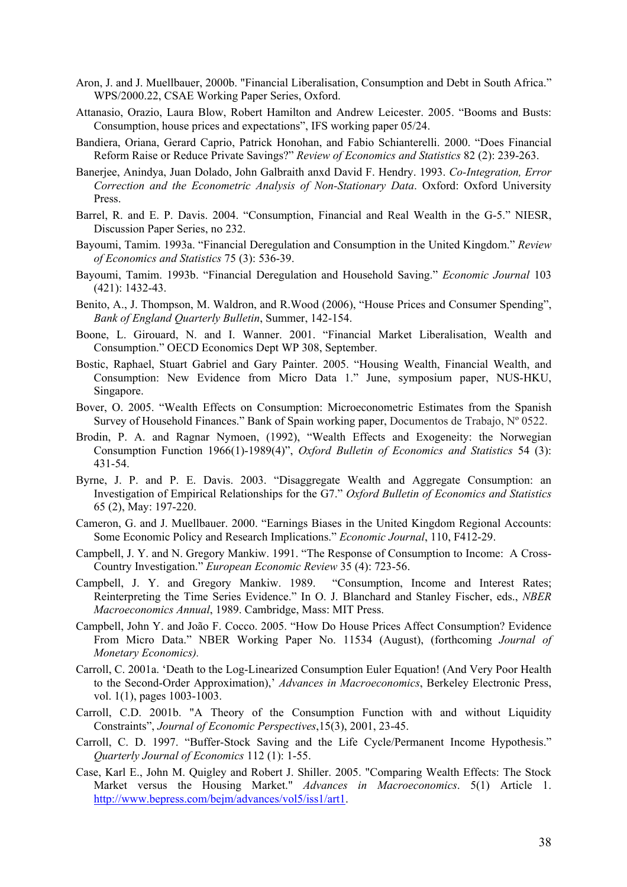Aron, J. and J. Muellbauer, 2000b. "Financial Liberalisation, Consumption and Debt in South Africa." WPS/2000.22, CSAE Working Paper Series, Oxford.

Attanasio, Orazio, Laura Blow, Robert Hamilton and Andrew Leicester. 2005. "Booms and Busts: Consumption, house prices and expectations", IFS working paper 05/24.

Bandiera, Oriana, Gerard Caprio, Patrick Honohan, and Fabio Schianterelli. 2000. "Does Financial Reform Raise or Reduce Private Savings?" *Review of Economics and Statistics* 82 (2): 239-263.

Banerjee, Anindya, Juan Dolado, John Galbraith anxd David F. Hendry. 1993. *Co-Integration, Error Correction and the Econometric Analysis of Non-Stationary Data*. Oxford: Oxford University Press.

Barrel, R. and E. P. Davis. 2004. "Consumption, Financial and Real Wealth in the G-5." NIESR, Discussion Paper Series, no 232.

Bayoumi, Tamim. 1993a. "Financial Deregulation and Consumption in the United Kingdom." *Review of Economics and Statistics* 75 (3): 536-39.

Bayoumi, Tamim. 1993b. "Financial Deregulation and Household Saving." *Economic Journal* 103 (421): 1432-43.

Benito, A., J. Thompson, M. Waldron, and R.Wood (2006), "House Prices and Consumer Spending", *Bank of England Quarterly Bulletin*, Summer, 142-154.

Boone, L. Girouard, N. and I. Wanner. 2001. "Financial Market Liberalisation, Wealth and Consumption." OECD Economics Dept WP 308, September.

Bostic, Raphael, Stuart Gabriel and Gary Painter. 2005. "Housing Wealth, Financial Wealth, and Consumption: New Evidence from Micro Data 1." June, symposium paper, NUS-HKU, Singapore.

Bover, O. 2005. "Wealth Effects on Consumption: Microeconometric Estimates from the Spanish Survey of Household Finances." Bank of Spain working paper, Documentos de Trabajo, Nº 0522.

Brodin, P. A. and Ragnar Nymoen, (1992), "Wealth Effects and Exogeneity: the Norwegian Consumption Function 1966(1)-1989(4)", *Oxford Bulletin of Economics and Statistics* 54 (3): 431-54.

Byrne, J. P. and P. E. Davis. 2003. "Disaggregate Wealth and Aggregate Consumption: an Investigation of Empirical Relationships for the G7." *Oxford Bulletin of Economics and Statistics* 65 (2), May: 197-220.

Cameron, G. and J. Muellbauer. 2000. "Earnings Biases in the United Kingdom Regional Accounts: Some Economic Policy and Research Implications." *Economic Journal*, 110, F412-29.

Campbell, J. Y. and N. Gregory Mankiw. 1991. "The Response of Consumption to Income: A Cross-Country Investigation." *European Economic Review* 35 (4): 723-56.

Campbell, J. Y. and Gregory Mankiw. 1989. "Consumption, Income and Interest Rates; Reinterpreting the Time Series Evidence." In O. J. Blanchard and Stanley Fischer, eds., *NBER Macroeconomics Annual*, 1989. Cambridge, Mass: MIT Press.

Campbell, John Y. and João F. Cocco. 2005. "How Do House Prices Affect Consumption? Evidence From Micro Data." NBER Working Paper No. 11534 (August), (forthcoming *Journal of Monetary Economics).*

Carroll, C. 2001a. 'Death to the Log-Linearized Consumption Euler Equation! (And Very Poor Health to the Second-Order Approximation),' *Advances in Macroeconomics*, Berkeley Electronic Press, vol. 1(1), pages 1003-1003.

Carroll, C.D. 2001b. "A Theory of the Consumption Function with and without Liquidity Constraints", *Journal of Economic Perspectives*,15(3), 2001, 23-45.

Carroll, C. D. 1997. "Buffer-Stock Saving and the Life Cycle/Permanent Income Hypothesis." *Quarterly Journal of Economics* 112 (1): 1-55.

Case, Karl E., John M. Quigley and Robert J. Shiller. 2005. "Comparing Wealth Effects: The Stock Market versus the Housing Market." *Advances in Macroeconomics*. 5(1) Article 1. http://www.bepress.com/bejm/advances/vol5/iss1/art1.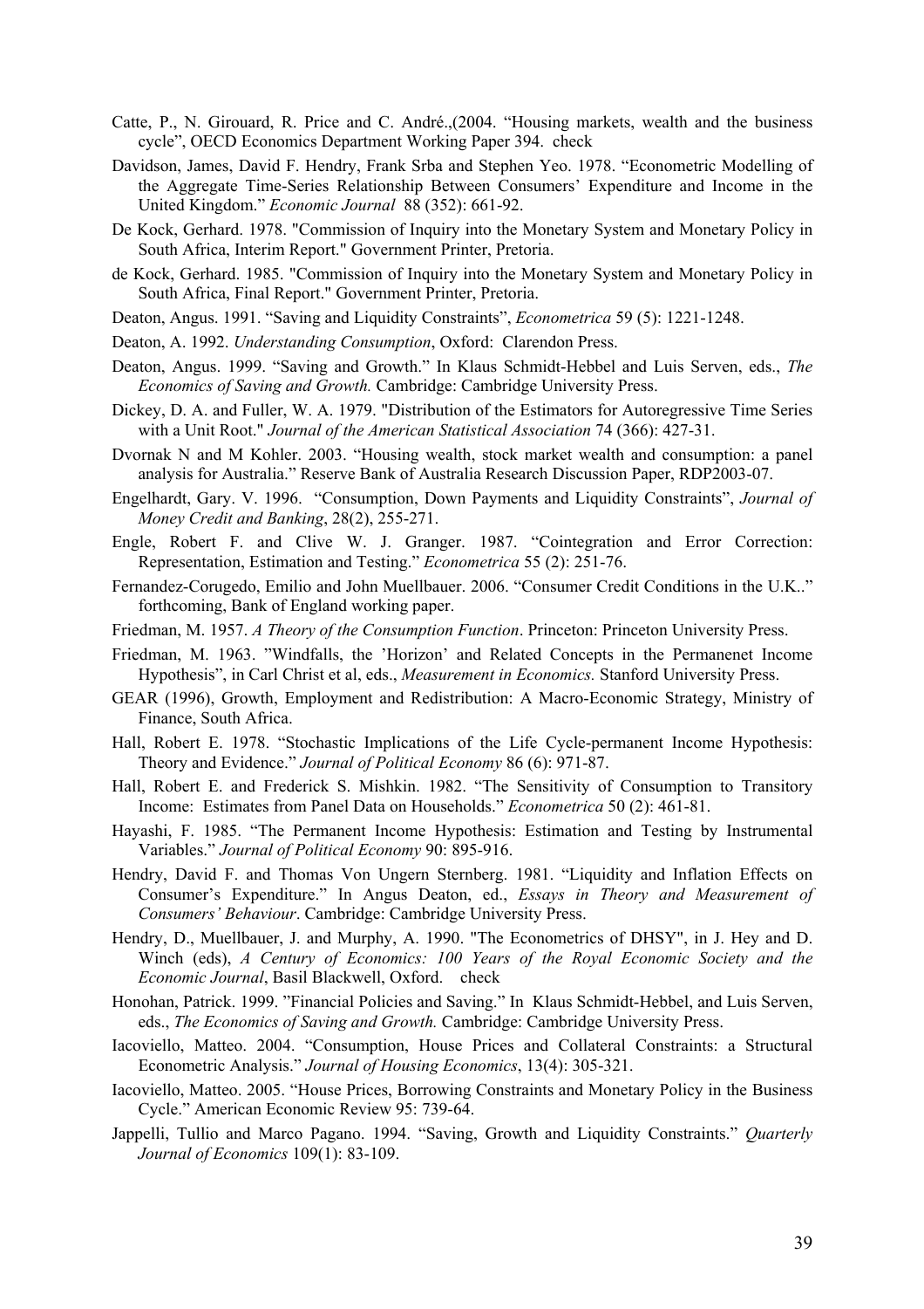Catte, P., N. Girouard, R. Price and C. André.,(2004. "Housing markets, wealth and the business cycle", OECD Economics Department Working Paper 394. check

Davidson, James, David F. Hendry, Frank Srba and Stephen Yeo. 1978. "Econometric Modelling of the Aggregate Time-Series Relationship Between Consumers' Expenditure and Income in the United Kingdom." *Economic Journal* 88 (352): 661-92.

De Kock, Gerhard. 1978. "Commission of Inquiry into the Monetary System and Monetary Policy in South Africa, Interim Report." Government Printer, Pretoria.

de Kock, Gerhard. 1985. "Commission of Inquiry into the Monetary System and Monetary Policy in South Africa, Final Report." Government Printer, Pretoria.

Deaton, Angus. 1991. "Saving and Liquidity Constraints", *Econometrica* 59 (5): 1221-1248.

Deaton, A. 1992. *Understanding Consumption*, Oxford: Clarendon Press.

Deaton, Angus. 1999. "Saving and Growth." In Klaus Schmidt-Hebbel and Luis Serven, eds., *The Economics of Saving and Growth.* Cambridge: Cambridge University Press.

Dickey, D. A. and Fuller, W. A. 1979. "Distribution of the Estimators for Autoregressive Time Series with a Unit Root." *Journal of the American Statistical Association* 74 (366): 427-31.

Dvornak N and M Kohler. 2003. "Housing wealth, stock market wealth and consumption: a panel analysis for Australia." Reserve Bank of Australia Research Discussion Paper, RDP2003-07.

Engelhardt, Gary. V. 1996. "Consumption, Down Payments and Liquidity Constraints", *Journal of Money Credit and Banking*, 28(2), 255-271.

Engle, Robert F. and Clive W. J. Granger. 1987. "Cointegration and Error Correction: Representation, Estimation and Testing." *Econometrica* 55 (2): 251-76.

Fernandez-Corugedo, Emilio and John Muellbauer. 2006. "Consumer Credit Conditions in the U.K.." forthcoming, Bank of England working paper.

Friedman, M. 1957. *A Theory of the Consumption Function*. Princeton: Princeton University Press.

Friedman, M. 1963. "Windfalls, the 'Horizon' and Related Concepts in the Permanenet Income Hypothesis", in Carl Christ et al, eds., *Measurement in Economics.* Stanford University Press.

GEAR (1996), Growth, Employment and Redistribution: A Macro-Economic Strategy, Ministry of Finance, South Africa.

Hall, Robert E. 1978. "Stochastic Implications of the Life Cycle-permanent Income Hypothesis: Theory and Evidence." *Journal of Political Economy* 86 (6): 971-87.

Hall, Robert E. and Frederick S. Mishkin. 1982. "The Sensitivity of Consumption to Transitory Income: Estimates from Panel Data on Households." *Econometrica* 50 (2): 461-81.

Hayashi, F. 1985. "The Permanent Income Hypothesis: Estimation and Testing by Instrumental Variables." *Journal of Political Economy* 90: 895-916.

Hendry, David F. and Thomas Von Ungern Sternberg. 1981. "Liquidity and Inflation Effects on Consumer's Expenditure." In Angus Deaton, ed., *Essays in Theory and Measurement of Consumers' Behaviour*. Cambridge: Cambridge University Press.

Hendry, D., Muellbauer, J. and Murphy, A. 1990. "The Econometrics of DHSY", in J. Hey and D. Winch (eds), *A Century of Economics: 100 Years of the Royal Economic Society and the Economic Journal*, Basil Blackwell, Oxford. check

Honohan, Patrick. 1999. "Financial Policies and Saving." In Klaus Schmidt-Hebbel, and Luis Serven, eds., *The Economics of Saving and Growth.* Cambridge: Cambridge University Press.

Iacoviello, Matteo. 2004. "Consumption, House Prices and Collateral Constraints: a Structural Econometric Analysis." *Journal of Housing Economics*, 13(4): 305-321.

Iacoviello, Matteo. 2005. "House Prices, Borrowing Constraints and Monetary Policy in the Business Cycle." American Economic Review 95: 739-64.

Jappelli, Tullio and Marco Pagano. 1994. "Saving, Growth and Liquidity Constraints." *Quarterly Journal of Economics* 109(1): 83-109.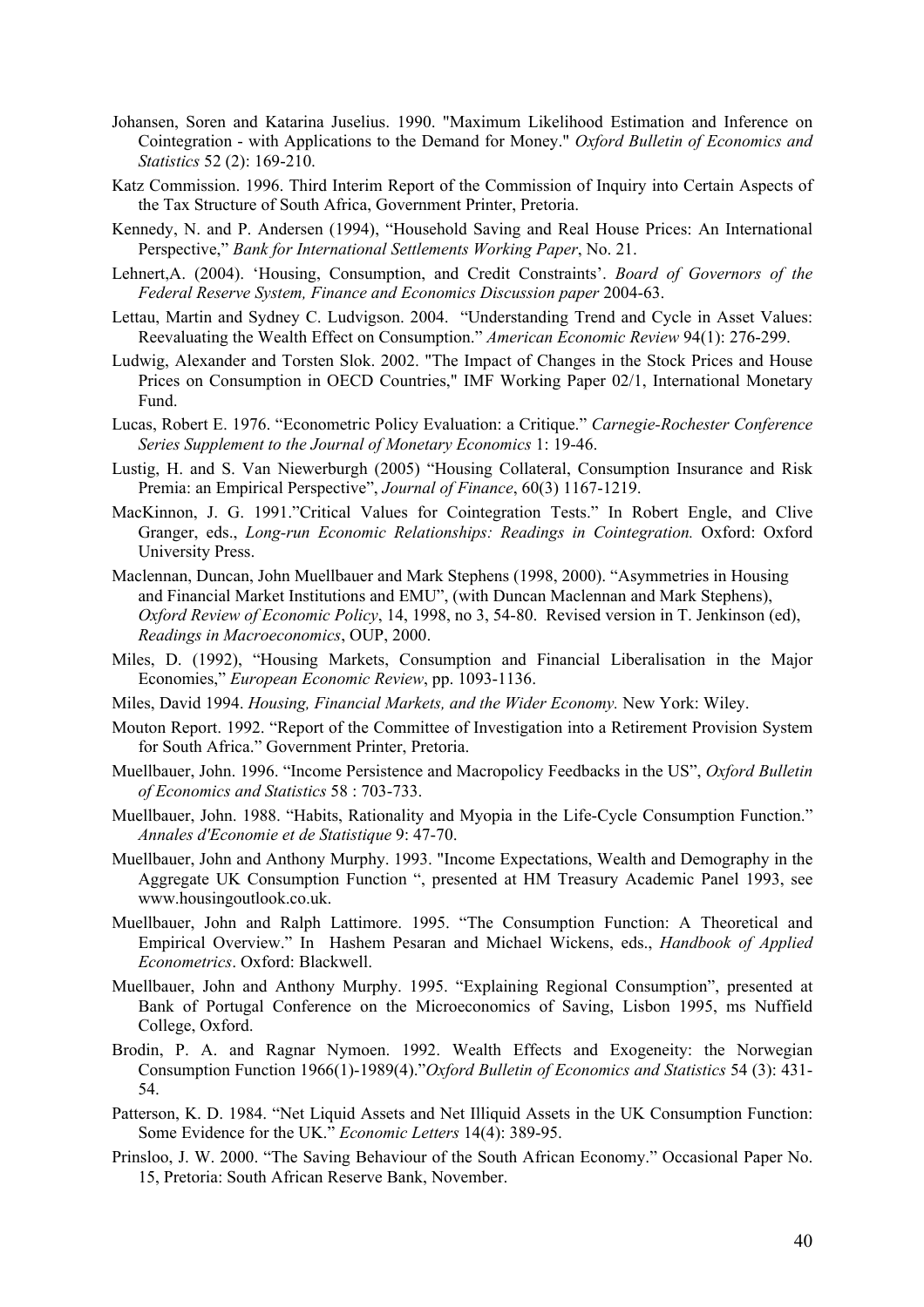Johansen, Soren and Katarina Juselius. 1990. "Maximum Likelihood Estimation and Inference on Cointegration - with Applications to the Demand for Money." *Oxford Bulletin of Economics and Statistics* 52 (2): 169-210.

Katz Commission. 1996. Third Interim Report of the Commission of Inquiry into Certain Aspects of the Tax Structure of South Africa, Government Printer, Pretoria.

Kennedy, N. and P. Andersen (1994), "Household Saving and Real House Prices: An International Perspective," *Bank for International Settlements Working Paper*, No. 21.

Lehnert,A. (2004). 'Housing, Consumption, and Credit Constraints'. *Board of Governors of the Federal Reserve System, Finance and Economics Discussion paper* 2004-63.

Lettau, Martin and Sydney C. Ludvigson. 2004. "Understanding Trend and Cycle in Asset Values: Reevaluating the Wealth Effect on Consumption." *American Economic Review* 94(1): 276-299.

Ludwig, Alexander and Torsten Slok. 2002. "The Impact of Changes in the Stock Prices and House Prices on Consumption in OECD Countries," IMF Working Paper 02/1, International Monetary Fund.

Lucas, Robert E. 1976. "Econometric Policy Evaluation: a Critique." *Carnegie-Rochester Conference Series Supplement to the Journal of Monetary Economics* 1: 19-46.

Lustig, H. and S. Van Niewerburgh (2005) "Housing Collateral, Consumption Insurance and Risk Premia: an Empirical Perspective", *Journal of Finance*, 60(3) 1167-1219.

MacKinnon, J. G. 1991."Critical Values for Cointegration Tests." In Robert Engle, and Clive Granger, eds., *Long-run Economic Relationships: Readings in Cointegration.* Oxford: Oxford University Press.

Maclennan, Duncan, John Muellbauer and Mark Stephens (1998, 2000). "Asymmetries in Housing and Financial Market Institutions and EMU", (with Duncan Maclennan and Mark Stephens), *Oxford Review of Economic Policy*, 14, 1998, no 3, 54-80. Revised version in T. Jenkinson (ed), *Readings in Macroeconomics*, OUP, 2000.

Miles, D. (1992), "Housing Markets, Consumption and Financial Liberalisation in the Major Economies," *European Economic Review*, pp. 1093-1136.

Miles, David 1994. *Housing, Financial Markets, and the Wider Economy.* New York: Wiley.

Mouton Report. 1992. "Report of the Committee of Investigation into a Retirement Provision System for South Africa." Government Printer, Pretoria.

Muellbauer, John. 1996. "Income Persistence and Macropolicy Feedbacks in the US", *Oxford Bulletin of Economics and Statistics* 58 : 703-733.

Muellbauer, John. 1988. "Habits, Rationality and Myopia in the Life-Cycle Consumption Function." *Annales d'Economie et de Statistique* 9: 47-70.

Muellbauer, John and Anthony Murphy. 1993. "Income Expectations, Wealth and Demography in the Aggregate UK Consumption Function ", presented at HM Treasury Academic Panel 1993, see www.housingoutlook.co.uk.

Muellbauer, John and Ralph Lattimore. 1995. "The Consumption Function: A Theoretical and Empirical Overview." In Hashem Pesaran and Michael Wickens, eds., *Handbook of Applied Econometrics*. Oxford: Blackwell.

Muellbauer, John and Anthony Murphy. 1995. "Explaining Regional Consumption", presented at Bank of Portugal Conference on the Microeconomics of Saving, Lisbon 1995, ms Nuffield College, Oxford.

Brodin, P. A. and Ragnar Nymoen. 1992. Wealth Effects and Exogeneity: the Norwegian Consumption Function 1966(1)-1989(4)."*Oxford Bulletin of Economics and Statistics* 54 (3): 431-54.

Patterson, K. D. 1984. "Net Liquid Assets and Net Illiquid Assets in the UK Consumption Function: Some Evidence for the UK." *Economic Letters* 14(4): 389-95.

Prinsloo, J. W. 2000. "The Saving Behaviour of the South African Economy." Occasional Paper No. 15, Pretoria: South African Reserve Bank, November.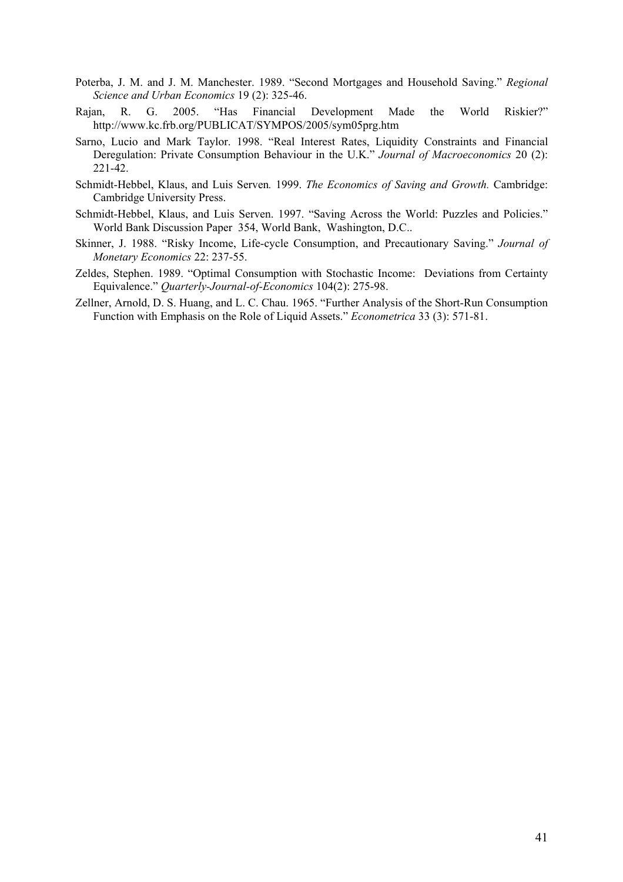Poterba, J. M. and J. M. Manchester. 1989. "Second Mortgages and Household Saving." *Regional Science and Urban Economics* 19 (2): 325-46.

Rajan, R. G. 2005. "Has Financial Development Made the World Riskier?" http://www.kc.frb.org/PUBLICAT/SYMPOS/2005/sym05prg.htm

Sarno, Lucio and Mark Taylor. 1998. "Real Interest Rates, Liquidity Constraints and Financial Deregulation: Private Consumption Behaviour in the U.K." *Journal of Macroeconomics* 20 (2): 221-42.

Schmidt-Hebbel, Klaus, and Luis Serven*.* 1999. *The Economics of Saving and Growth.* Cambridge: Cambridge University Press.

Schmidt-Hebbel, Klaus, and Luis Serven. 1997. "Saving Across the World: Puzzles and Policies." World Bank Discussion Paper 354, World Bank, Washington, D.C..

Skinner, J. 1988. "Risky Income, Life-cycle Consumption, and Precautionary Saving." *Journal of Monetary Economics* 22: 237-55.

Zeldes, Stephen. 1989. "Optimal Consumption with Stochastic Income: Deviations from Certainty Equivalence." *Quarterly-Journal-of-Economics* 104(2): 275-98.

Zellner, Arnold, D. S. Huang, and L. C. Chau. 1965. "Further Analysis of the Short-Run Consumption Function with Emphasis on the Role of Liquid Assets." *Econometrica* 33 (3): 571-81.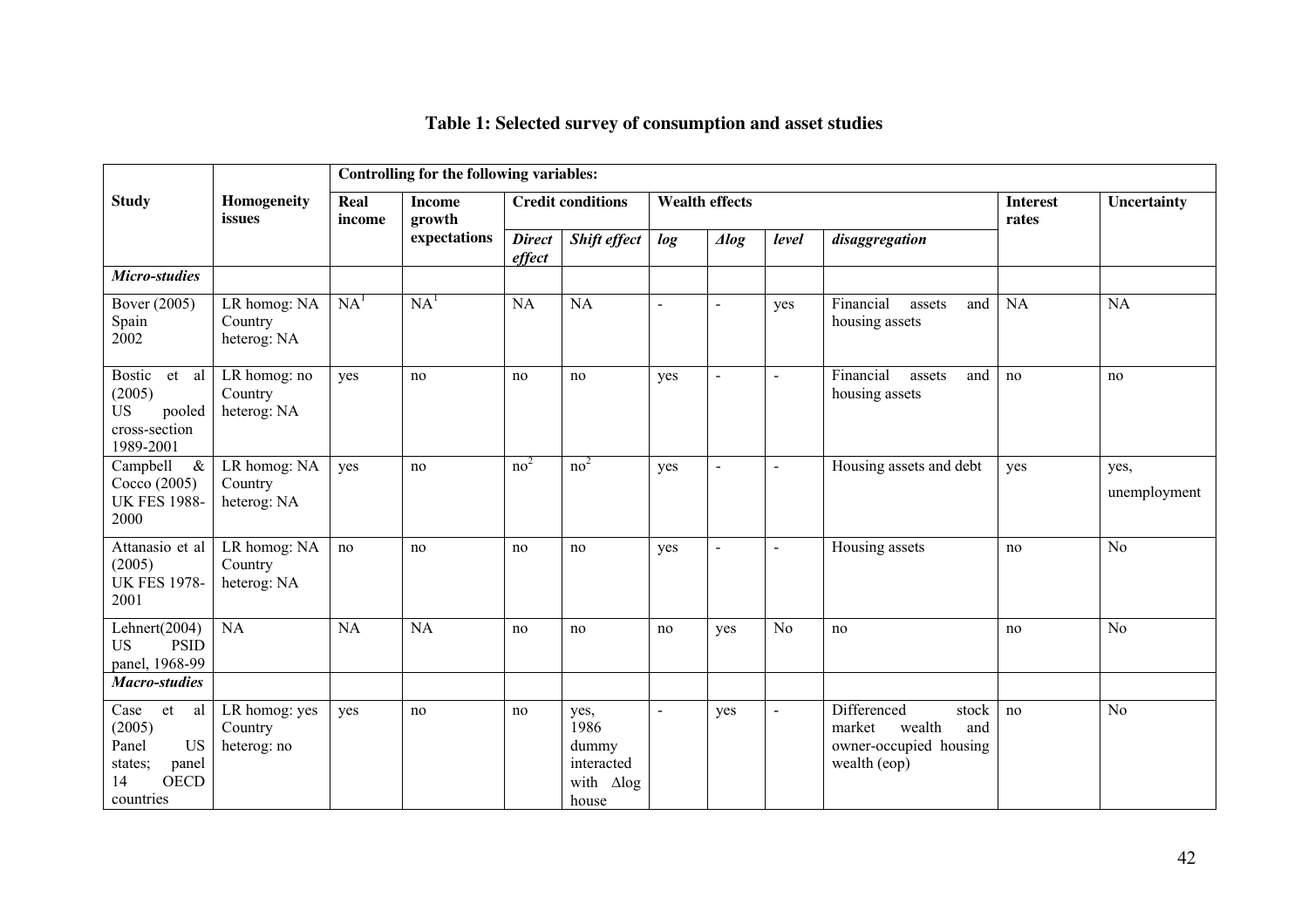**Table 1: Selected survey of consumption and asset studies**

| Study | Homogeneity issues | Controlling for the following variables: | | | | | | | | | |
|---|---|---|---|---|---|---|---|---|---|---|---|
| | | Real income | Income growth expectations | Credit conditions | | Wealth effects | | | | Interest rates | Uncertainty |
| | | | | *Direct effect* | *Shift effect* | *log* | *Δlog* | *level* | *disaggregation* | | |
| ***Micro-studies*** | | | | | | | | | | | |
| Bover (2005) Spain 2002 | LR homog: NA Country heterog: NA | NA[1] | NA[1] | NA | NA | - | - | yes | Financial assets and housing assets | NA | NA |
| Bostic et al (2005) US pooled cross-section 1989-2001 | LR homog: no Country heterog: NA | yes | no | no | no | yes | - | - | Financial assets and housing assets | no | no |
| Campbell & Cocco (2005) UK FES 1988-2000 | LR homog: NA Country heterog: NA | yes | no | no[2] | no[2] | yes | - | - | Housing assets and debt | yes | yes, unemployment |
| Attanasio et al (2005) UK FES 1978-2001 | LR homog: NA Country heterog: NA | no | no | no | no | yes | - | - | Housing assets | no | No |
| Lehnert(2004) US PSID panel, 1968-99 | NA | NA | NA | no | no | no | yes | No | no | no | No |
| ***Macro-studies*** | | | | | | | | | | | |
| Case et al (2005) Panel US states; panel 14 OECD countries | LR homog: yes Country heterog: no | yes | no | no | yes, 1986 dummy interacted with Δlog house | - | yes | - | Differenced stock market wealth and owner-occupied housing wealth (eop) | no | No |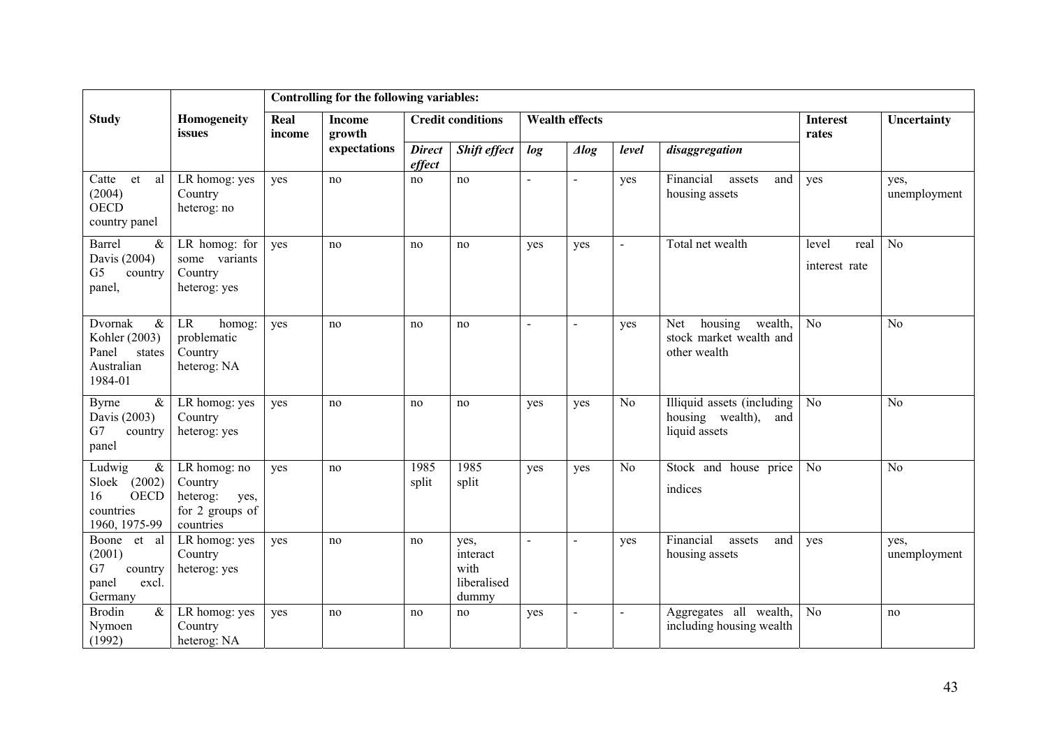| Study | Homogeneity issues | Controlling for the following variables: | | | | | | | | | |
|---|---|---|---|---|---|---|---|---|---|---|---|
| | | Real income | Income growth expectations | Credit conditions | | Wealth effects | | | | Interest rates | Uncertainty |
| | | | | ***Direct effect*** | ***Shift effect*** | ***log*** | ***Δlog*** | ***level*** | ***disaggregation*** | | |
| Catte et al (2004) OECD country panel | LR homog: yes Country heterog: no | yes | no | no | no | - | - | yes | Financial assets and housing assets | yes | yes, unemployment |
| Barrel & Davis (2004) G5 country panel, | LR homog: for some variants Country heterog: yes | yes | no | no | no | yes | yes | - | Total net wealth | level real interest rate | No |
| Dvornak & Kohler (2003) Panel states Australian 1984-01 | LR homog: problematic Country heterog: NA | yes | no | no | no | - | - | yes | Net housing wealth, stock market wealth and other wealth | No | No |
| Byrne & Davis (2003) G7 country panel | LR homog: yes Country heterog: yes | yes | no | no | no | yes | yes | No | Illiquid assets (including housing wealth), and liquid assets | No | No |
| Ludwig & Sloek (2002) 16 OECD countries 1960, 1975-99 | LR homog: no Country heterog: yes, for 2 groups of countries | yes | no | 1985 split | 1985 split | yes | yes | No | Stock and house price indices | No | No |
| Boone et al (2001) G7 country panel excl. Germany | LR homog: yes Country heterog: yes | yes | no | no | yes, interact with liberalised dummy | - | - | yes | Financial assets and housing assets | yes | yes, unemployment |
| Brodin & Nymoen (1992) | LR homog: yes Country heterog: NA | yes | no | no | no | yes | - | - | Aggregates all wealth, including housing wealth | No | no |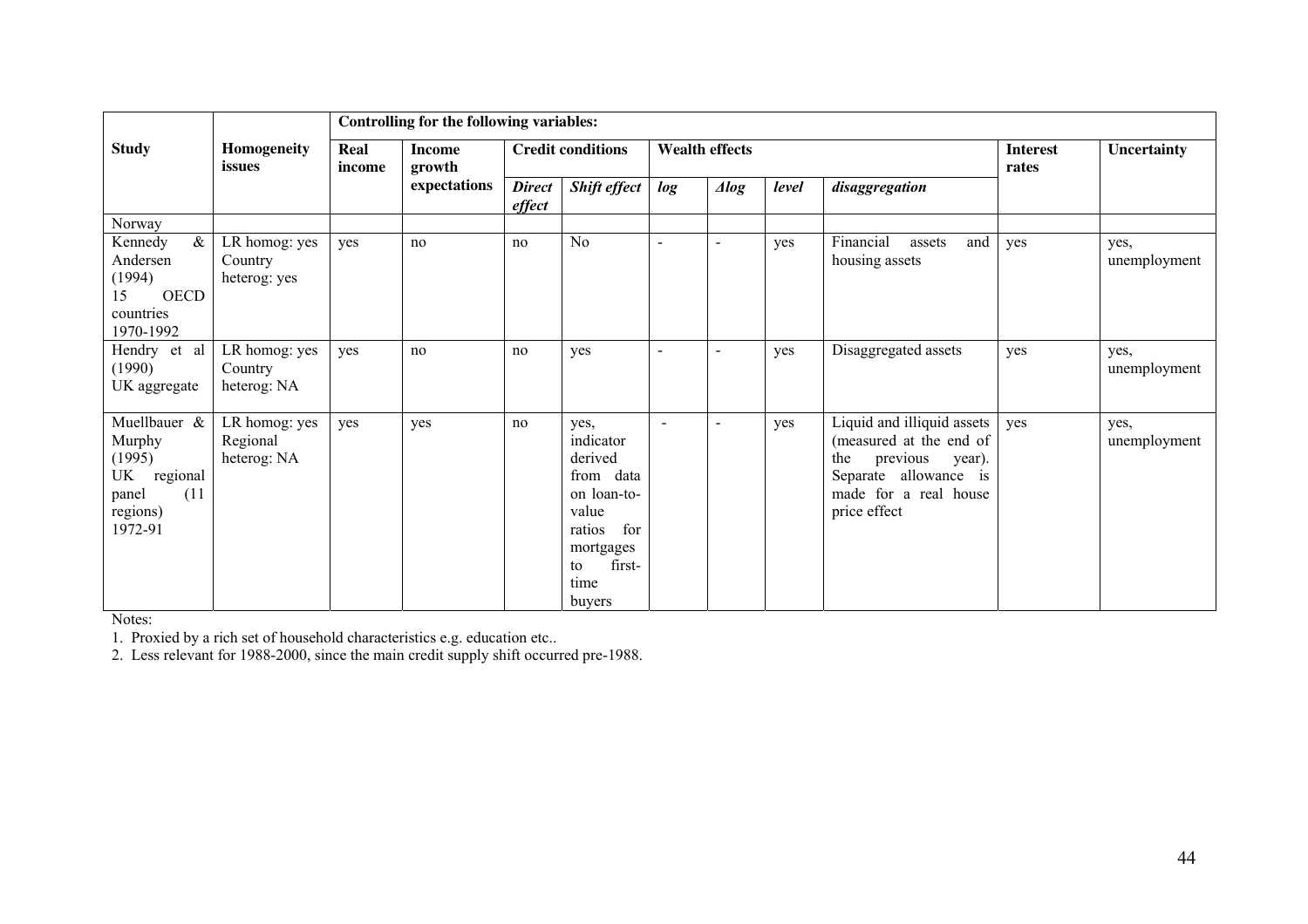| Study | Homogeneity issues | Controlling for the following variables: | | | | | | | | | |
|---|---|---|---|---|---|---|---|---|---|---|---|
| | | Real income | Income growth expectations | Credit conditions | | Wealth effects | | | | Interest rates | Uncertainty |
| | | | | *Direct effect* | *Shift effect* | *log* | *Δlog* | *level* | *disaggregation* | | |
| Norway | | | | | | | | | | | |
| Kennedy & Andersen (1994) 15 OECD countries 1970-1992 | LR homog: yes Country heterog: yes | yes | no | no | No | - | - | yes | Financial assets and housing assets | yes | yes, unemployment |
| Hendry et al (1990) UK aggregate | LR homog: yes Country heterog: NA | yes | no | no | yes | - | - | yes | Disaggregated assets | yes | yes, unemployment |
| Muellbauer & Murphy (1995) UK regional panel (11 regions) 1972-91 | LR homog: yes Regional heterog: NA | yes | yes | no | yes, indicator derived from data on loan-to-value ratios for mortgages to first-time buyers | - | - | yes | Liquid and illiquid assets (measured at the end of the previous year). Separate allowance is made for a real house price effect | yes | yes, unemployment |

Notes:

1. Proxied by a rich set of household characteristics e.g. education etc..
2. Less relevant for 1988-2000, since the main credit supply shift occurred pre-1988.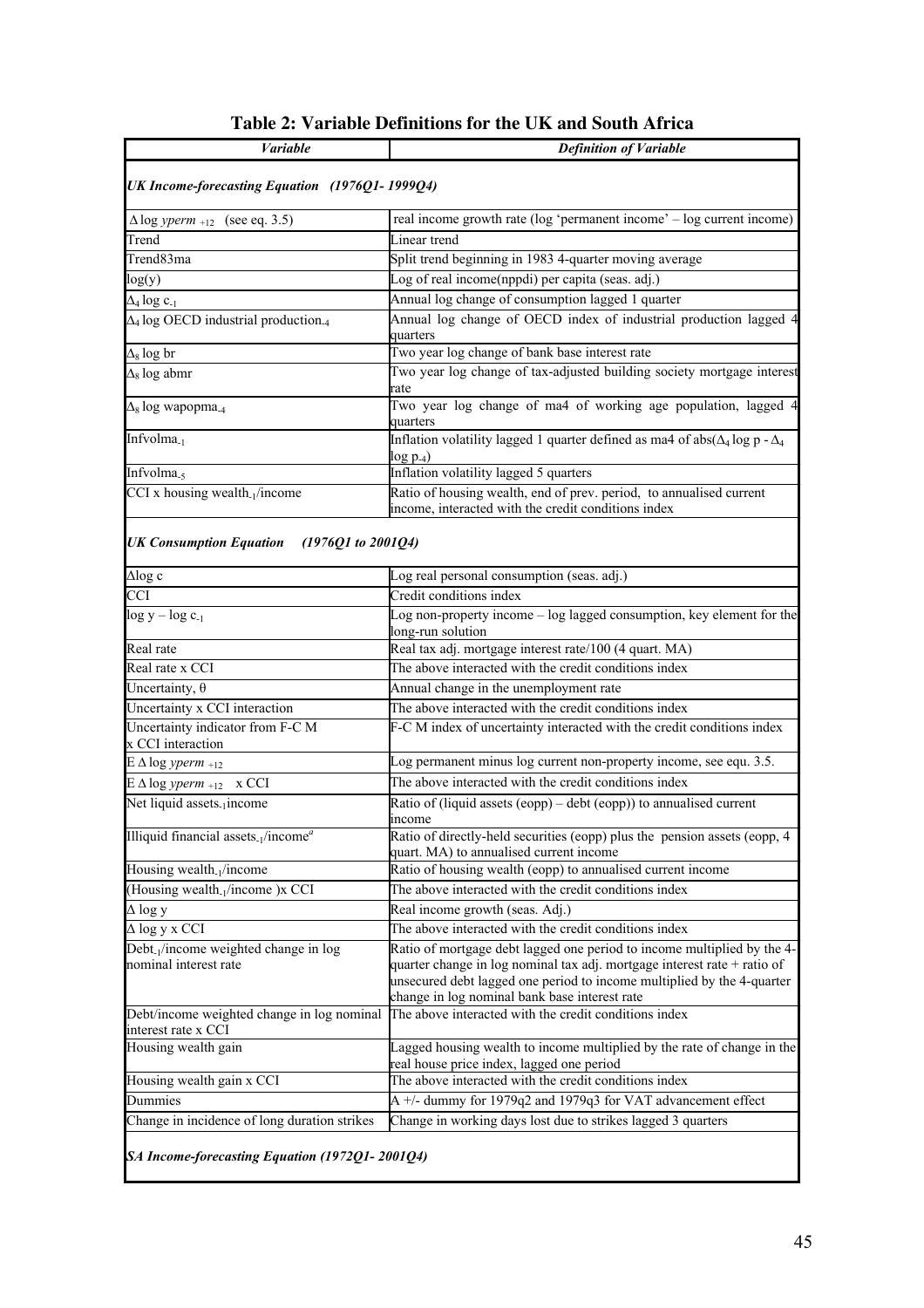**Table 2: Variable Definitions for the UK and South Africa**

| *Variable* | *Definition of Variable* |
|---|---|
| ***UK Income-forecasting Equation (1976Q1- 1999Q4)*** | |
| $\Delta \log yperm_{+12}$ (see eq. 3.5) | real income growth rate (log 'permanent income' – log current income) |
| Trend | Linear trend |
| Trend83ma | Split trend beginning in 1983 4-quarter moving average |
| log(y) | Log of real income(nppdi) per capita (seas. adj.) |
| $\Delta_4 \log c_{-1}$ | Annual log change of consumption lagged 1 quarter |
| $\Delta_4$ log OECD industrial production$_{-4}$ | Annual log change of OECD index of industrial production lagged 4 quarters |
| $\Delta_8$ log br | Two year log change of bank base interest rate |
| $\Delta_8$ log abmr | Two year log change of tax-adjusted building society mortgage interest rate |
| $\Delta_8$ log wapopma$_{-4}$ | Two year log change of ma4 of working age population, lagged 4 quarters |
| Infvolma$_{-1}$ | Inflation volatility lagged 1 quarter defined as ma4 of abs($\Delta_4 \log p - \Delta_4 \log p_{-4}$) |
| Infvolma$_{-5}$ | Inflation volatility lagged 5 quarters |
| CCI x housing wealth$_{-1}$/income | Ratio of housing wealth, end of prev. period, to annualised current income, interacted with the credit conditions index |
| ***UK Consumption Equation (1976Q1 to 2001Q4)*** | |
| $\Delta$log c | Log real personal consumption (seas. adj.) |
| CCI | Credit conditions index |
| $\log y - \log c_{-1}$ | Log non-property income – log lagged consumption, key element for the long-run solution |
| Real rate | Real tax adj. mortgage interest rate/100 (4 quart. MA) |
| Real rate x CCI | The above interacted with the credit conditions index |
| Uncertainty, $\theta$ | Annual change in the unemployment rate |
| Uncertainty x CCI interaction | The above interacted with the credit conditions index |
| Uncertainty indicator from F-C M x CCI interaction | F-C M index of uncertainty interacted with the credit conditions index |
| E $\Delta \log yperm_{+12}$ | Log permanent minus log current non-property income, see equ. 3.5. |
| E $\Delta \log yperm_{+12}$ x CCI | The above interacted with the credit conditions index |
| Net liquid assets$_{-1}$income | Ratio of (liquid assets (eopp) – debt (eopp)) to annualised current income |
| Illiquid financial assets$_{-1}$/income[a] | Ratio of directly-held securities (eopp) plus the pension assets (eopp, 4 quart. MA) to annualised current income |
| Housing wealth$_{-1}$/income | Ratio of housing wealth (eopp) to annualised current income |
| (Housing wealth$_{-1}$/income )x CCI | The above interacted with the credit conditions index |
| $\Delta$ log y | Real income growth (seas. Adj.) |
| $\Delta$ log y x CCI | The above interacted with the credit conditions index |
| Debt$_{-1}$/income weighted change in log nominal interest rate | Ratio of mortgage debt lagged one period to income multiplied by the 4-quarter change in log nominal tax adj. mortgage interest rate + ratio of unsecured debt lagged one period to income multiplied by the 4-quarter change in log nominal bank base interest rate |
| Debt/income weighted change in log nominal interest rate x CCI | The above interacted with the credit conditions index |
| Housing wealth gain | Lagged housing wealth to income multiplied by the rate of change in the real house price index, lagged one period |
| Housing wealth gain x CCI | The above interacted with the credit conditions index |
| Dummies | A +/- dummy for 1979q2 and 1979q3 for VAT advancement effect |
| Change in incidence of long duration strikes | Change in working days lost due to strikes lagged 3 quarters |
| ***SA Income-forecasting Equation (1972Q1- 2001Q4)*** | |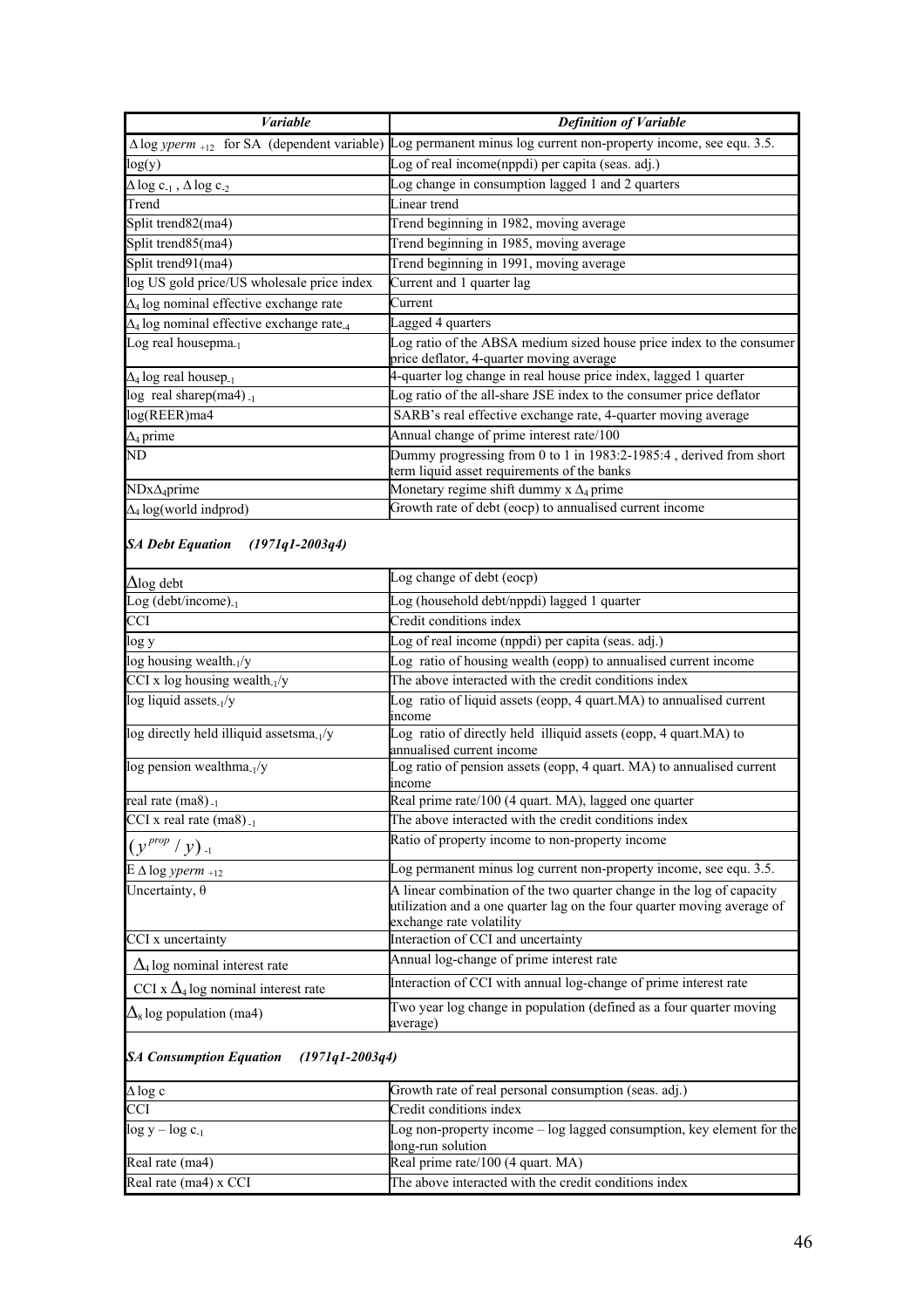| *Variable* | *Definition of Variable* |
|---|---|
| $\Delta \log yperm_{+12}$ for SA (dependent variable) | Log permanent minus log current non-property income, see equ. 3.5. |
| log(y) | Log of real income(nppdi) per capita (seas. adj.) |
| $\Delta \log c_{-1}$ , $\Delta \log c_{-2}$ | Log change in consumption lagged 1 and 2 quarters |
| Trend | Linear trend |
| Split trend82(ma4) | Trend beginning in 1982, moving average |
| Split trend85(ma4) | Trend beginning in 1985, moving average |
| Split trend91(ma4) | Trend beginning in 1991, moving average |
| log US gold price/US wholesale price index | Current and 1 quarter lag |
| $\Delta_4$ log nominal effective exchange rate | Current |
| $\Delta_4$ log nominal effective exchange rate$_{-4}$ | Lagged 4 quarters |
| Log real housepma$_{-1}$ | Log ratio of the ABSA medium sized house price index to the consumer price deflator, 4-quarter moving average |
| $\Delta_4$ log real housep$_{-1}$ | 4-quarter log change in real house price index, lagged 1 quarter |
| log real sharep(ma4)$_{-1}$ | Log ratio of the all-share JSE index to the consumer price deflator |
| log(REER)ma4 | SARB's real effective exchange rate, 4-quarter moving average |
| $\Delta_4$ prime | Annual change of prime interest rate/100 |
| ND | Dummy progressing from 0 to 1 in 1983:2-1985:4 , derived from short term liquid asset requirements of the banks |
| NDx$\Delta_4$prime | Monetary regime shift dummy x $\Delta_4$ prime |
| $\Delta_4$ log(world indprod) | Growth rate of debt (eocp) to annualised current income |

### *SA Debt Equation (1971q1-2003q4)*

| | |
|---|---|
| $\Delta$log debt | Log change of debt (eocp) |
| Log (debt/income)$_{-1}$ | Log (household debt/nppdi) lagged 1 quarter |
| CCI | Credit conditions index |
| log y | Log of real income (nppdi) per capita (seas. adj.) |
| log housing wealth$_{-1}$/y | Log ratio of housing wealth (eopp) to annualised current income |
| CCI x log housing wealth$_{-1}$/y | The above interacted with the credit conditions index |
| log liquid assets$_{-1}$/y | Log ratio of liquid assets (eopp, 4 quart.MA) to annualised current income |
| log directly held illiquid assetsma$_{-1}$/y | Log ratio of directly held illiquid assets (eopp, 4 quart.MA) to annualised current income |
| log pension wealthma$_{-1}$/y | Log ratio of pension assets (eopp, 4 quart. MA) to annualised current income |
| real rate (ma8)$_{-1}$ | Real prime rate/100 (4 quart. MA), lagged one quarter |
| CCI x real rate (ma8)$_{-1}$ | The above interacted with the credit conditions index |
| $(y^{prop} / y)_{-1}$ | Ratio of property income to non-property income |
| E $\Delta \log yperm_{+12}$ | Log permanent minus log current non-property income, see equ. 3.5. |
| Uncertainty, $\theta$ | A linear combination of the two quarter change in the log of capacity utilization and a one quarter lag on the four quarter moving average of exchange rate volatility |
| CCI x uncertainty | Interaction of CCI and uncertainty |
| $\Delta_4$ log nominal interest rate | Annual log-change of prime interest rate |
| CCI x $\Delta_4$ log nominal interest rate | Interaction of CCI with annual log-change of prime interest rate |
| $\Delta_8$ log population (ma4) | Two year log change in population (defined as a four quarter moving average) |

### *SA Consumption Equation (1971q1-2003q4)*

| | |
|---|---|
| $\Delta$ log c | Growth rate of real personal consumption (seas. adj.) |
| CCI | Credit conditions index |
| log y – log c$_{-1}$ | Log non-property income – log lagged consumption, key element for the long-run solution |
| Real rate (ma4) | Real prime rate/100 (4 quart. MA) |
| Real rate (ma4) x CCI | The above interacted with the credit conditions index |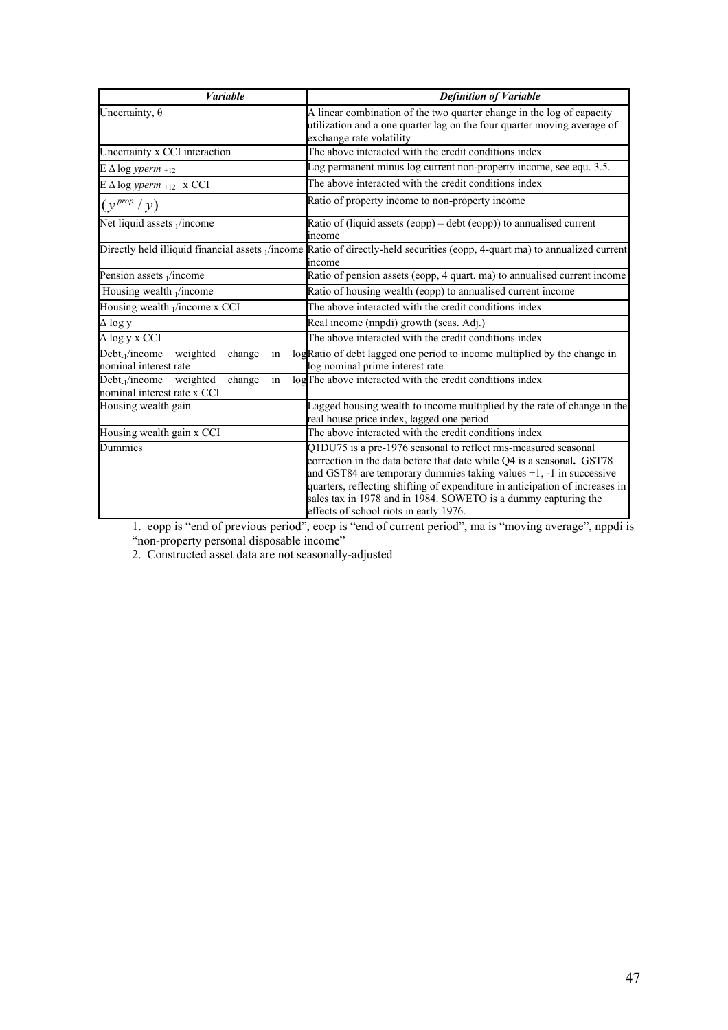| *Variable* | *Definition of Variable* |
|---|---|
| Uncertainty, $\theta$ | A linear combination of the two quarter change in the log of capacity utilization and a one quarter lag on the four quarter moving average of exchange rate volatility |
| Uncertainty x CCI interaction | The above interacted with the credit conditions index |
| $E\,\Delta \log \mathit{yperm}_{+12}$ | Log permanent minus log current non-property income, see equ. 3.5. |
| $E\,\Delta \log \mathit{yperm}_{+12}$ x CCI | The above interacted with the credit conditions index |
| $(y^{prop} / y)$ | Ratio of property income to non-property income |
| Net liquid assets$_{-1}$/income | Ratio of (liquid assets (eopp) – debt (eopp)) to annualised current income |
| Directly held illiquid financial assets$_{-1}$/income | Ratio of directly-held securities (eopp, 4-quart ma) to annualized current income |
| Pension assets$_{-1}$/income | Ratio of pension assets (eopp, 4 quart. ma) to annualised current income |
| Housing wealth$_{-1}$/income | Ratio of housing wealth (eopp) to annualised current income |
| Housing wealth$_{-1}$/income x CCI | The above interacted with the credit conditions index |
| $\Delta$ log y | Real income (nnpdi) growth (seas. Adj.) |
| $\Delta$ log y x CCI | The above interacted with the credit conditions index |
| Debt$_{-1}$/income weighted change in log nominal interest rate | Ratio of debt lagged one period to income multiplied by the change in log nominal prime interest rate |
| Debt$_{-1}$/income weighted change in log nominal interest rate x CCI | The above interacted with the credit conditions index |
| Housing wealth gain | Lagged housing wealth to income multiplied by the rate of change in the real house price index, lagged one period |
| Housing wealth gain x CCI | The above interacted with the credit conditions index |
| Dummies | Q1DU75 is a pre-1976 seasonal to reflect mis-measured seasonal correction in the data before that date while Q4 is a seasonal. GST78 and GST84 are temporary dummies taking values +1, -1 in successive quarters, reflecting shifting of expenditure in anticipation of increases in sales tax in 1978 and in 1984. SOWETO is a dummy capturing the effects of school riots in early 1976. |

1. eopp is "end of previous period", eocp is "end of current period", ma is "moving average", nppdi is "non-property personal disposable income"

2. Constructed asset data are not seasonally-adjusted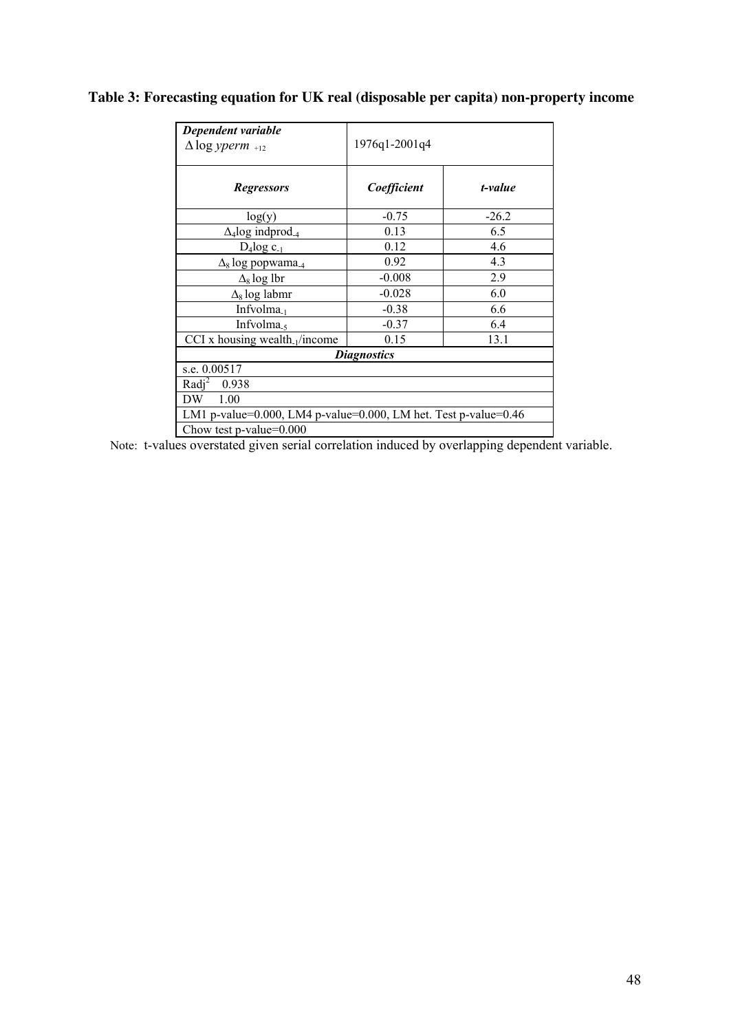**Table 3: Forecasting equation for UK real (disposable per capita) non-property income**

| ***Dependent variable*** $\Delta \log \mathit{yperm}_{+12}$ | 1976q1-2001q4 | |
|---|---|---|
| ***Regressors*** | ***Coefficient*** | ***t-value*** |
| log(y) | -0.75 | -26.2 |
| $\Delta_4$log indprod$_{-4}$ | 0.13 | 6.5 |
| $D_4$log c$_{-1}$ | 0.12 | 4.6 |
| $\Delta_8$ log popwama$_{-4}$ | 0.92 | 4.3 |
| $\Delta_8$ log lbr | -0.008 | 2.9 |
| $\Delta_8$ log labmr | -0.028 | 6.0 |
| Infvolma$_{-1}$ | -0.38 | 6.6 |
| Infvolma$_{-5}$ | -0.37 | 6.4 |
| CCI x housing wealth$_{-1}$/income | 0.15 | 13.1 |
| ***Diagnostics*** | | |
| s.e. 0.00517 | | |
| $R\mathrm{adj}^2$ 0.938 | | |
| DW 1.00 | | |
| LM1 p-value=0.000, LM4 p-value=0.000, LM het. Test p-value=0.46 | | |
| Chow test p-value=0.000 | | |

Note: t-values overstated given serial correlation induced by overlapping dependent variable.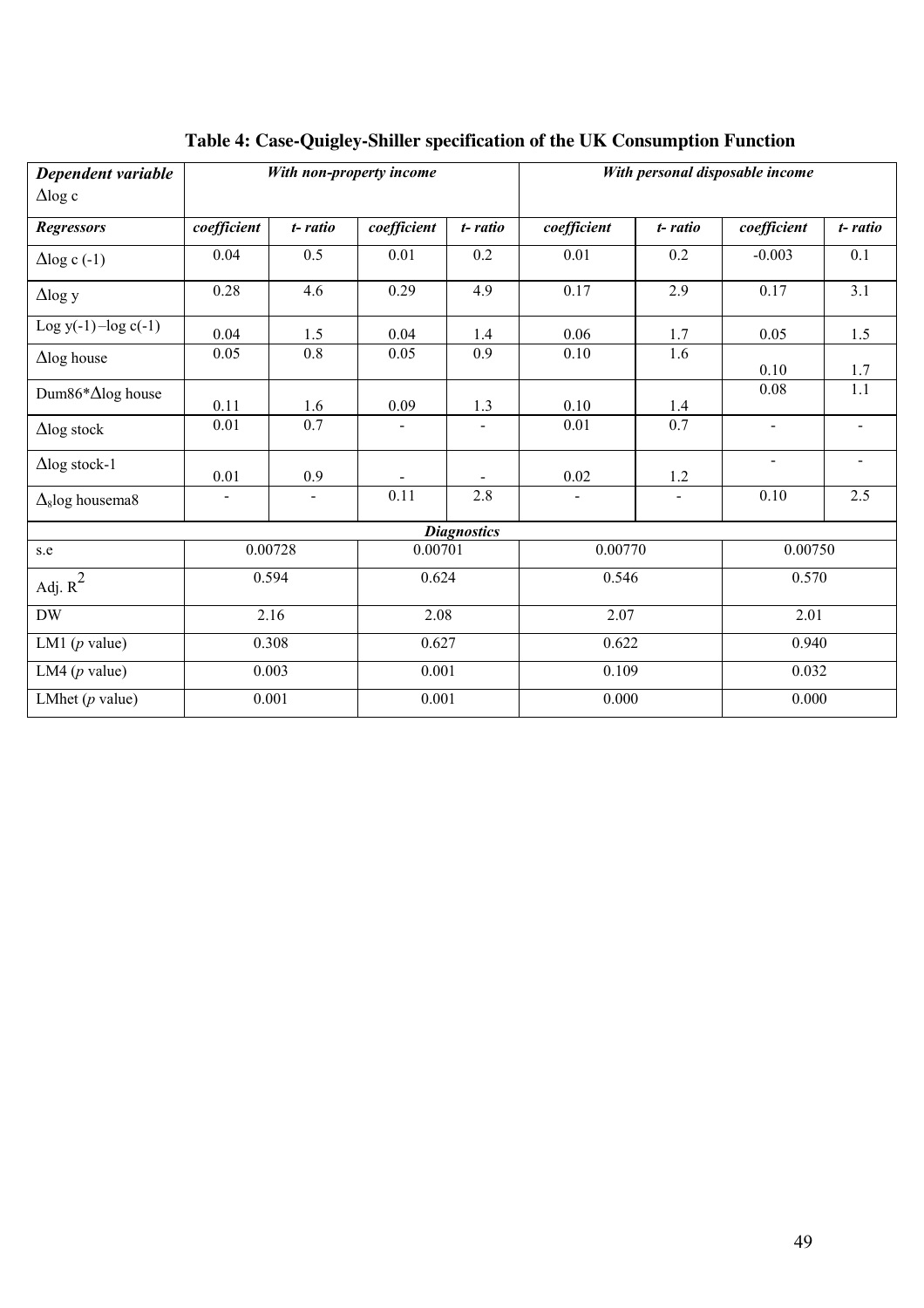**Table 4: Case-Quigley-Shiller specification of the UK Consumption Function**

| *Dependent variable* $\Delta$log c | *With non-property income* | | | | *With personal disposable income* | | | |
|---|---|---|---|---|---|---|---|---|
| ***Regressors*** | ***coefficient*** | ***t- ratio*** | ***coefficient*** | ***t- ratio*** | ***coefficient*** | ***t- ratio*** | ***coefficient*** | ***t- ratio*** |
| $\Delta$log c (-1) | 0.04 | 0.5 | 0.01 | 0.2 | 0.01 | 0.2 | -0.003 | 0.1 |
| $\Delta$log y | 0.28 | 4.6 | 0.29 | 4.9 | 0.17 | 2.9 | 0.17 | 3.1 |
| Log y(-1) –log c(-1) | 0.04 | 1.5 | 0.04 | 1.4 | 0.06 | 1.7 | 0.05 | 1.5 |
| $\Delta$log house | 0.05 | 0.8 | 0.05 | 0.9 | 0.10 | 1.6 | 0.10 | 1.7 |
| Dum86*$\Delta$log house | 0.11 | 1.6 | 0.09 | 1.3 | 0.10 | 1.4 | 0.08 | 1.1 |
| $\Delta$log stock | 0.01 | 0.7 | - | - | 0.01 | 0.7 | - | - |
| $\Delta$log stock-1 | 0.01 | 0.9 | - | - | 0.02 | 1.2 | - | - |
| $\Delta_8$log housema8 | - | - | 0.11 | 2.8 | - | - | 0.10 | 2.5 |
| ***Diagnostics*** | | | | | | | | |
| s.e | 0.00728 | | 0.00701 | | 0.00770 | | 0.00750 | |
| Adj. $R^2$ | 0.594 | | 0.624 | | 0.546 | | 0.570 | |
| DW | 2.16 | | 2.08 | | 2.07 | | 2.01 | |
| LM1 (*p* value) | 0.308 | | 0.627 | | 0.622 | | 0.940 | |
| LM4 (*p* value) | 0.003 | | 0.001 | | 0.109 | | 0.032 | |
| LMhet (*p* value) | 0.001 | | 0.001 | | 0.000 | | 0.000 | |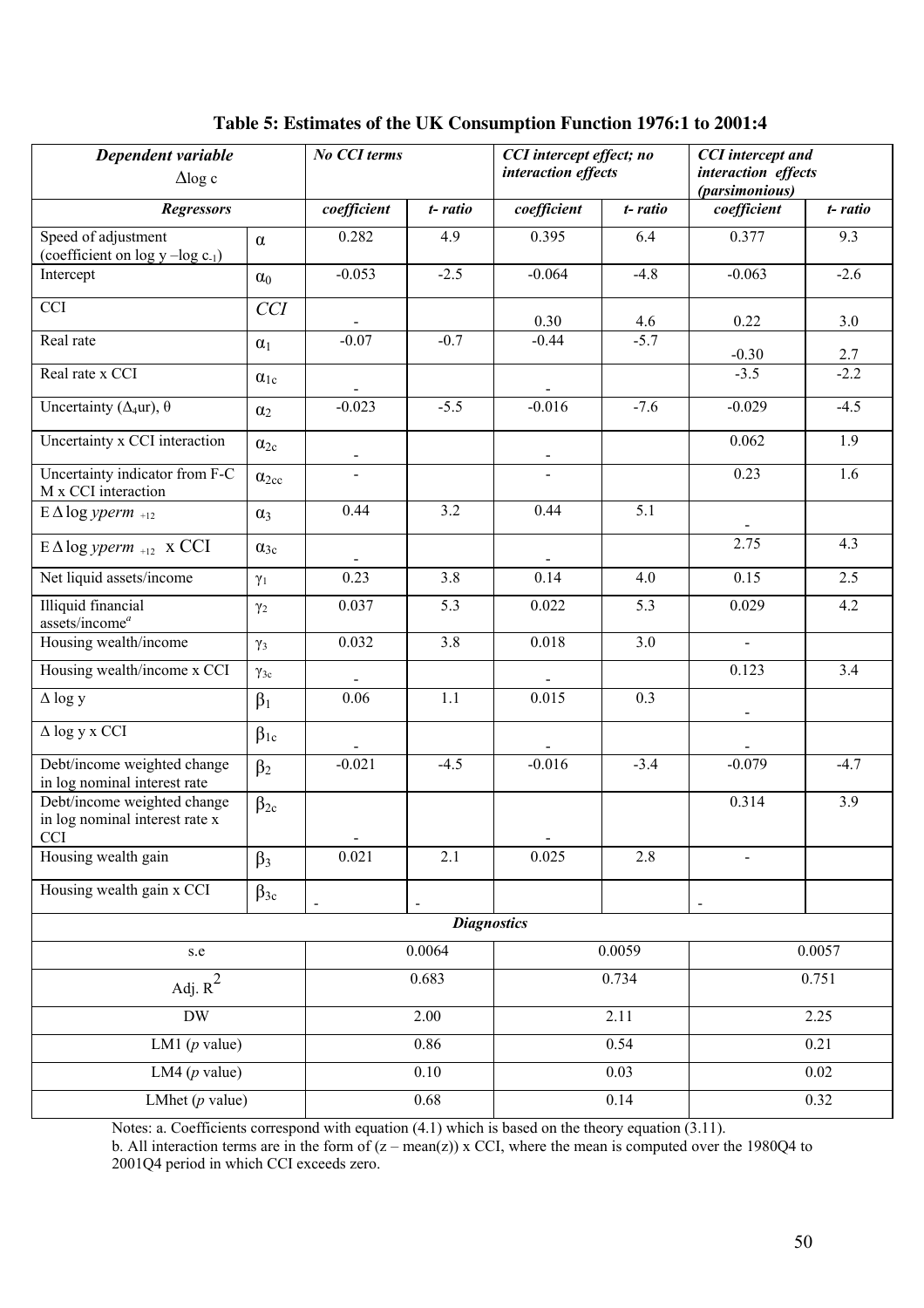**Table 5: Estimates of the UK Consumption Function 1976:1 to 2001:4**

| ***Dependent variable*** $\Delta \log c$ | | ***No CCI terms*** | | ***CCI intercept effect; no interaction effects*** | | ***CCI intercept and interaction effects (parsimonious)*** | |
|---|---|---|---|---|---|---|---|
| ***Regressors*** | | ***coefficient*** | ***t- ratio*** | ***coefficient*** | ***t- ratio*** | ***coefficient*** | ***t- ratio*** |
| Speed of adjustment (coefficient on $\log y - \log c_{-1}$) | $\alpha$ | 0.282 | 4.9 | 0.395 | 6.4 | 0.377 | 9.3 |
| Intercept | $\alpha_0$ | -0.053 | -2.5 | -0.064 | -4.8 | -0.063 | -2.6 |
| CCI | *CCI* | - | | 0.30 | 4.6 | 0.22 | 3.0 |
| Real rate | $\alpha_1$ | -0.07 | -0.7 | -0.44 | -5.7 | -0.30 | 2.7 |
| Real rate x CCI | $\alpha_{1c}$ | - | | - | | -3.5 | -2.2 |
| Uncertainty ($\Delta_4$ur), $\theta$ | $\alpha_2$ | -0.023 | -5.5 | -0.016 | -7.6 | -0.029 | -4.5 |
| Uncertainty x CCI interaction | $\alpha_{2c}$ | - | | - | | 0.062 | 1.9 |
| Uncertainty indicator from F-C M x CCI interaction | $\alpha_{2cc}$ | - | | - | | 0.23 | 1.6 |
| $E\,\Delta \log yperm_{+12}$ | $\alpha_3$ | 0.44 | 3.2 | 0.44 | 5.1 | - | |
| $E\,\Delta \log yperm_{+12}$ x CCI | $\alpha_{3c}$ | - | | - | | 2.75 | 4.3 |
| Net liquid assets/income | $\gamma_1$ | 0.23 | 3.8 | 0.14 | 4.0 | 0.15 | 2.5 |
| Illiquid financial assets/income[a] | $\gamma_2$ | 0.037 | 5.3 | 0.022 | 5.3 | 0.029 | 4.2 |
| Housing wealth/income | $\gamma_3$ | 0.032 | 3.8 | 0.018 | 3.0 | - | |
| Housing wealth/income x CCI | $\gamma_{3c}$ | - | | - | | 0.123 | 3.4 |
| $\Delta \log y$ | $\beta_1$ | 0.06 | 1.1 | 0.015 | 0.3 | - | |
| $\Delta \log y$ x CCI | $\beta_{1c}$ | - | | - | | - | |
| Debt/income weighted change in log nominal interest rate | $\beta_2$ | -0.021 | -4.5 | -0.016 | -3.4 | -0.079 | -4.7 |
| Debt/income weighted change in log nominal interest rate x CCI | $\beta_{2c}$ | - | | - | | 0.314 | 3.9 |
| Housing wealth gain | $\beta_3$ | 0.021 | 2.1 | 0.025 | 2.8 | - | |
| Housing wealth gain x CCI | $\beta_{3c}$ | - | - | | | - | |
| ***Diagnostics*** | | | | | | | |
| s.e | | 0.0064 | | 0.0059 | | 0.0057 | |
| Adj. $R^2$ | | 0.683 | | 0.734 | | 0.751 | |
| DW | | 2.00 | | 2.11 | | 2.25 | |
| LM1 ($p$ value) | | 0.86 | | 0.54 | | 0.21 | |
| LM4 ($p$ value) | | 0.10 | | 0.03 | | 0.02 | |
| LMhet ($p$ value) | | 0.68 | | 0.14 | | 0.32 | |

Notes: a. Coefficients correspond with equation (4.1) which is based on the theory equation (3.11).
b. All interaction terms are in the form of (z – mean(z)) x CCI, where the mean is computed over the 1980Q4 to 2001Q4 period in which CCI exceeds zero.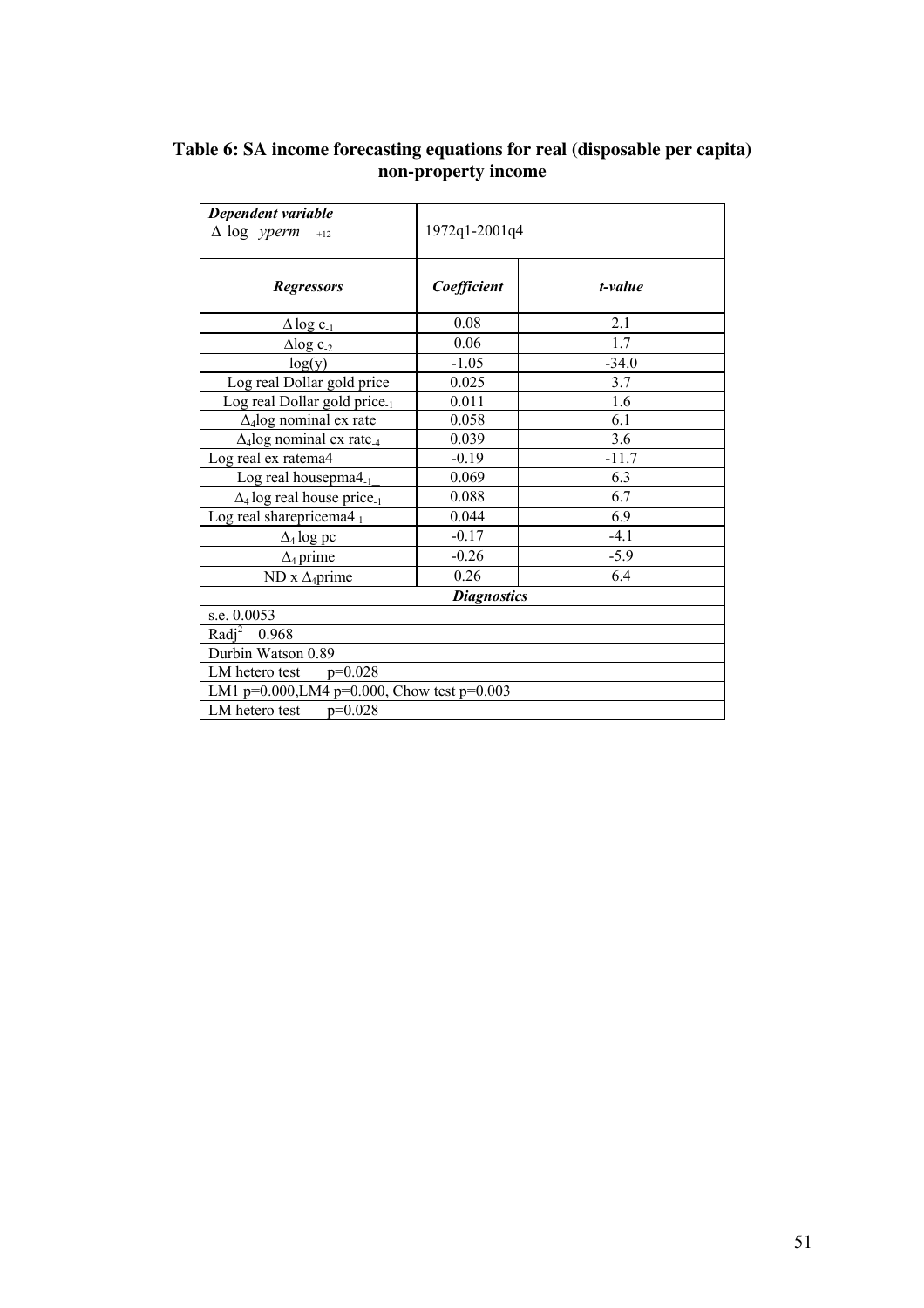**Table 6: SA income forecasting equations for real (disposable per capita) non-property income**

| *Dependent variable* $\Delta \log \ yperm_{+12}$ | 1972q1-2001q4 | |
|---|---|---|
| ***Regressors*** | ***Coefficient*** | ***t-value*** |
| $\Delta \log c_{-1}$ | 0.08 | 2.1 |
| $\Delta \log c_{-2}$ | 0.06 | 1.7 |
| log(y) | -1.05 | -34.0 |
| Log real Dollar gold price | 0.025 | 3.7 |
| Log real Dollar gold price$_{-1}$ | 0.011 | 1.6 |
| $\Delta_4$log nominal ex rate | 0.058 | 6.1 |
| $\Delta_4$log nominal ex rate$_{-4}$ | 0.039 | 3.6 |
| Log real ex ratema4 | -0.19 | -11.7 |
| Log real housepma4$_{-1}$ | 0.069 | 6.3 |
| $\Delta_4$ log real house price$_{-1}$ | 0.088 | 6.7 |
| Log real sharepricema4$_{-1}$ | 0.044 | 6.9 |
| $\Delta_4$ log pc | -0.17 | -4.1 |
| $\Delta_4$ prime | -0.26 | -5.9 |
| ND x $\Delta_4$prime | 0.26 | 6.4 |
| ***Diagnostics*** | | |
| s.e. 0.0053 | | |
| $R_{adj}^2$ 0.968 | | |
| Durbin Watson 0.89 | | |
| LM hetero test p=0.028 | | |
| LM1 p=0.000,LM4 p=0.000, Chow test p=0.003 | | |
| LM hetero test p=0.028 | | |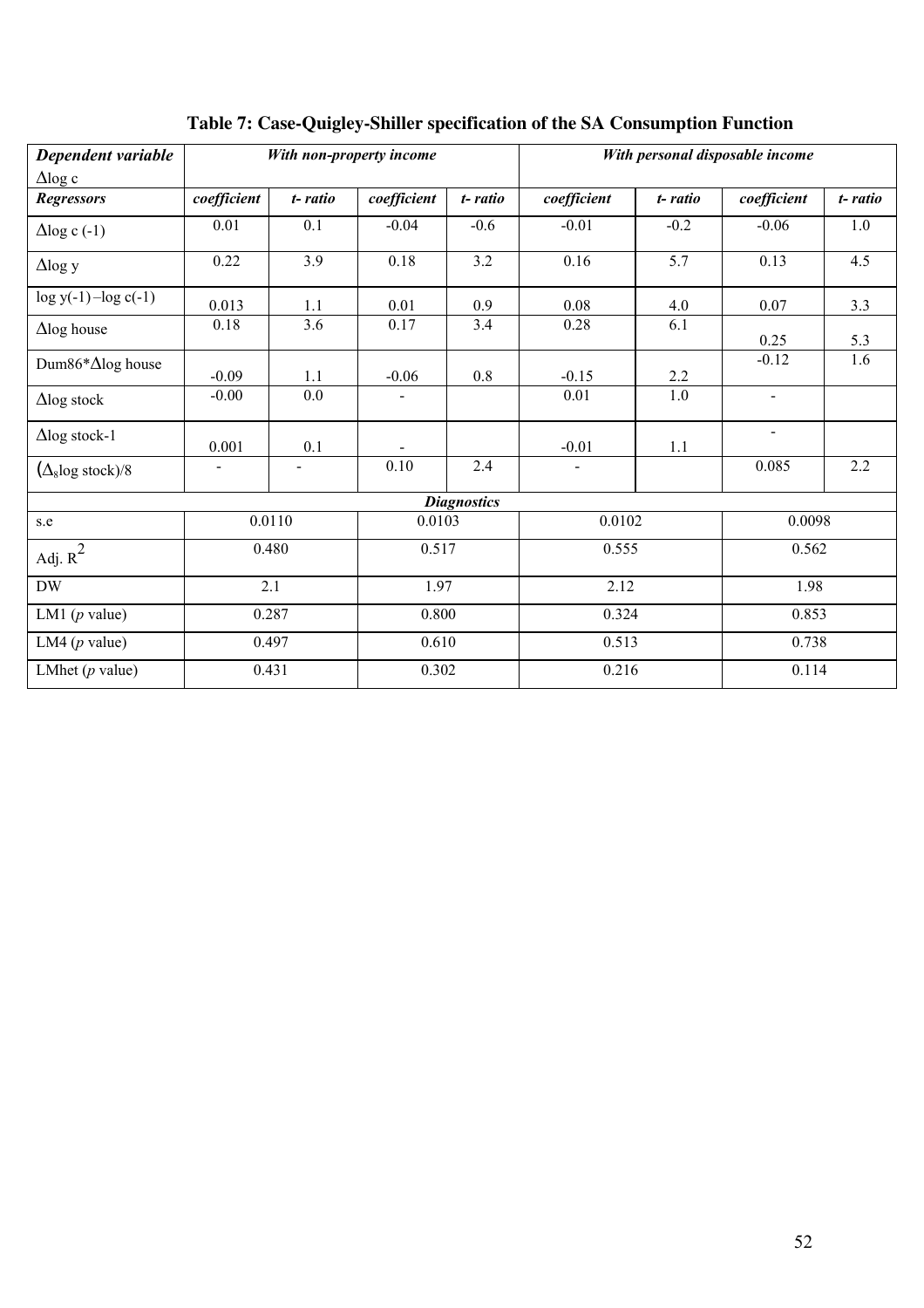**Table 7: Case-Quigley-Shiller specification of the SA Consumption Function**

| *Dependent variable* $\Delta$log c | *With non-property income* | | | | *With personal disposable income* | | | |
|---|---|---|---|---|---|---|---|---|
| ***Regressors*** | ***coefficient*** | ***t- ratio*** | ***coefficient*** | ***t- ratio*** | ***coefficient*** | ***t- ratio*** | ***coefficient*** | ***t- ratio*** |
| $\Delta$log c (-1) | 0.01 | 0.1 | -0.04 | -0.6 | -0.01 | -0.2 | -0.06 | 1.0 |
| $\Delta$log y | 0.22 | 3.9 | 0.18 | 3.2 | 0.16 | 5.7 | 0.13 | 4.5 |
| log y(-1) –log c(-1) | 0.013 | 1.1 | 0.01 | 0.9 | 0.08 | 4.0 | 0.07 | 3.3 |
| $\Delta$log house | 0.18 | 3.6 | 0.17 | 3.4 | 0.28 | 6.1 | 0.25 | 5.3 |
| Dum86*$\Delta$log house | -0.09 | 1.1 | -0.06 | 0.8 | -0.15 | 2.2 | -0.12 | 1.6 |
| $\Delta$log stock | -0.00 | 0.0 | - | | 0.01 | 1.0 | - | |
| $\Delta$log stock-1 | 0.001 | 0.1 | - | | -0.01 | 1.1 | - | |
| ($\Delta_8$log stock)/8 | - | - | 0.10 | 2.4 | - | | 0.085 | 2.2 |
| ***Diagnostics*** | | | | | | | | |
| s.e | 0.0110 | | 0.0103 | | 0.0102 | | 0.0098 | |
| Adj. $R^2$ | 0.480 | | 0.517 | | 0.555 | | 0.562 | |
| DW | 2.1 | | 1.97 | | 2.12 | | 1.98 | |
| LM1 (*p* value) | 0.287 | | 0.800 | | 0.324 | | 0.853 | |
| LM4 (*p* value) | 0.497 | | 0.610 | | 0.513 | | 0.738 | |
| LMhet (*p* value) | 0.431 | | 0.302 | | 0.216 | | 0.114 | |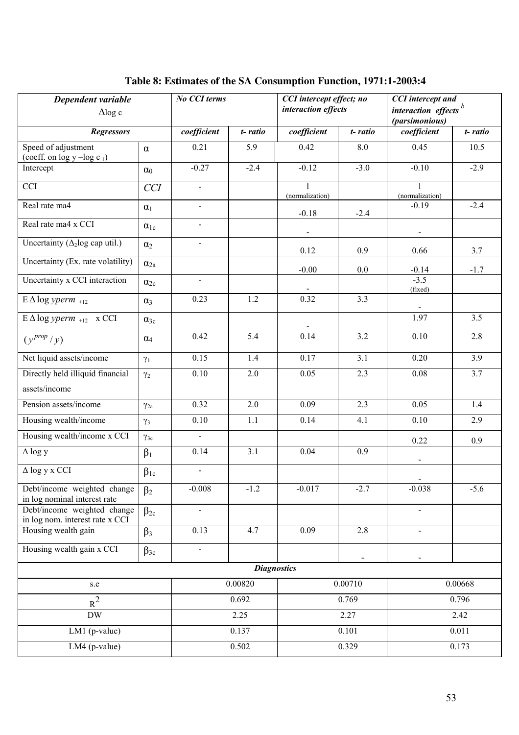# Table 8: Estimates of the SA Consumption Function, 1971:1-2003:4

| ***Dependent variable*** $\Delta \log c$ | | ***No CCI terms*** | | ***CCI intercept effect; no interaction effects*** | | ***CCI intercept and interaction effects*** [b] ***(parsimonious)*** | |
|---|---|---|---|---|---|---|---|
| ***Regressors*** | | ***coefficient*** | ***t- ratio*** | ***coefficient*** | ***t- ratio*** | ***coefficient*** | ***t- ratio*** |
| Speed of adjustment (coeff. on log y –log $c_{-1}$) | $\alpha$ | 0.21 | 5.9 | 0.42 | 8.0 | 0.45 | 10.5 |
| Intercept | $\alpha_0$ | -0.27 | -2.4 | -0.12 | -3.0 | -0.10 | -2.9 |
| CCI | *CCI* | - | | 1 (normalization) | | 1 (normalization) | |
| Real rate ma4 | $\alpha_1$ | - | | -0.18 | -2.4 | -0.19 | -2.4 |
| Real rate ma4 x CCI | $\alpha_{1c}$ | - | | - | | - | |
| Uncertainty ($\Delta_2$log cap util.) | $\alpha_2$ | - | | 0.12 | 0.9 | 0.66 | 3.7 |
| Uncertainty (Ex. rate volatility) | $\alpha_{2a}$ | | | -0.00 | 0.0 | -0.14 | -1.7 |
| Uncertainty x CCI interaction | $\alpha_{2c}$ | - | | - | | -3.5 (fixed) | |
| $\text{E}\,\Delta \log yperm_{+12}$ | $\alpha_3$ | 0.23 | 1.2 | 0.32 | 3.3 | - | |
| $\text{E}\,\Delta \log yperm_{+12}$ x CCI | $\alpha_{3c}$ | | | - | | 1.97 | 3.5 |
| $(y^{prop}/y)$ | $\alpha_4$ | 0.42 | 5.4 | 0.14 | 3.2 | 0.10 | 2.8 |
| Net liquid assets/income | $\gamma_1$ | 0.15 | 1.4 | 0.17 | 3.1 | 0.20 | 3.9 |
| Directly held illiquid financial assets/income | $\gamma_2$ | 0.10 | 2.0 | 0.05 | 2.3 | 0.08 | 3.7 |
| Pension assets/income | $\gamma_{2a}$ | 0.32 | 2.0 | 0.09 | 2.3 | 0.05 | 1.4 |
| Housing wealth/income | $\gamma_3$ | 0.10 | 1.1 | 0.14 | 4.1 | 0.10 | 2.9 |
| Housing wealth/income x CCI | $\gamma_{3c}$ | - | | | | 0.22 | 0.9 |
| $\Delta$ log y | $\beta_1$ | 0.14 | 3.1 | 0.04 | 0.9 | - | |
| $\Delta$ log y x CCI | $\beta_{1c}$ | - | | | | - | |
| Debt/income weighted change in log nominal interest rate | $\beta_2$ | -0.008 | -1.2 | -0.017 | -2.7 | -0.038 | -5.6 |
| Debt/income weighted change in log nom. interest rate x CCI | $\beta_{2c}$ | - | | | | - | |
| Housing wealth gain | $\beta_3$ | 0.13 | 4.7 | 0.09 | 2.8 | - | |
| Housing wealth gain x CCI | $\beta_{3c}$ | - | | | - | - | |
| ***Diagnostics*** | | | | | | | |
| s.e | | 0.00820 | | 0.00710 | | 0.00668 | |
| $R^2$ | | 0.692 | | 0.769 | | 0.796 | |
| DW | | 2.25 | | 2.27 | | 2.42 | |
| LM1 (p-value) | | 0.137 | | 0.101 | | 0.011 | |
| LM4 (p-value) | | 0.502 | | 0.329 | | 0.173 | |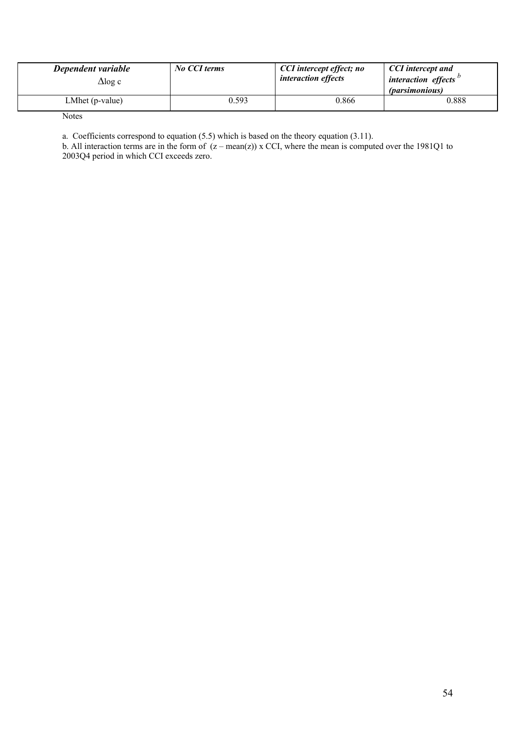| ***Dependent variable*** $\Delta \log c$ | ***No CCI terms*** | ***CCI intercept effect; no interaction effects*** | ***CCI intercept and interaction effects*** [b] ***(parsimonious)*** |
|---|---|---|---|
| LMhet (p-value) | 0.593 | 0.866 | 0.888 |

Notes

a. Coefficients correspond to equation (5.5) which is based on the theory equation (3.11).

b. All interaction terms are in the form of $(z - \text{mean}(z)) \times \text{CCI}$, where the mean is computed over the 1981Q1 to 2003Q4 period in which CCI exceeds zero.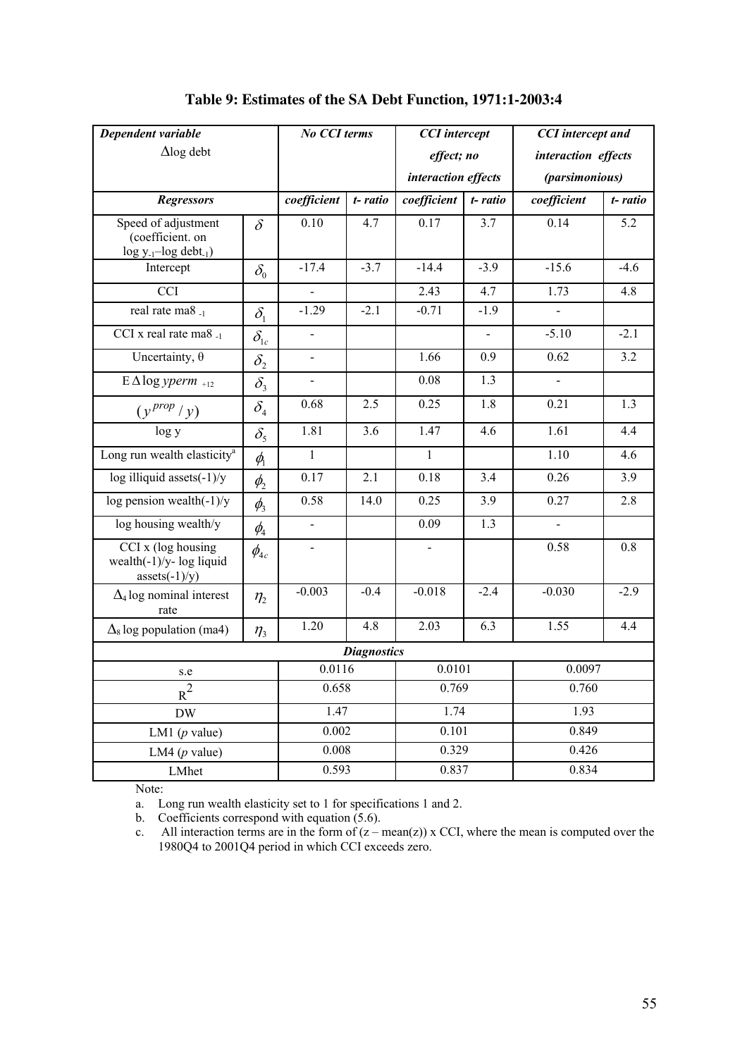**Table 9: Estimates of the SA Debt Function, 1971:1-2003:4**

| ***Dependent variable*** $\Delta$log debt | | ***No CCI terms*** | | ***CCI intercept effect; no interaction effects*** | | ***CCI intercept and interaction effects (parsimonious)*** | |
|---|---|---|---|---|---|---|---|
| ***Regressors*** | | ***coefficient*** | ***t- ratio*** | ***coefficient*** | ***t- ratio*** | ***coefficient*** | ***t- ratio*** |
| Speed of adjustment (coefficient. on $\log y_{-1}$–$\log debt_{-1}$) | $\delta$ | 0.10 | 4.7 | 0.17 | 3.7 | 0.14 | 5.2 |
| Intercept | $\delta_0$ | -17.4 | -3.7 | -14.4 | -3.9 | -15.6 | -4.6 |
| CCI | | - | | 2.43 | 4.7 | 1.73 | 4.8 |
| real rate ma8 $_{-1}$ | $\delta_1$ | -1.29 | -2.1 | -0.71 | -1.9 | - | |
| CCI x real rate ma8 $_{-1}$ | $\delta_{1c}$ | - | | | - | -5.10 | -2.1 |
| Uncertainty, $\theta$ | $\delta_2$ | - | | 1.66 | 0.9 | 0.62 | 3.2 |
| $E\Delta \log yperm_{+12}$ | $\delta_3$ | - | | 0.08 | 1.3 | - | |
| $(y^{prop}/y)$ | $\delta_4$ | 0.68 | 2.5 | 0.25 | 1.8 | 0.21 | 1.3 |
| log y | $\delta_5$ | 1.81 | 3.6 | 1.47 | 4.6 | 1.61 | 4.4 |
| Long run wealth elasticity[a] | $\phi_1$ | 1 | | 1 | | 1.10 | 4.6 |
| log illiquid assets(-1)/y | $\phi_2$ | 0.17 | 2.1 | 0.18 | 3.4 | 0.26 | 3.9 |
| log pension wealth(-1)/y | $\phi_3$ | 0.58 | 14.0 | 0.25 | 3.9 | 0.27 | 2.8 |
| log housing wealth/y | $\phi_4$ | - | | 0.09 | 1.3 | - | |
| CCI x (log housing wealth(-1)/y- log liquid assets(-1)/y) | $\phi_{4c}$ | - | | - | | 0.58 | 0.8 |
| $\Delta_4$ log nominal interest rate | $\eta_2$ | -0.003 | -0.4 | -0.018 | -2.4 | -0.030 | -2.9 |
| $\Delta_8$ log population (ma4) | $\eta_3$ | 1.20 | 4.8 | 2.03 | 6.3 | 1.55 | 4.4 |
| ***Diagnostics*** | | | | | | | |
| s.e | | 0.0116 | | 0.0101 | | 0.0097 | |
| $R^2$ | | 0.658 | | 0.769 | | 0.760 | |
| DW | | 1.47 | | 1.74 | | 1.93 | |
| LM1 (*p* value) | | 0.002 | | 0.101 | | 0.849 | |
| LM4 (*p* value) | | 0.008 | | 0.329 | | 0.426 | |
| LMhet | | 0.593 | | 0.837 | | 0.834 | |

Note:

a. Long run wealth elasticity set to 1 for specifications 1 and 2.

b. Coefficients correspond with equation (5.6).

c. All interaction terms are in the form of (z – mean(z)) x CCI, where the mean is computed over the 1980Q4 to 2001Q4 period in which CCI exceeds zero.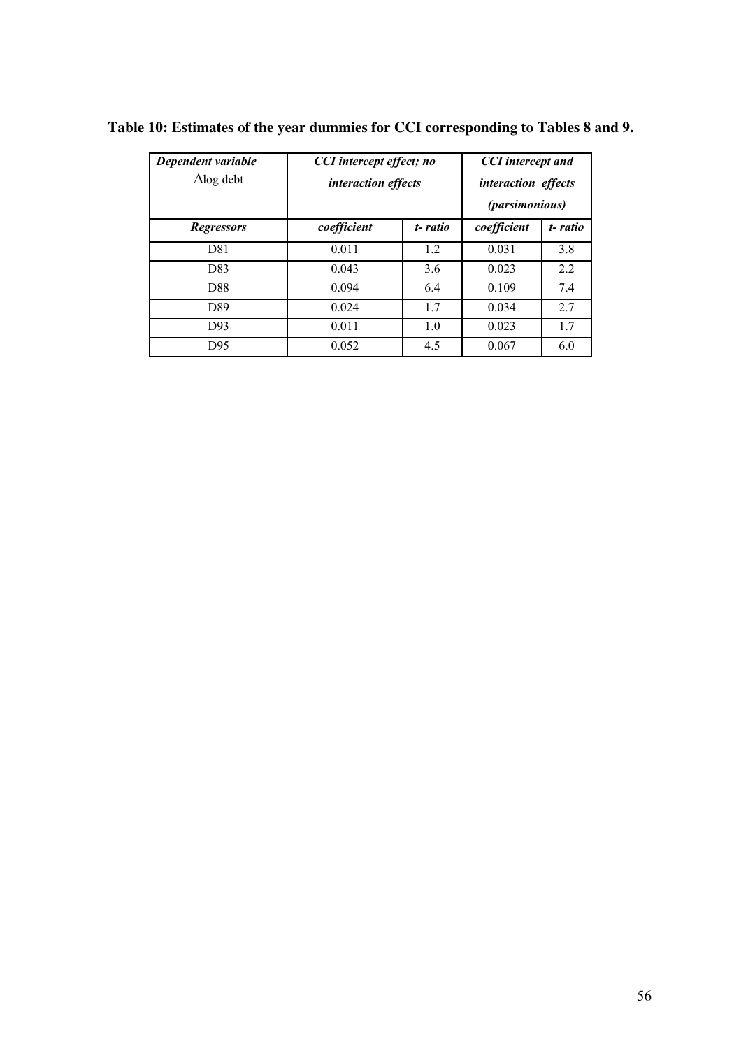**Table 10: Estimates of the year dummies for CCI corresponding to Tables 8 and 9.**

| ***Dependent variable*** $\Delta$log debt | ***CCI intercept effect; no interaction effects*** | | ***CCI intercept and interaction effects (parsimonious)*** | |
|---|---|---|---|---|
| ***Regressors*** | ***coefficient*** | ***t- ratio*** | ***coefficient*** | ***t- ratio*** |
| D81 | 0.011 | 1.2 | 0.031 | 3.8 |
| D83 | 0.043 | 3.6 | 0.023 | 2.2 |
| D88 | 0.094 | 6.4 | 0.109 | 7.4 |
| D89 | 0.024 | 1.7 | 0.034 | 2.7 |
| D93 | 0.011 | 1.0 | 0.023 | 1.7 |
| D95 | 0.052 | 4.5 | 0.067 | 6.0 |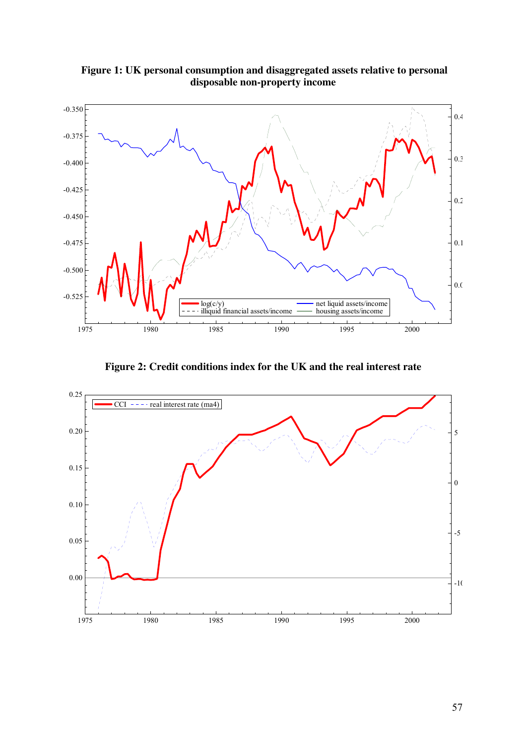**Figure 1: UK personal consumption and disaggregated assets relative to personal disposable non-property income**

**Figure 2: Credit conditions index for the UK and the real interest rate**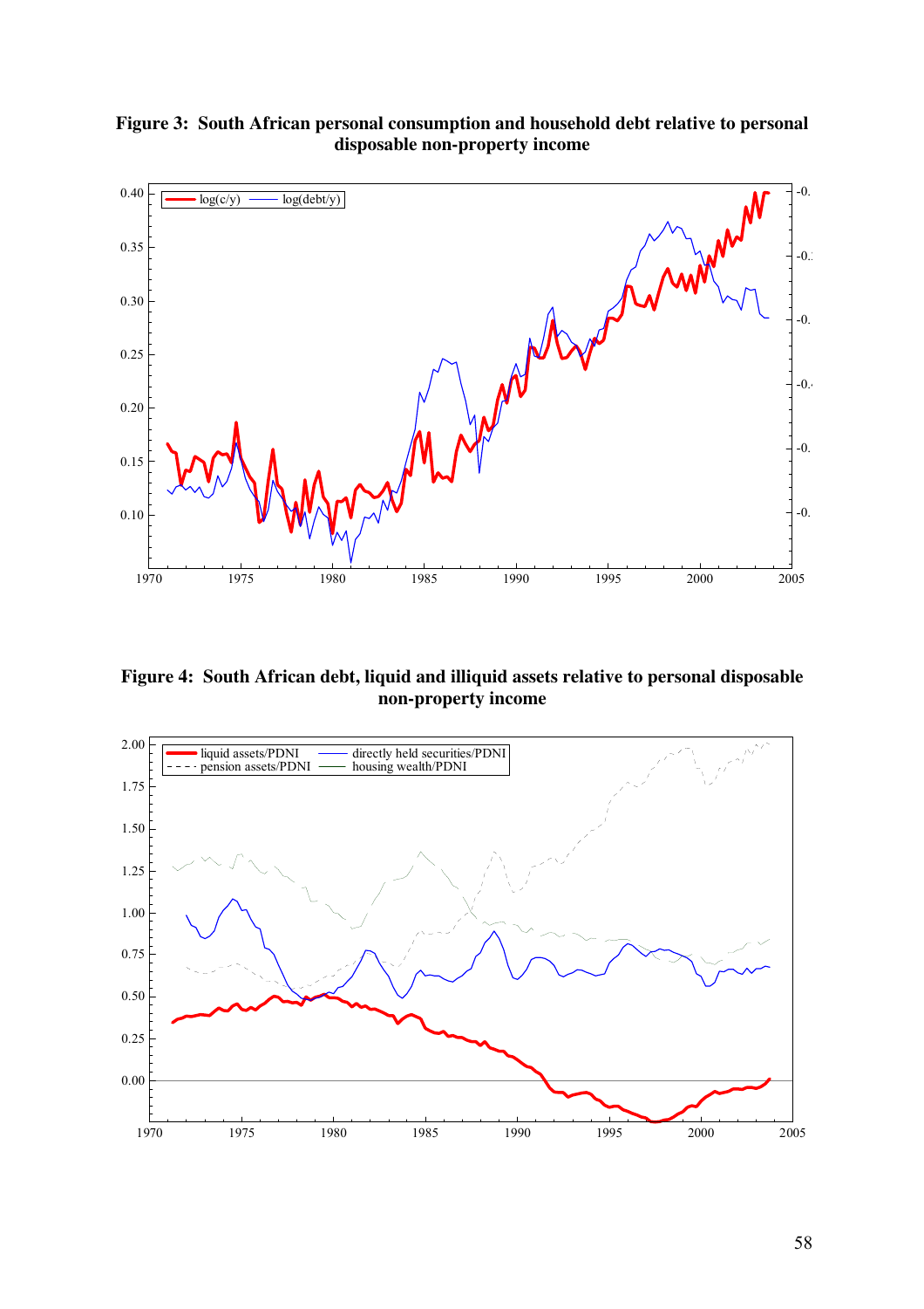**Figure 3: South African personal consumption and household debt relative to personal disposable non-property income**

**Figure 4: South African debt, liquid and illiquid assets relative to personal disposable non-property income**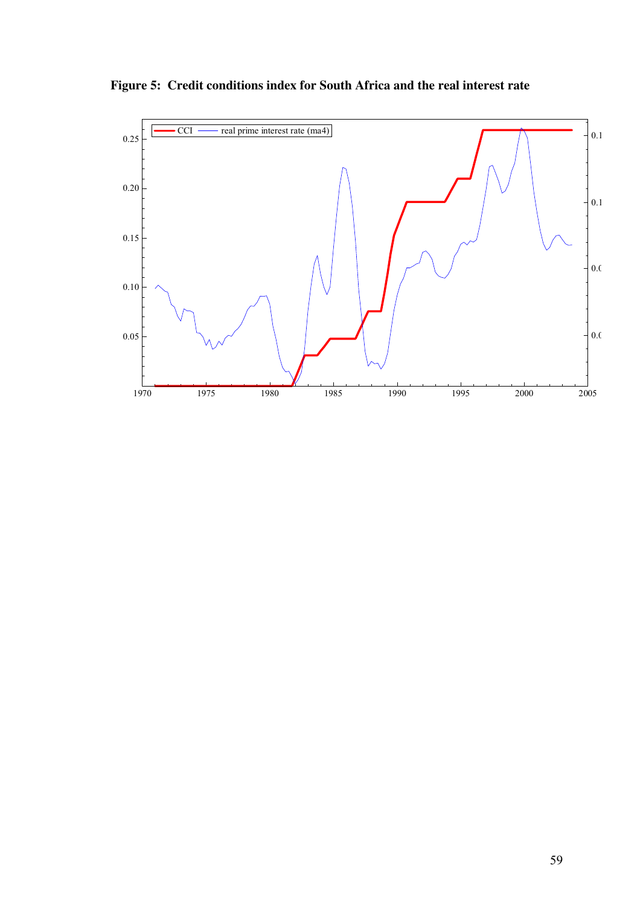**Figure 5: Credit conditions index for South Africa and the real interest rate**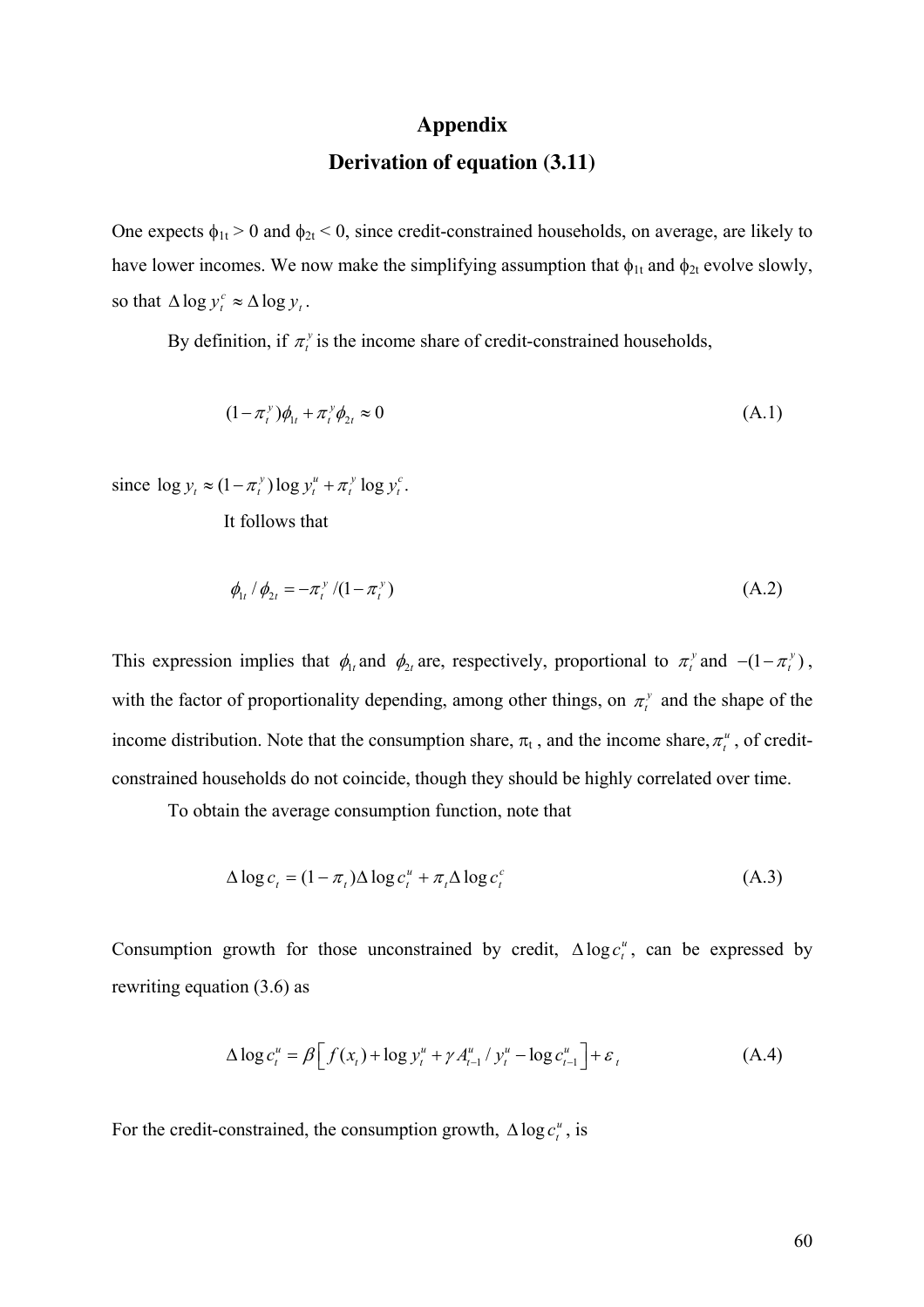# Appendix

## Derivation of equation (3.11)

One expects $\phi_{1t} > 0$ and $\phi_{2t} < 0$, since credit-constrained households, on average, are likely to have lower incomes. We now make the simplifying assumption that $\phi_{1t}$ and $\phi_{2t}$ evolve slowly, so that $\Delta \log y_t^c \approx \Delta \log y_t$.

By definition, if $\pi_t^y$ is the income share of credit-constrained households,

$$(1-\pi_t^y)\phi_{1t} + \pi_t^y \phi_{2t} \approx 0 \tag{A.1}$$

since $\log y_t \approx (1-\pi_t^y)\log y_t^u + \pi_t^y \log y_t^c$.

It follows that

$$\phi_{1t} / \phi_{2t} = -\pi_t^y / (1-\pi_t^y) \tag{A.2}$$

This expression implies that $\phi_{1t}$ and $\phi_{2t}$ are, respectively, proportional to $\pi_t^y$ and $-(1-\pi_t^y)$, with the factor of proportionality depending, among other things, on $\pi_t^y$ and the shape of the income distribution. Note that the consumption share, $\pi_t$, and the income share, $\pi_t^u$, of credit-constrained households do not coincide, though they should be highly correlated over time.

To obtain the average consumption function, note that

$$\Delta \log c_t = (1-\pi_t)\Delta \log c_t^u + \pi_t \Delta \log c_t^c \tag{A.3}$$

Consumption growth for those unconstrained by credit, $\Delta \log c_t^u$, can be expressed by rewriting equation (3.6) as

$$\Delta \log c_t^u = \beta \left[ f(x_t) + \log y_t^u + \gamma A_{t-1}^u / y_t^u - \log c_{t-1}^u \right] + \varepsilon_t \tag{A.4}$$

For the credit-constrained, the consumption growth, $\Delta \log c_t^u$, is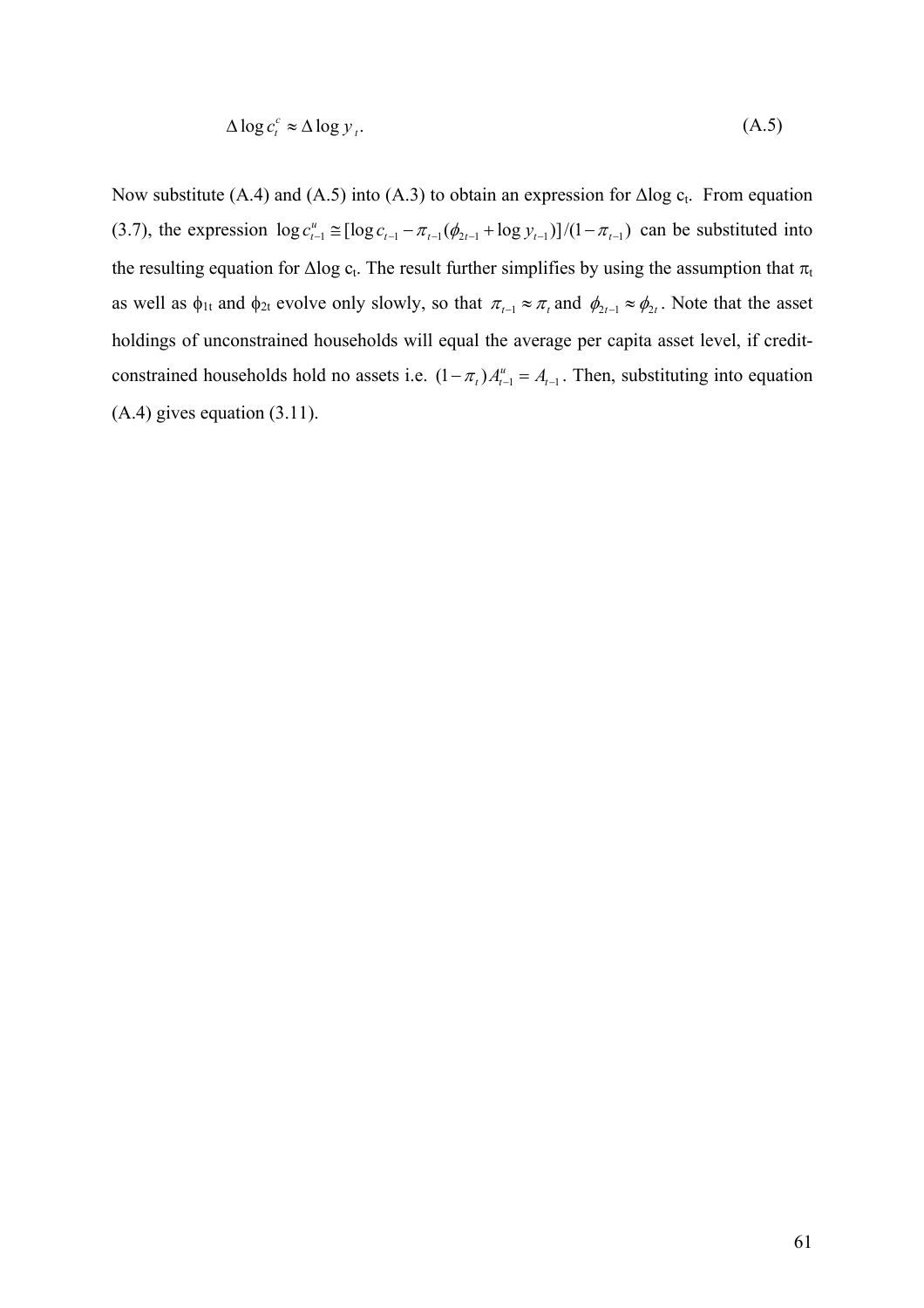$$\Delta \log c_t^c \approx \Delta \log y_t. \tag{A.5}$$

Now substitute (A.4) and (A.5) into (A.3) to obtain an expression for $\Delta \log c_t$. From equation (3.7), the expression $\log c_{t-1}^u \cong [\log c_{t-1} - \pi_{t-1}(\phi_{2t-1} + \log y_{t-1})]/(1-\pi_{t-1})$ can be substituted into the resulting equation for $\Delta \log c_t$. The result further simplifies by using the assumption that $\pi_t$ as well as $\phi_{1t}$ and $\phi_{2t}$ evolve only slowly, so that $\pi_{t-1} \approx \pi_t$ and $\phi_{2t-1} \approx \phi_{2t}$. Note that the asset holdings of unconstrained households will equal the average per capita asset level, if credit-constrained households hold no assets i.e. $(1-\pi_t)A_{t-1}^u = A_{t-1}$. Then, substituting into equation (A.4) gives equation (3.11).